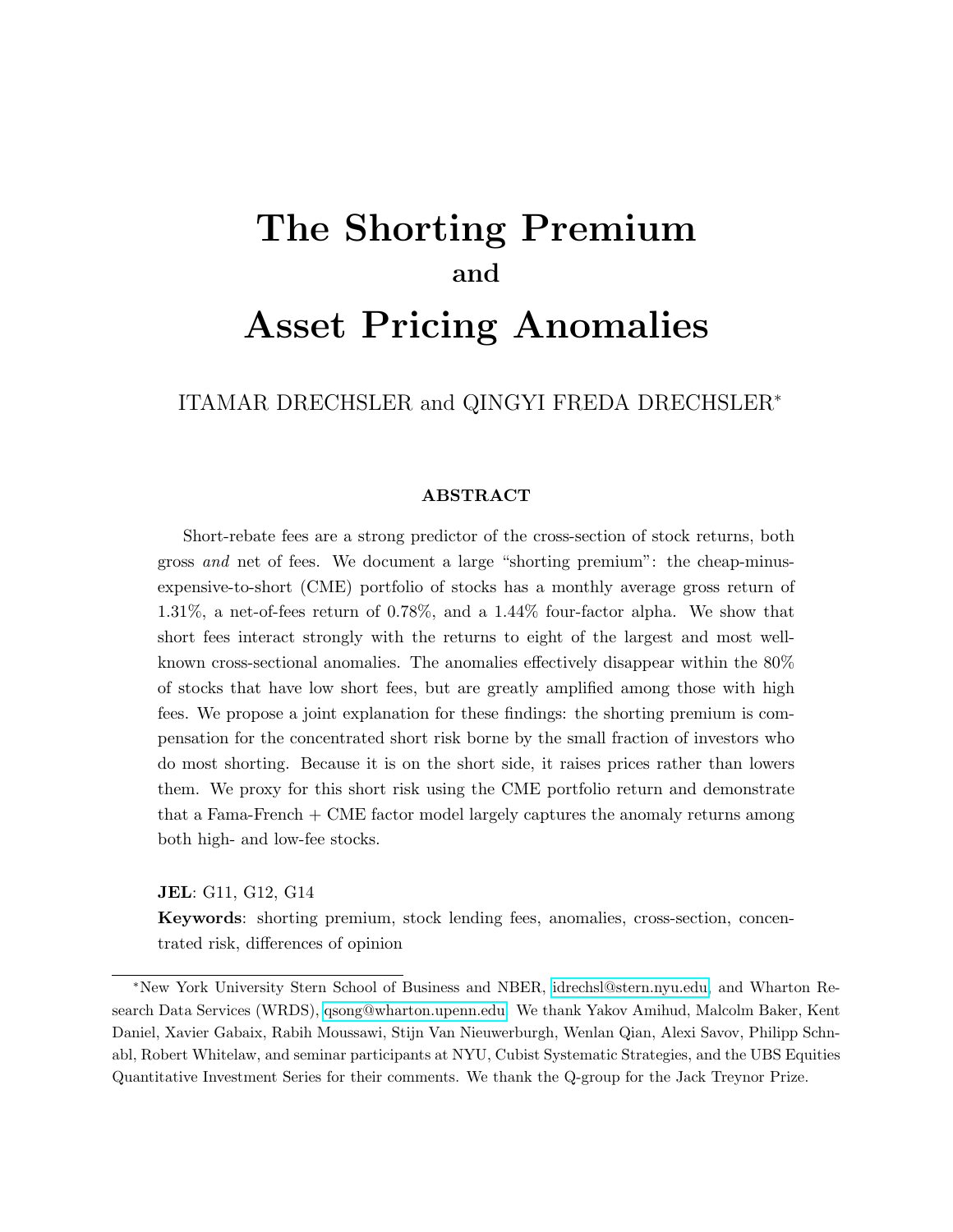# The Shorting Premium
## and
# Asset Pricing Anomalies

ITAMAR DRECHSLER and QINGYI FREDA DRECHSLER*

### ABSTRACT

Short-rebate fees are a strong predictor of the cross-section of stock returns, both gross *and* net of fees. We document a large "shorting premium": the cheap-minus-expensive-to-short (CME) portfolio of stocks has a monthly average gross return of 1.31%, a net-of-fees return of 0.78%, and a 1.44% four-factor alpha. We show that short fees interact strongly with the returns to eight of the largest and most well-known cross-sectional anomalies. The anomalies effectively disappear within the 80% of stocks that have low short fees, but are greatly amplified among those with high fees. We propose a joint explanation for these findings: the shorting premium is compensation for the concentrated short risk borne by the small fraction of investors who do most shorting. Because it is on the short side, it raises prices rather than lowers them. We proxy for this short risk using the CME portfolio return and demonstrate that a Fama-French + CME factor model largely captures the anomaly returns among both high- and low-fee stocks.

**JEL**: G11, G12, G14

**Keywords**: shorting premium, stock lending fees, anomalies, cross-section, concentrated risk, differences of opinion

---

*New York University Stern School of Business and NBER, idrechsl@stern.nyu.edu, and Wharton Research Data Services (WRDS), qsong@wharton.upenn.edu. We thank Yakov Amihud, Malcolm Baker, Kent Daniel, Xavier Gabaix, Rabih Moussawi, Stijn Van Nieuwerburgh, Wenlan Qian, Alexi Savov, Philipp Schnabl, Robert Whitelaw, and seminar participants at NYU, Cubist Systematic Strategies, and the UBS Equities Quantitative Investment Series for their comments. We thank the Q-group for the Jack Treynor Prize.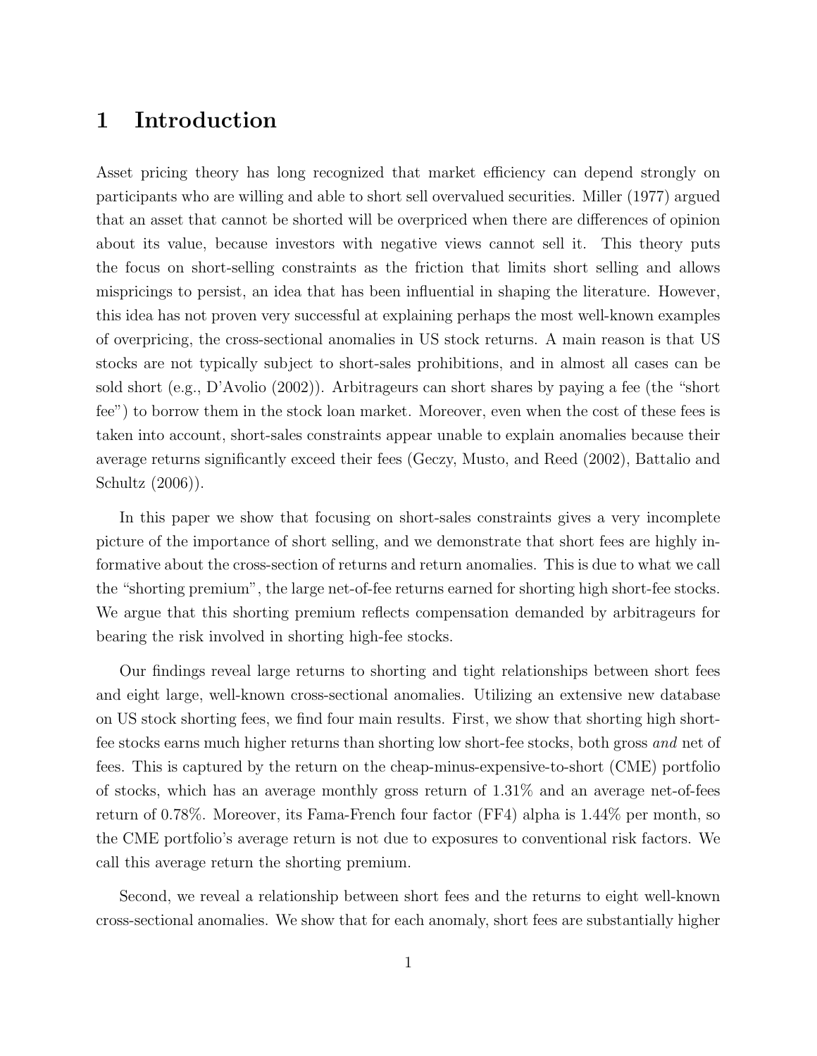# 1 Introduction

Asset pricing theory has long recognized that market efficiency can depend strongly on participants who are willing and able to short sell overvalued securities. Miller (1977) argued that an asset that cannot be shorted will be overpriced when there are differences of opinion about its value, because investors with negative views cannot sell it. This theory puts the focus on short-selling constraints as the friction that limits short selling and allows mispricings to persist, an idea that has been influential in shaping the literature. However, this idea has not proven very successful at explaining perhaps the most well-known examples of overpricing, the cross-sectional anomalies in US stock returns. A main reason is that US stocks are not typically subject to short-sales prohibitions, and in almost all cases can be sold short (e.g., D'Avolio (2002)). Arbitrageurs can short shares by paying a fee (the "short fee") to borrow them in the stock loan market. Moreover, even when the cost of these fees is taken into account, short-sales constraints appear unable to explain anomalies because their average returns significantly exceed their fees (Geczy, Musto, and Reed (2002), Battalio and Schultz (2006)).

In this paper we show that focusing on short-sales constraints gives a very incomplete picture of the importance of short selling, and we demonstrate that short fees are highly informative about the cross-section of returns and return anomalies. This is due to what we call the "shorting premium", the large net-of-fee returns earned for shorting high short-fee stocks. We argue that this shorting premium reflects compensation demanded by arbitrageurs for bearing the risk involved in shorting high-fee stocks.

Our findings reveal large returns to shorting and tight relationships between short fees and eight large, well-known cross-sectional anomalies. Utilizing an extensive new database on US stock shorting fees, we find four main results. First, we show that shorting high short-fee stocks earns much higher returns than shorting low short-fee stocks, both gross *and* net of fees. This is captured by the return on the cheap-minus-expensive-to-short (CME) portfolio of stocks, which has an average monthly gross return of 1.31% and an average net-of-fees return of 0.78%. Moreover, its Fama-French four factor (FF4) alpha is 1.44% per month, so the CME portfolio's average return is not due to exposures to conventional risk factors. We call this average return the shorting premium.

Second, we reveal a relationship between short fees and the returns to eight well-known cross-sectional anomalies. We show that for each anomaly, short fees are substantially higher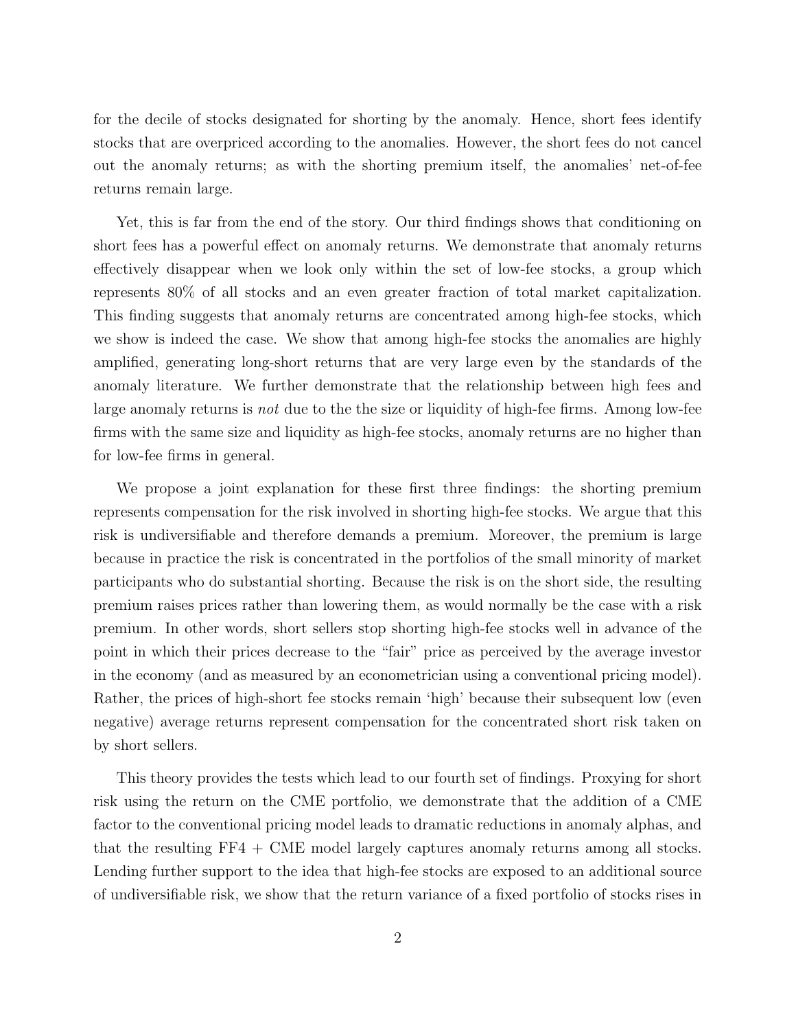for the decile of stocks designated for shorting by the anomaly. Hence, short fees identify stocks that are overpriced according to the anomalies. However, the short fees do not cancel out the anomaly returns; as with the shorting premium itself, the anomalies' net-of-fee returns remain large.

Yet, this is far from the end of the story. Our third findings shows that conditioning on short fees has a powerful effect on anomaly returns. We demonstrate that anomaly returns effectively disappear when we look only within the set of low-fee stocks, a group which represents 80% of all stocks and an even greater fraction of total market capitalization. This finding suggests that anomaly returns are concentrated among high-fee stocks, which we show is indeed the case. We show that among high-fee stocks the anomalies are highly amplified, generating long-short returns that are very large even by the standards of the anomaly literature. We further demonstrate that the relationship between high fees and large anomaly returns is *not* due to the the size or liquidity of high-fee firms. Among low-fee firms with the same size and liquidity as high-fee stocks, anomaly returns are no higher than for low-fee firms in general.

We propose a joint explanation for these first three findings: the shorting premium represents compensation for the risk involved in shorting high-fee stocks. We argue that this risk is undiversifiable and therefore demands a premium. Moreover, the premium is large because in practice the risk is concentrated in the portfolios of the small minority of market participants who do substantial shorting. Because the risk is on the short side, the resulting premium raises prices rather than lowering them, as would normally be the case with a risk premium. In other words, short sellers stop shorting high-fee stocks well in advance of the point in which their prices decrease to the "fair" price as perceived by the average investor in the economy (and as measured by an econometrician using a conventional pricing model). Rather, the prices of high-short fee stocks remain 'high' because their subsequent low (even negative) average returns represent compensation for the concentrated short risk taken on by short sellers.

This theory provides the tests which lead to our fourth set of findings. Proxying for short risk using the return on the CME portfolio, we demonstrate that the addition of a CME factor to the conventional pricing model leads to dramatic reductions in anomaly alphas, and that the resulting FF4 + CME model largely captures anomaly returns among all stocks. Lending further support to the idea that high-fee stocks are exposed to an additional source of undiversifiable risk, we show that the return variance of a fixed portfolio of stocks rises in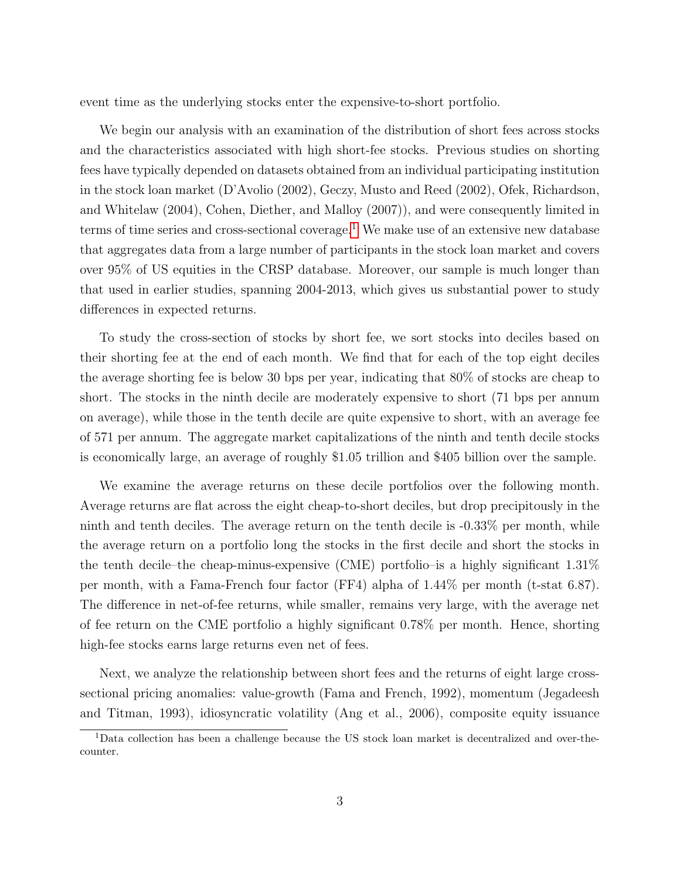event time as the underlying stocks enter the expensive-to-short portfolio.

We begin our analysis with an examination of the distribution of short fees across stocks and the characteristics associated with high short-fee stocks. Previous studies on shorting fees have typically depended on datasets obtained from an individual participating institution in the stock loan market (D'Avolio (2002), Geczy, Musto and Reed (2002), Ofek, Richardson, and Whitelaw (2004), Cohen, Diether, and Malloy (2007)), and were consequently limited in terms of time series and cross-sectional coverage.[1] We make use of an extensive new database that aggregates data from a large number of participants in the stock loan market and covers over 95% of US equities in the CRSP database. Moreover, our sample is much longer than that used in earlier studies, spanning 2004-2013, which gives us substantial power to study differences in expected returns.

To study the cross-section of stocks by short fee, we sort stocks into deciles based on their shorting fee at the end of each month. We find that for each of the top eight deciles the average shorting fee is below 30 bps per year, indicating that 80% of stocks are cheap to short. The stocks in the ninth decile are moderately expensive to short (71 bps per annum on average), while those in the tenth decile are quite expensive to short, with an average fee of 571 per annum. The aggregate market capitalizations of the ninth and tenth decile stocks is economically large, an average of roughly \$1.05 trillion and \$405 billion over the sample.

We examine the average returns on these decile portfolios over the following month. Average returns are flat across the eight cheap-to-short deciles, but drop precipitously in the ninth and tenth deciles. The average return on the tenth decile is -0.33% per month, while the average return on a portfolio long the stocks in the first decile and short the stocks in the tenth decile–the cheap-minus-expensive (CME) portfolio–is a highly significant 1.31% per month, with a Fama-French four factor (FF4) alpha of 1.44% per month (t-stat 6.87). The difference in net-of-fee returns, while smaller, remains very large, with the average net of fee return on the CME portfolio a highly significant 0.78% per month. Hence, shorting high-fee stocks earns large returns even net of fees.

Next, we analyze the relationship between short fees and the returns of eight large cross-sectional pricing anomalies: value-growth (Fama and French, 1992), momentum (Jegadeesh and Titman, 1993), idiosyncratic volatility (Ang et al., 2006), composite equity issuance

[1] Data collection has been a challenge because the US stock loan market is decentralized and over-the-counter.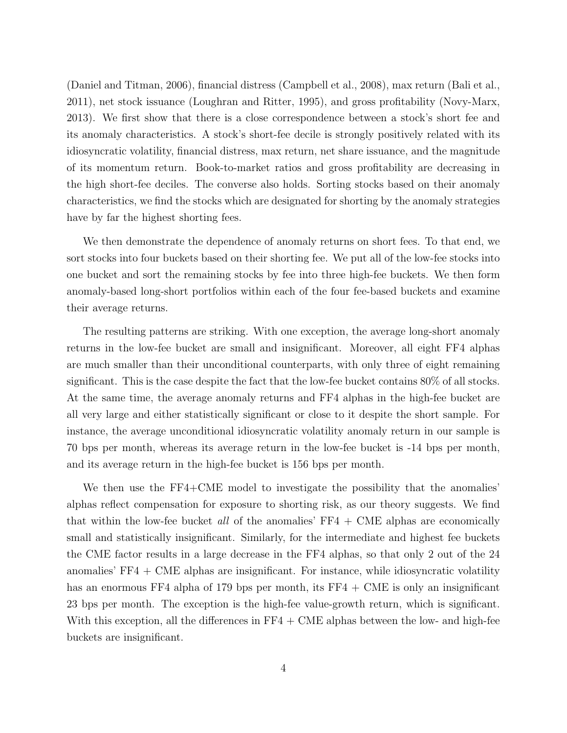(Daniel and Titman, 2006), financial distress (Campbell et al., 2008), max return (Bali et al., 2011), net stock issuance (Loughran and Ritter, 1995), and gross profitability (Novy-Marx, 2013). We first show that there is a close correspondence between a stock's short fee and its anomaly characteristics. A stock's short-fee decile is strongly positively related with its idiosyncratic volatility, financial distress, max return, net share issuance, and the magnitude of its momentum return. Book-to-market ratios and gross profitability are decreasing in the high short-fee deciles. The converse also holds. Sorting stocks based on their anomaly characteristics, we find the stocks which are designated for shorting by the anomaly strategies have by far the highest shorting fees.

We then demonstrate the dependence of anomaly returns on short fees. To that end, we sort stocks into four buckets based on their shorting fee. We put all of the low-fee stocks into one bucket and sort the remaining stocks by fee into three high-fee buckets. We then form anomaly-based long-short portfolios within each of the four fee-based buckets and examine their average returns.

The resulting patterns are striking. With one exception, the average long-short anomaly returns in the low-fee bucket are small and insignificant. Moreover, all eight FF4 alphas are much smaller than their unconditional counterparts, with only three of eight remaining significant. This is the case despite the fact that the low-fee bucket contains 80% of all stocks. At the same time, the average anomaly returns and FF4 alphas in the high-fee bucket are all very large and either statistically significant or close to it despite the short sample. For instance, the average unconditional idiosyncratic volatility anomaly return in our sample is 70 bps per month, whereas its average return in the low-fee bucket is -14 bps per month, and its average return in the high-fee bucket is 156 bps per month.

We then use the FF4+CME model to investigate the possibility that the anomalies' alphas reflect compensation for exposure to shorting risk, as our theory suggests. We find that within the low-fee bucket *all* of the anomalies' FF4 + CME alphas are economically small and statistically insignificant. Similarly, for the intermediate and highest fee buckets the CME factor results in a large decrease in the FF4 alphas, so that only 2 out of the 24 anomalies' FF4 + CME alphas are insignificant. For instance, while idiosyncratic volatility has an enormous FF4 alpha of 179 bps per month, its FF4 + CME is only an insignificant 23 bps per month. The exception is the high-fee value-growth return, which is significant. With this exception, all the differences in FF4 + CME alphas between the low- and high-fee buckets are insignificant.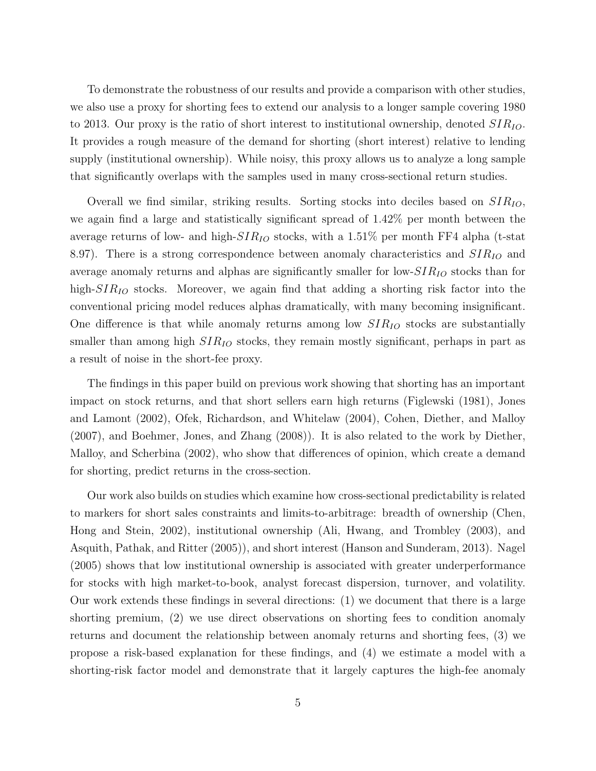To demonstrate the robustness of our results and provide a comparison with other studies, we also use a proxy for shorting fees to extend our analysis to a longer sample covering 1980 to 2013. Our proxy is the ratio of short interest to institutional ownership, denoted $SIR_{IO}$. It provides a rough measure of the demand for shorting (short interest) relative to lending supply (institutional ownership). While noisy, this proxy allows us to analyze a long sample that significantly overlaps with the samples used in many cross-sectional return studies.

Overall we find similar, striking results. Sorting stocks into deciles based on $SIR_{IO}$, we again find a large and statistically significant spread of 1.42% per month between the average returns of low- and high-$SIR_{IO}$ stocks, with a 1.51% per month FF4 alpha (t-stat 8.97). There is a strong correspondence between anomaly characteristics and $SIR_{IO}$ and average anomaly returns and alphas are significantly smaller for low-$SIR_{IO}$ stocks than for high-$SIR_{IO}$ stocks. Moreover, we again find that adding a shorting risk factor into the conventional pricing model reduces alphas dramatically, with many becoming insignificant. One difference is that while anomaly returns among low $SIR_{IO}$ stocks are substantially smaller than among high $SIR_{IO}$ stocks, they remain mostly significant, perhaps in part as a result of noise in the short-fee proxy.

The findings in this paper build on previous work showing that shorting has an important impact on stock returns, and that short sellers earn high returns (Figlewski (1981), Jones and Lamont (2002), Ofek, Richardson, and Whitelaw (2004), Cohen, Diether, and Malloy (2007), and Boehmer, Jones, and Zhang (2008)). It is also related to the work by Diether, Malloy, and Scherbina (2002), who show that differences of opinion, which create a demand for shorting, predict returns in the cross-section.

Our work also builds on studies which examine how cross-sectional predictability is related to markers for short sales constraints and limits-to-arbitrage: breadth of ownership (Chen, Hong and Stein, 2002), institutional ownership (Ali, Hwang, and Trombley (2003), and Asquith, Pathak, and Ritter (2005)), and short interest (Hanson and Sunderam, 2013). Nagel (2005) shows that low institutional ownership is associated with greater underperformance for stocks with high market-to-book, analyst forecast dispersion, turnover, and volatility. Our work extends these findings in several directions: (1) we document that there is a large shorting premium, (2) we use direct observations on shorting fees to condition anomaly returns and document the relationship between anomaly returns and shorting fees, (3) we propose a risk-based explanation for these findings, and (4) we estimate a model with a shorting-risk factor model and demonstrate that it largely captures the high-fee anomaly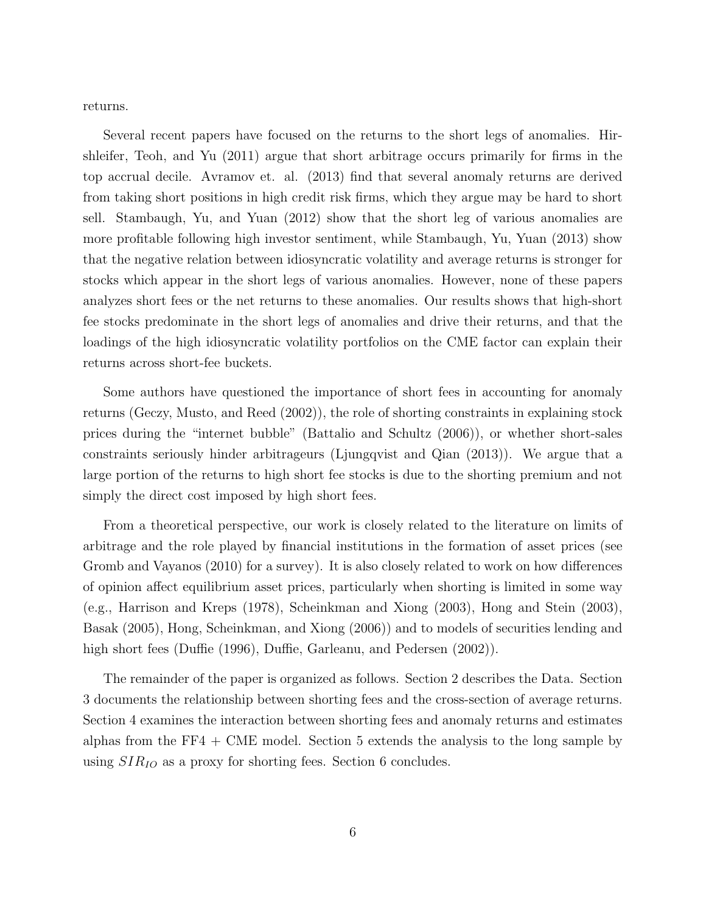returns.

Several recent papers have focused on the returns to the short legs of anomalies. Hirshleifer, Teoh, and Yu (2011) argue that short arbitrage occurs primarily for firms in the top accrual decile. Avramov et. al. (2013) find that several anomaly returns are derived from taking short positions in high credit risk firms, which they argue may be hard to short sell. Stambaugh, Yu, and Yuan (2012) show that the short leg of various anomalies are more profitable following high investor sentiment, while Stambaugh, Yu, Yuan (2013) show that the negative relation between idiosyncratic volatility and average returns is stronger for stocks which appear in the short legs of various anomalies. However, none of these papers analyzes short fees or the net returns to these anomalies. Our results shows that high-short fee stocks predominate in the short legs of anomalies and drive their returns, and that the loadings of the high idiosyncratic volatility portfolios on the CME factor can explain their returns across short-fee buckets.

Some authors have questioned the importance of short fees in accounting for anomaly returns (Geczy, Musto, and Reed (2002)), the role of shorting constraints in explaining stock prices during the "internet bubble" (Battalio and Schultz (2006)), or whether short-sales constraints seriously hinder arbitrageurs (Ljungqvist and Qian (2013)). We argue that a large portion of the returns to high short fee stocks is due to the shorting premium and not simply the direct cost imposed by high short fees.

From a theoretical perspective, our work is closely related to the literature on limits of arbitrage and the role played by financial institutions in the formation of asset prices (see Gromb and Vayanos (2010) for a survey). It is also closely related to work on how differences of opinion affect equilibrium asset prices, particularly when shorting is limited in some way (e.g., Harrison and Kreps (1978), Scheinkman and Xiong (2003), Hong and Stein (2003), Basak (2005), Hong, Scheinkman, and Xiong (2006)) and to models of securities lending and high short fees (Duffie (1996), Duffie, Garleanu, and Pedersen (2002)).

The remainder of the paper is organized as follows. Section 2 describes the Data. Section 3 documents the relationship between shorting fees and the cross-section of average returns. Section 4 examines the interaction between shorting fees and anomaly returns and estimates alphas from the FF4 + CME model. Section 5 extends the analysis to the long sample by using $SIR_{IO}$ as a proxy for shorting fees. Section 6 concludes.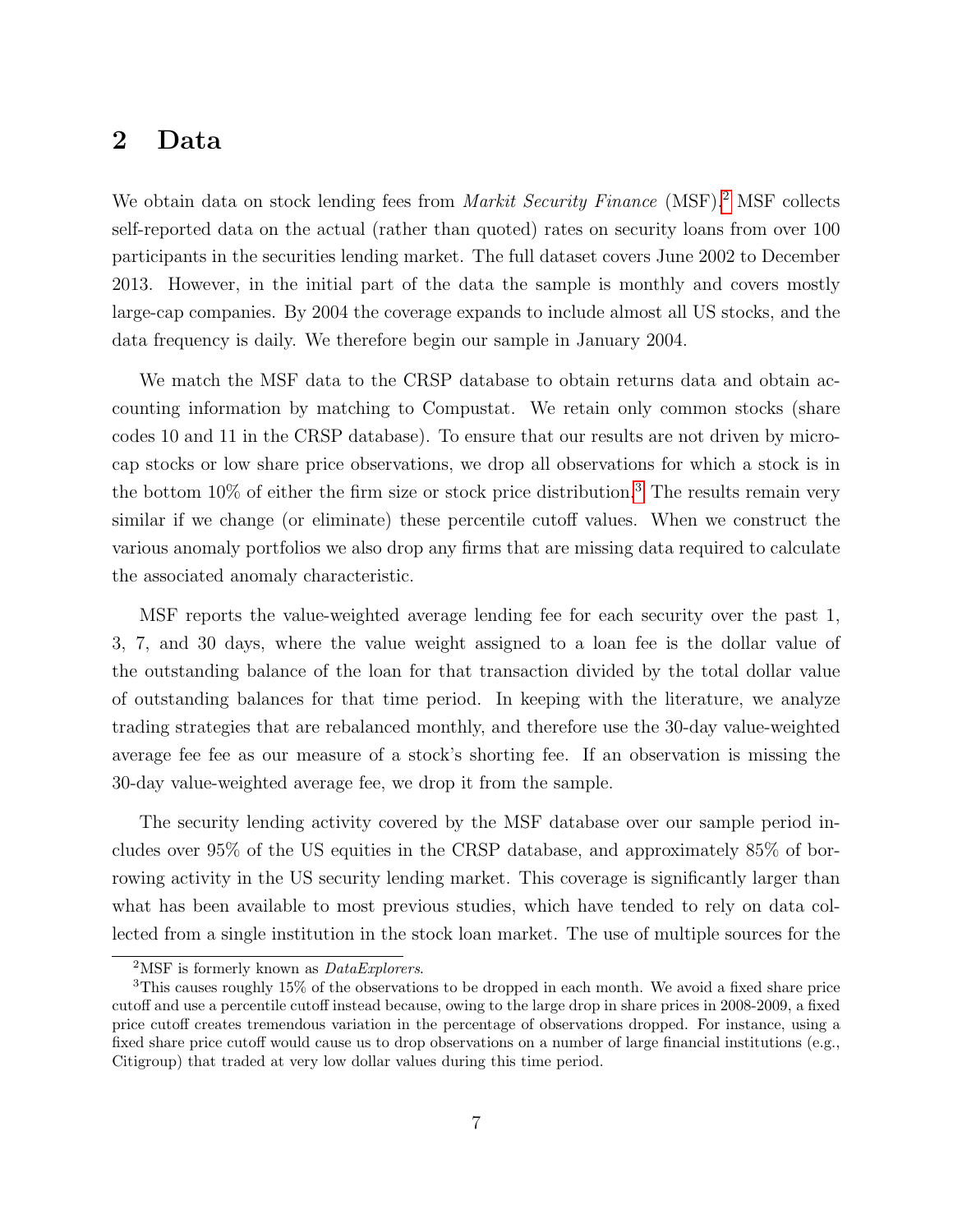## 2 Data

We obtain data on stock lending fees from *Markit Security Finance* (MSF).[2] MSF collects self-reported data on the actual (rather than quoted) rates on security loans from over 100 participants in the securities lending market. The full dataset covers June 2002 to December 2013. However, in the initial part of the data the sample is monthly and covers mostly large-cap companies. By 2004 the coverage expands to include almost all US stocks, and the data frequency is daily. We therefore begin our sample in January 2004.

We match the MSF data to the CRSP database to obtain returns data and obtain accounting information by matching to Compustat. We retain only common stocks (share codes 10 and 11 in the CRSP database). To ensure that our results are not driven by micro-cap stocks or low share price observations, we drop all observations for which a stock is in the bottom 10% of either the firm size or stock price distribution.[3] The results remain very similar if we change (or eliminate) these percentile cutoff values. When we construct the various anomaly portfolios we also drop any firms that are missing data required to calculate the associated anomaly characteristic.

MSF reports the value-weighted average lending fee for each security over the past 1, 3, 7, and 30 days, where the value weight assigned to a loan fee is the dollar value of the outstanding balance of the loan for that transaction divided by the total dollar value of outstanding balances for that time period. In keeping with the literature, we analyze trading strategies that are rebalanced monthly, and therefore use the 30-day value-weighted average fee fee as our measure of a stock's shorting fee. If an observation is missing the 30-day value-weighted average fee, we drop it from the sample.

The security lending activity covered by the MSF database over our sample period includes over 95% of the US equities in the CRSP database, and approximately 85% of borrowing activity in the US security lending market. This coverage is significantly larger than what has been available to most previous studies, which have tended to rely on data collected from a single institution in the stock loan market. The use of multiple sources for the

[2] MSF is formerly known as *DataExplorers*.

[3] This causes roughly 15% of the observations to be dropped in each month. We avoid a fixed share price cutoff and use a percentile cutoff instead because, owing to the large drop in share prices in 2008-2009, a fixed price cutoff creates tremendous variation in the percentage of observations dropped. For instance, using a fixed share price cutoff would cause us to drop observations on a number of large financial institutions (e.g., Citigroup) that traded at very low dollar values during this time period.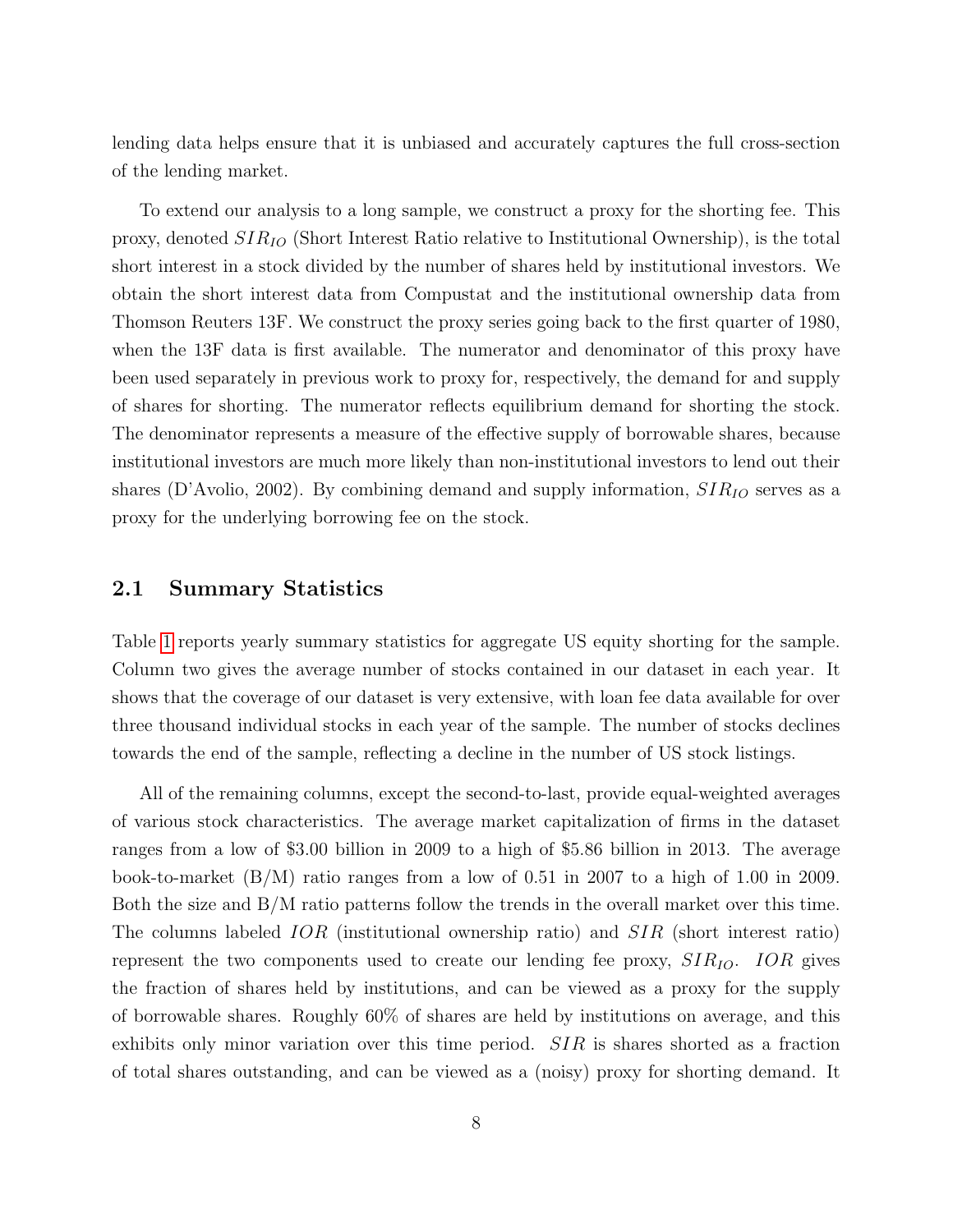lending data helps ensure that it is unbiased and accurately captures the full cross-section of the lending market.

To extend our analysis to a long sample, we construct a proxy for the shorting fee. This proxy, denoted $SIR_{IO}$ (Short Interest Ratio relative to Institutional Ownership), is the total short interest in a stock divided by the number of shares held by institutional investors. We obtain the short interest data from Compustat and the institutional ownership data from Thomson Reuters 13F. We construct the proxy series going back to the first quarter of 1980, when the 13F data is first available. The numerator and denominator of this proxy have been used separately in previous work to proxy for, respectively, the demand for and supply of shares for shorting. The numerator reflects equilibrium demand for shorting the stock. The denominator represents a measure of the effective supply of borrowable shares, because institutional investors are much more likely than non-institutional investors to lend out their shares (D'Avolio, 2002). By combining demand and supply information, $SIR_{IO}$ serves as a proxy for the underlying borrowing fee on the stock.

## 2.1 Summary Statistics

Table 1 reports yearly summary statistics for aggregate US equity shorting for the sample. Column two gives the average number of stocks contained in our dataset in each year. It shows that the coverage of our dataset is very extensive, with loan fee data available for over three thousand individual stocks in each year of the sample. The number of stocks declines towards the end of the sample, reflecting a decline in the number of US stock listings.

All of the remaining columns, except the second-to-last, provide equal-weighted averages of various stock characteristics. The average market capitalization of firms in the dataset ranges from a low of \$3.00 billion in 2009 to a high of \$5.86 billion in 2013. The average book-to-market (B/M) ratio ranges from a low of 0.51 in 2007 to a high of 1.00 in 2009. Both the size and B/M ratio patterns follow the trends in the overall market over this time. The columns labeled $IOR$ (institutional ownership ratio) and $SIR$ (short interest ratio) represent the two components used to create our lending fee proxy, $SIR_{IO}$. $IOR$ gives the fraction of shares held by institutions, and can be viewed as a proxy for the supply of borrowable shares. Roughly 60% of shares are held by institutions on average, and this exhibits only minor variation over this time period. $SIR$ is shares shorted as a fraction of total shares outstanding, and can be viewed as a (noisy) proxy for shorting demand. It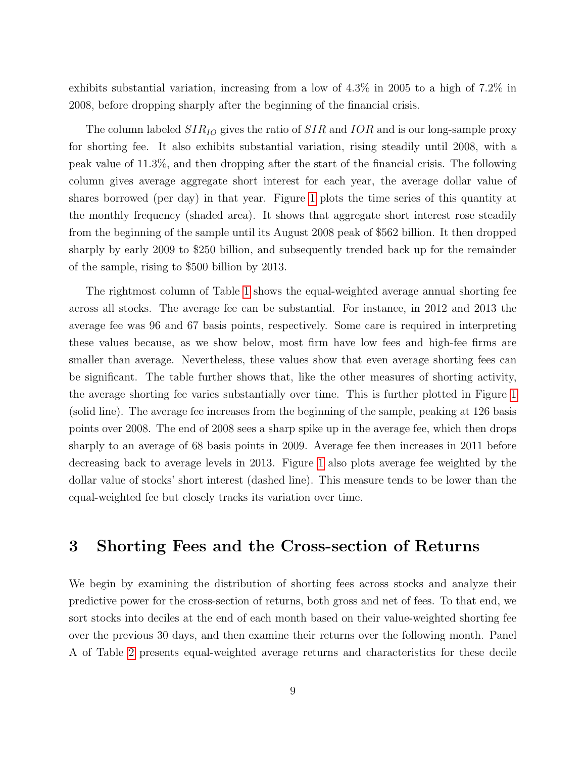exhibits substantial variation, increasing from a low of 4.3% in 2005 to a high of 7.2% in 2008, before dropping sharply after the beginning of the financial crisis.

The column labeled $SIR_{IO}$ gives the ratio of $SIR$ and $IOR$ and is our long-sample proxy for shorting fee. It also exhibits substantial variation, rising steadily until 2008, with a peak value of 11.3%, and then dropping after the start of the financial crisis. The following column gives average aggregate short interest for each year, the average dollar value of shares borrowed (per day) in that year. Figure 1 plots the time series of this quantity at the monthly frequency (shaded area). It shows that aggregate short interest rose steadily from the beginning of the sample until its August 2008 peak of $562 billion. It then dropped sharply by early 2009 to $250 billion, and subsequently trended back up for the remainder of the sample, rising to $500 billion by 2013.

The rightmost column of Table 1 shows the equal-weighted average annual shorting fee across all stocks. The average fee can be substantial. For instance, in 2012 and 2013 the average fee was 96 and 67 basis points, respectively. Some care is required in interpreting these values because, as we show below, most firm have low fees and high-fee firms are smaller than average. Nevertheless, these values show that even average shorting fees can be significant. The table further shows that, like the other measures of shorting activity, the average shorting fee varies substantially over time. This is further plotted in Figure 1 (solid line). The average fee increases from the beginning of the sample, peaking at 126 basis points over 2008. The end of 2008 sees a sharp spike up in the average fee, which then drops sharply to an average of 68 basis points in 2009. Average fee then increases in 2011 before decreasing back to average levels in 2013. Figure 1 also plots average fee weighted by the dollar value of stocks' short interest (dashed line). This measure tends to be lower than the equal-weighted fee but closely tracks its variation over time.

# 3 Shorting Fees and the Cross-section of Returns

We begin by examining the distribution of shorting fees across stocks and analyze their predictive power for the cross-section of returns, both gross and net of fees. To that end, we sort stocks into deciles at the end of each month based on their value-weighted shorting fee over the previous 30 days, and then examine their returns over the following month. Panel A of Table 2 presents equal-weighted average returns and characteristics for these decile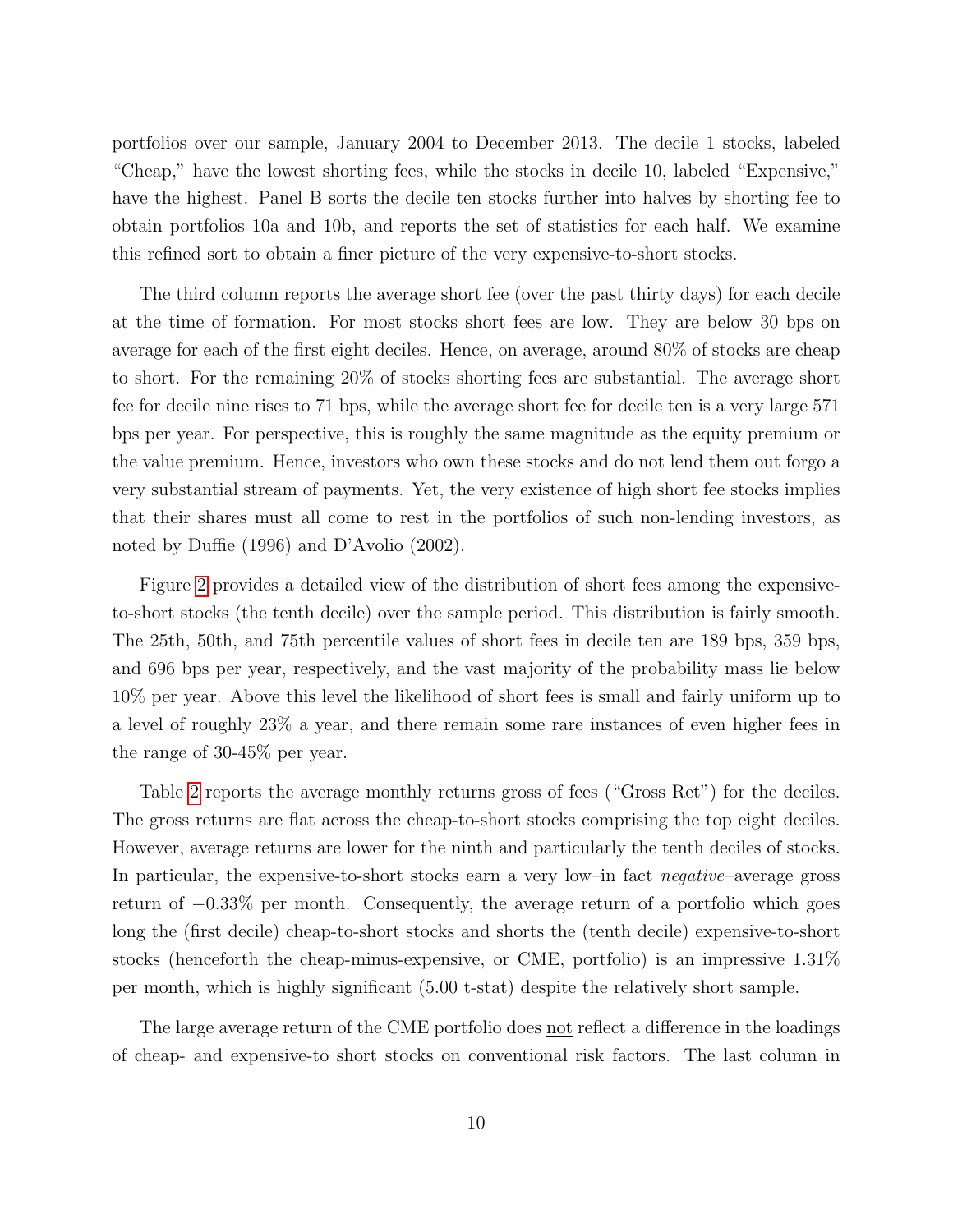portfolios over our sample, January 2004 to December 2013. The decile 1 stocks, labeled "Cheap," have the lowest shorting fees, while the stocks in decile 10, labeled "Expensive," have the highest. Panel B sorts the decile ten stocks further into halves by shorting fee to obtain portfolios 10a and 10b, and reports the set of statistics for each half. We examine this refined sort to obtain a finer picture of the very expensive-to-short stocks.

The third column reports the average short fee (over the past thirty days) for each decile at the time of formation. For most stocks short fees are low. They are below 30 bps on average for each of the first eight deciles. Hence, on average, around 80% of stocks are cheap to short. For the remaining 20% of stocks shorting fees are substantial. The average short fee for decile nine rises to 71 bps, while the average short fee for decile ten is a very large 571 bps per year. For perspective, this is roughly the same magnitude as the equity premium or the value premium. Hence, investors who own these stocks and do not lend them out forgo a very substantial stream of payments. Yet, the very existence of high short fee stocks implies that their shares must all come to rest in the portfolios of such non-lending investors, as noted by Duffie (1996) and D'Avolio (2002).

Figure 2 provides a detailed view of the distribution of short fees among the expensive-to-short stocks (the tenth decile) over the sample period. This distribution is fairly smooth. The 25th, 50th, and 75th percentile values of short fees in decile ten are 189 bps, 359 bps, and 696 bps per year, respectively, and the vast majority of the probability mass lie below 10% per year. Above this level the likelihood of short fees is small and fairly uniform up to a level of roughly 23% a year, and there remain some rare instances of even higher fees in the range of 30-45% per year.

Table 2 reports the average monthly returns gross of fees ("Gross Ret") for the deciles. The gross returns are flat across the cheap-to-short stocks comprising the top eight deciles. However, average returns are lower for the ninth and particularly the tenth deciles of stocks. In particular, the expensive-to-short stocks earn a very low–in fact *negative*–average gross return of $-0.33\%$ per month. Consequently, the average return of a portfolio which goes long the (first decile) cheap-to-short stocks and shorts the (tenth decile) expensive-to-short stocks (henceforth the cheap-minus-expensive, or CME, portfolio) is an impressive 1.31% per month, which is highly significant (5.00 t-stat) despite the relatively short sample.

The large average return of the CME portfolio does <u>not</u> reflect a difference in the loadings of cheap- and expensive-to short stocks on conventional risk factors. The last column in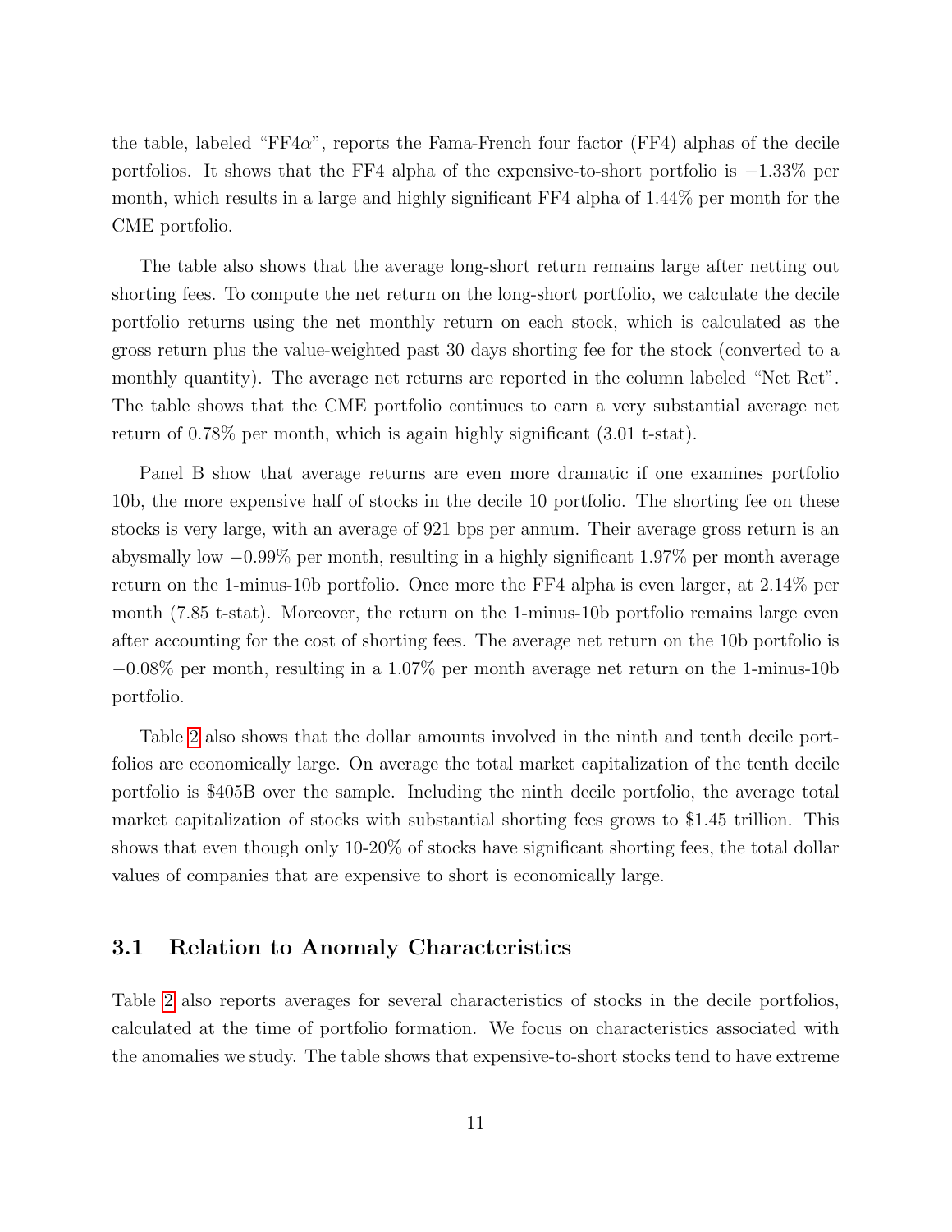the table, labeled "FF4$\alpha$", reports the Fama-French four factor (FF4) alphas of the decile portfolios. It shows that the FF4 alpha of the expensive-to-short portfolio is $-1.33\%$ per month, which results in a large and highly significant FF4 alpha of 1.44% per month for the CME portfolio.

The table also shows that the average long-short return remains large after netting out shorting fees. To compute the net return on the long-short portfolio, we calculate the decile portfolio returns using the net monthly return on each stock, which is calculated as the gross return plus the value-weighted past 30 days shorting fee for the stock (converted to a monthly quantity). The average net returns are reported in the column labeled "Net Ret". The table shows that the CME portfolio continues to earn a very substantial average net return of 0.78% per month, which is again highly significant (3.01 t-stat).

Panel B show that average returns are even more dramatic if one examines portfolio 10b, the more expensive half of stocks in the decile 10 portfolio. The shorting fee on these stocks is very large, with an average of 921 bps per annum. Their average gross return is an abysmally low $-0.99\%$ per month, resulting in a highly significant 1.97% per month average return on the 1-minus-10b portfolio. Once more the FF4 alpha is even larger, at 2.14% per month (7.85 t-stat). Moreover, the return on the 1-minus-10b portfolio remains large even after accounting for the cost of shorting fees. The average net return on the 10b portfolio is $-0.08\%$ per month, resulting in a 1.07% per month average net return on the 1-minus-10b portfolio.

Table 2 also shows that the dollar amounts involved in the ninth and tenth decile portfolios are economically large. On average the total market capitalization of the tenth decile portfolio is \$405B over the sample. Including the ninth decile portfolio, the average total market capitalization of stocks with substantial shorting fees grows to \$1.45 trillion. This shows that even though only 10-20% of stocks have significant shorting fees, the total dollar values of companies that are expensive to short is economically large.

### 3.1 Relation to Anomaly Characteristics

Table 2 also reports averages for several characteristics of stocks in the decile portfolios, calculated at the time of portfolio formation. We focus on characteristics associated with the anomalies we study. The table shows that expensive-to-short stocks tend to have extreme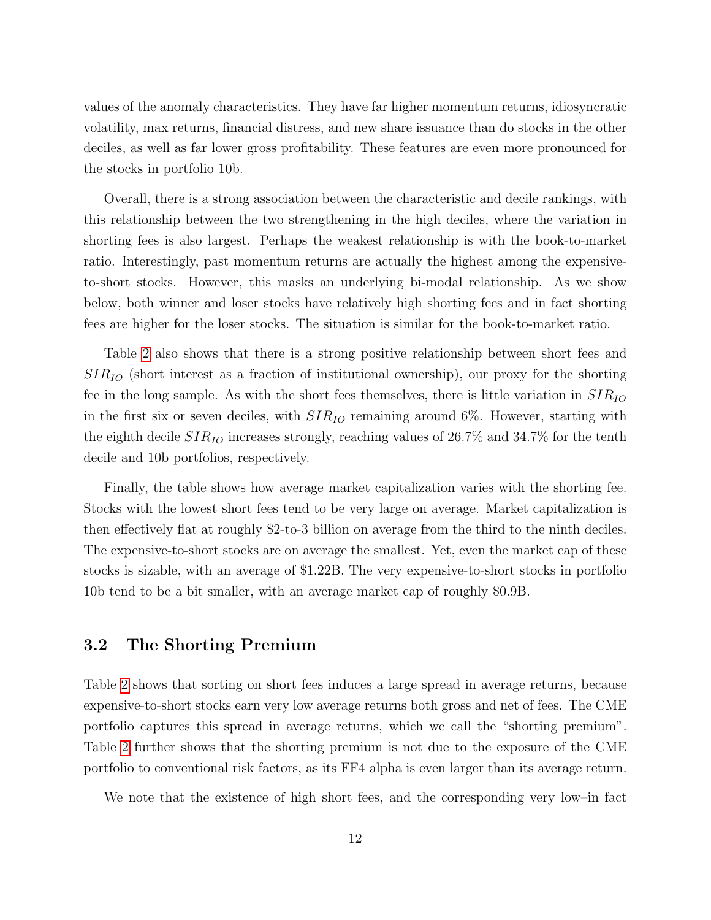values of the anomaly characteristics. They have far higher momentum returns, idiosyncratic volatility, max returns, financial distress, and new share issuance than do stocks in the other deciles, as well as far lower gross profitability. These features are even more pronounced for the stocks in portfolio 10b.

Overall, there is a strong association between the characteristic and decile rankings, with this relationship between the two strengthening in the high deciles, where the variation in shorting fees is also largest. Perhaps the weakest relationship is with the book-to-market ratio. Interestingly, past momentum returns are actually the highest among the expensive-to-short stocks. However, this masks an underlying bi-modal relationship. As we show below, both winner and loser stocks have relatively high shorting fees and in fact shorting fees are higher for the loser stocks. The situation is similar for the book-to-market ratio.

Table 2 also shows that there is a strong positive relationship between short fees and $SIR_{IO}$ (short interest as a fraction of institutional ownership), our proxy for the shorting fee in the long sample. As with the short fees themselves, there is little variation in $SIR_{IO}$ in the first six or seven deciles, with $SIR_{IO}$ remaining around 6%. However, starting with the eighth decile $SIR_{IO}$ increases strongly, reaching values of 26.7% and 34.7% for the tenth decile and 10b portfolios, respectively.

Finally, the table shows how average market capitalization varies with the shorting fee. Stocks with the lowest short fees tend to be very large on average. Market capitalization is then effectively flat at roughly $2-to-3 billion on average from the third to the ninth deciles. The expensive-to-short stocks are on average the smallest. Yet, even the market cap of these stocks is sizable, with an average of $1.22B. The very expensive-to-short stocks in portfolio 10b tend to be a bit smaller, with an average market cap of roughly $0.9B.

## 3.2 The Shorting Premium

Table 2 shows that sorting on short fees induces a large spread in average returns, because expensive-to-short stocks earn very low average returns both gross and net of fees. The CME portfolio captures this spread in average returns, which we call the "shorting premium". Table 2 further shows that the shorting premium is not due to the exposure of the CME portfolio to conventional risk factors, as its FF4 alpha is even larger than its average return.

We note that the existence of high short fees, and the corresponding very low–in fact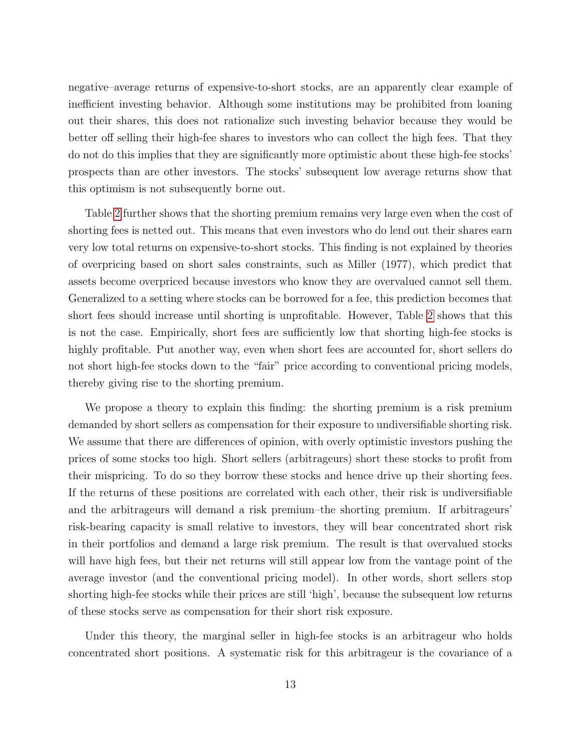negative–average returns of expensive-to-short stocks, are an apparently clear example of inefficient investing behavior. Although some institutions may be prohibited from loaning out their shares, this does not rationalize such investing behavior because they would be better off selling their high-fee shares to investors who can collect the high fees. That they do not do this implies that they are significantly more optimistic about these high-fee stocks' prospects than are other investors. The stocks' subsequent low average returns show that this optimism is not subsequently borne out.

Table 2 further shows that the shorting premium remains very large even when the cost of shorting fees is netted out. This means that even investors who do lend out their shares earn very low total returns on expensive-to-short stocks. This finding is not explained by theories of overpricing based on short sales constraints, such as Miller (1977), which predict that assets become overpriced because investors who know they are overvalued cannot sell them. Generalized to a setting where stocks can be borrowed for a fee, this prediction becomes that short fees should increase until shorting is unprofitable. However, Table 2 shows that this is not the case. Empirically, short fees are sufficiently low that shorting high-fee stocks is highly profitable. Put another way, even when short fees are accounted for, short sellers do not short high-fee stocks down to the "fair" price according to conventional pricing models, thereby giving rise to the shorting premium.

We propose a theory to explain this finding: the shorting premium is a risk premium demanded by short sellers as compensation for their exposure to undiversifiable shorting risk. We assume that there are differences of opinion, with overly optimistic investors pushing the prices of some stocks too high. Short sellers (arbitrageurs) short these stocks to profit from their mispricing. To do so they borrow these stocks and hence drive up their shorting fees. If the returns of these positions are correlated with each other, their risk is undiversifiable and the arbitrageurs will demand a risk premium–the shorting premium. If arbitrageurs' risk-bearing capacity is small relative to investors, they will bear concentrated short risk in their portfolios and demand a large risk premium. The result is that overvalued stocks will have high fees, but their net returns will still appear low from the vantage point of the average investor (and the conventional pricing model). In other words, short sellers stop shorting high-fee stocks while their prices are still 'high', because the subsequent low returns of these stocks serve as compensation for their short risk exposure.

Under this theory, the marginal seller in high-fee stocks is an arbitrageur who holds concentrated short positions. A systematic risk for this arbitrageur is the covariance of a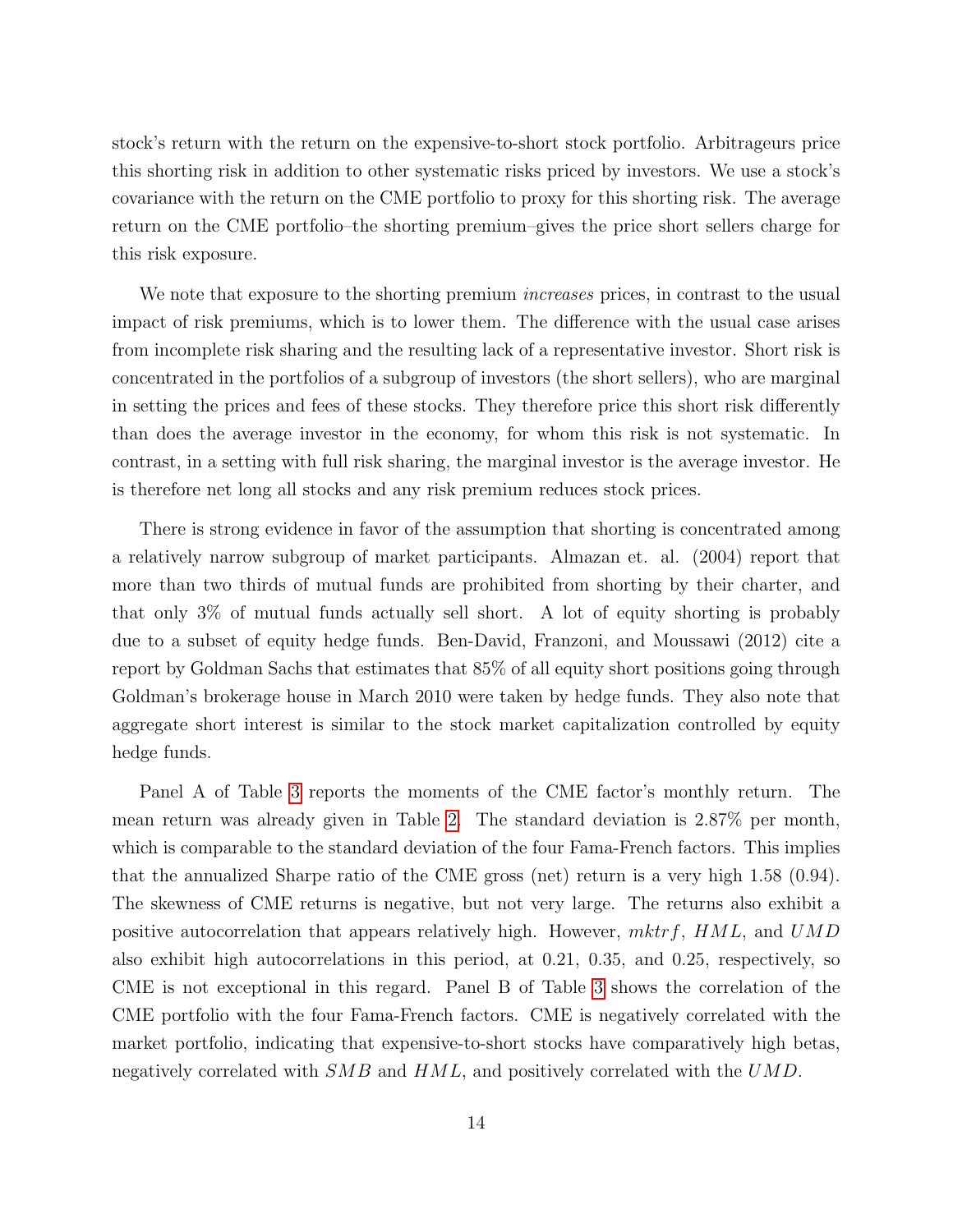stock's return with the return on the expensive-to-short stock portfolio. Arbitrageurs price this shorting risk in addition to other systematic risks priced by investors. We use a stock's covariance with the return on the CME portfolio to proxy for this shorting risk. The average return on the CME portfolio–the shorting premium–gives the price short sellers charge for this risk exposure.

We note that exposure to the shorting premium *increases* prices, in contrast to the usual impact of risk premiums, which is to lower them. The difference with the usual case arises from incomplete risk sharing and the resulting lack of a representative investor. Short risk is concentrated in the portfolios of a subgroup of investors (the short sellers), who are marginal in setting the prices and fees of these stocks. They therefore price this short risk differently than does the average investor in the economy, for whom this risk is not systematic. In contrast, in a setting with full risk sharing, the marginal investor is the average investor. He is therefore net long all stocks and any risk premium reduces stock prices.

There is strong evidence in favor of the assumption that shorting is concentrated among a relatively narrow subgroup of market participants. Almazan et. al. (2004) report that more than two thirds of mutual funds are prohibited from shorting by their charter, and that only 3% of mutual funds actually sell short. A lot of equity shorting is probably due to a subset of equity hedge funds. Ben-David, Franzoni, and Moussawi (2012) cite a report by Goldman Sachs that estimates that 85% of all equity short positions going through Goldman's brokerage house in March 2010 were taken by hedge funds. They also note that aggregate short interest is similar to the stock market capitalization controlled by equity hedge funds.

Panel A of Table 3 reports the moments of the CME factor's monthly return. The mean return was already given in Table 2. The standard deviation is 2.87% per month, which is comparable to the standard deviation of the four Fama-French factors. This implies that the annualized Sharpe ratio of the CME gross (net) return is a very high 1.58 (0.94). The skewness of CME returns is negative, but not very large. The returns also exhibit a positive autocorrelation that appears relatively high. However, $mktrf$, $HML$, and $UMD$ also exhibit high autocorrelations in this period, at 0.21, 0.35, and 0.25, respectively, so CME is not exceptional in this regard. Panel B of Table 3 shows the correlation of the CME portfolio with the four Fama-French factors. CME is negatively correlated with the market portfolio, indicating that expensive-to-short stocks have comparatively high betas, negatively correlated with $SMB$ and $HML$, and positively correlated with the $UMD$.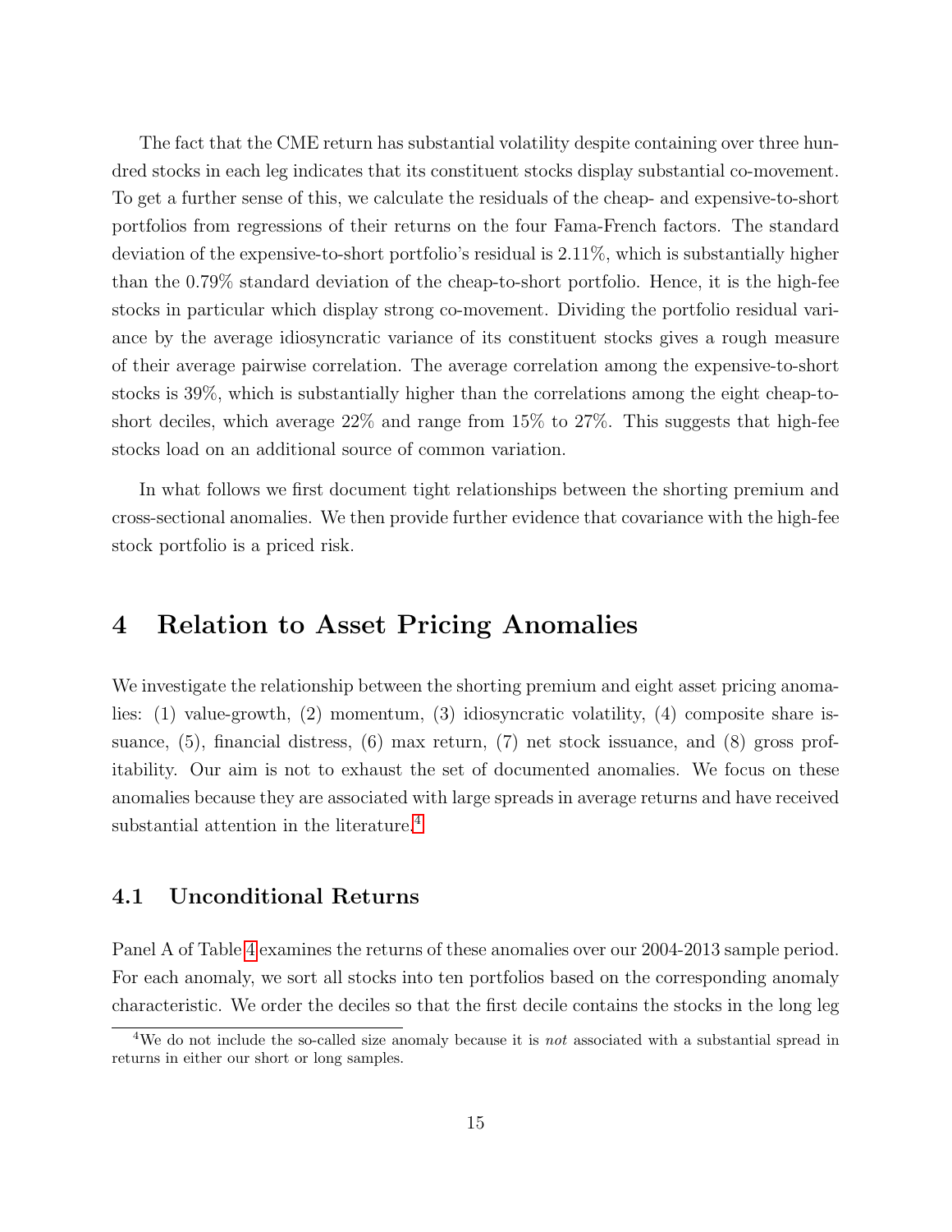The fact that the CME return has substantial volatility despite containing over three hundred stocks in each leg indicates that its constituent stocks display substantial co-movement. To get a further sense of this, we calculate the residuals of the cheap- and expensive-to-short portfolios from regressions of their returns on the four Fama-French factors. The standard deviation of the expensive-to-short portfolio's residual is 2.11%, which is substantially higher than the 0.79% standard deviation of the cheap-to-short portfolio. Hence, it is the high-fee stocks in particular which display strong co-movement. Dividing the portfolio residual variance by the average idiosyncratic variance of its constituent stocks gives a rough measure of their average pairwise correlation. The average correlation among the expensive-to-short stocks is 39%, which is substantially higher than the correlations among the eight cheap-to-short deciles, which average 22% and range from 15% to 27%. This suggests that high-fee stocks load on an additional source of common variation.

In what follows we first document tight relationships between the shorting premium and cross-sectional anomalies. We then provide further evidence that covariance with the high-fee stock portfolio is a priced risk.

# 4 Relation to Asset Pricing Anomalies

We investigate the relationship between the shorting premium and eight asset pricing anomalies: (1) value-growth, (2) momentum, (3) idiosyncratic volatility, (4) composite share issuance, (5), financial distress, (6) max return, (7) net stock issuance, and (8) gross profitability. Our aim is not to exhaust the set of documented anomalies. We focus on these anomalies because they are associated with large spreads in average returns and have received substantial attention in the literature.[4]

## 4.1 Unconditional Returns

Panel A of Table 4 examines the returns of these anomalies over our 2004-2013 sample period. For each anomaly, we sort all stocks into ten portfolios based on the corresponding anomaly characteristic. We order the deciles so that the first decile contains the stocks in the long leg

[4] We do not include the so-called size anomaly because it is *not* associated with a substantial spread in returns in either our short or long samples.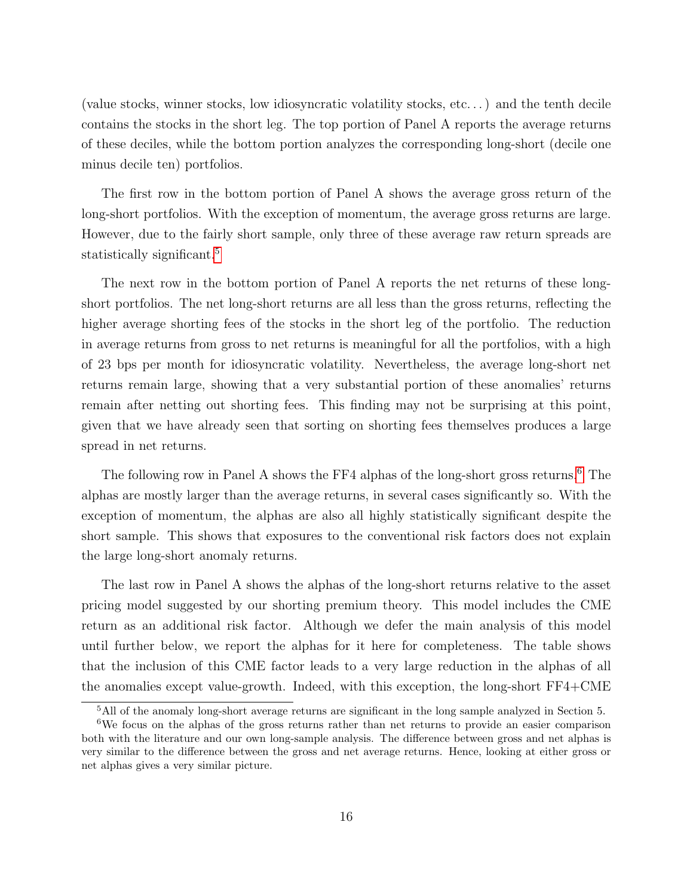(value stocks, winner stocks, low idiosyncratic volatility stocks, etc...) and the tenth decile contains the stocks in the short leg. The top portion of Panel A reports the average returns of these deciles, while the bottom portion analyzes the corresponding long-short (decile one minus decile ten) portfolios.

The first row in the bottom portion of Panel A shows the average gross return of the long-short portfolios. With the exception of momentum, the average gross returns are large. However, due to the fairly short sample, only three of these average raw return spreads are statistically significant.[5]

The next row in the bottom portion of Panel A reports the net returns of these long-short portfolios. The net long-short returns are all less than the gross returns, reflecting the higher average shorting fees of the stocks in the short leg of the portfolio. The reduction in average returns from gross to net returns is meaningful for all the portfolios, with a high of 23 bps per month for idiosyncratic volatility. Nevertheless, the average long-short net returns remain large, showing that a very substantial portion of these anomalies' returns remain after netting out shorting fees. This finding may not be surprising at this point, given that we have already seen that sorting on shorting fees themselves produces a large spread in net returns.

The following row in Panel A shows the FF4 alphas of the long-short gross returns.[6] The alphas are mostly larger than the average returns, in several cases significantly so. With the exception of momentum, the alphas are also all highly statistically significant despite the short sample. This shows that exposures to the conventional risk factors does not explain the large long-short anomaly returns.

The last row in Panel A shows the alphas of the long-short returns relative to the asset pricing model suggested by our shorting premium theory. This model includes the CME return as an additional risk factor. Although we defer the main analysis of this model until further below, we report the alphas for it here for completeness. The table shows that the inclusion of this CME factor leads to a very large reduction in the alphas of all the anomalies except value-growth. Indeed, with this exception, the long-short FF4+CME

[5] All of the anomaly long-short average returns are significant in the long sample analyzed in Section 5.

[6] We focus on the alphas of the gross returns rather than net returns to provide an easier comparison both with the literature and our own long-sample analysis. The difference between gross and net alphas is very similar to the difference between the gross and net average returns. Hence, looking at either gross or net alphas gives a very similar picture.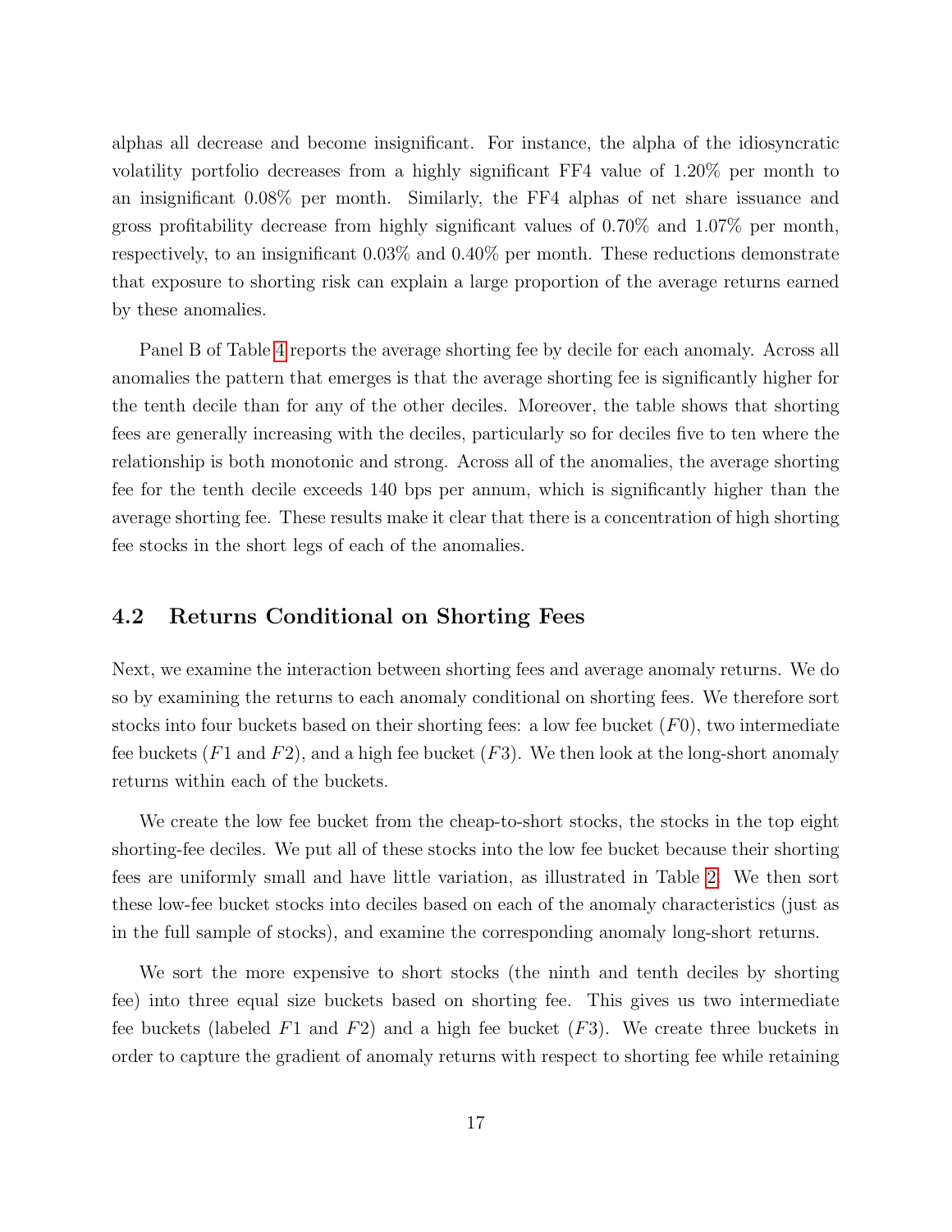alphas all decrease and become insignificant. For instance, the alpha of the idiosyncratic volatility portfolio decreases from a highly significant FF4 value of 1.20% per month to an insignificant 0.08% per month. Similarly, the FF4 alphas of net share issuance and gross profitability decrease from highly significant values of 0.70% and 1.07% per month, respectively, to an insignificant 0.03% and 0.40% per month. These reductions demonstrate that exposure to shorting risk can explain a large proportion of the average returns earned by these anomalies.

Panel B of Table 4 reports the average shorting fee by decile for each anomaly. Across all anomalies the pattern that emerges is that the average shorting fee is significantly higher for the tenth decile than for any of the other deciles. Moreover, the table shows that shorting fees are generally increasing with the deciles, particularly so for deciles five to ten where the relationship is both monotonic and strong. Across all of the anomalies, the average shorting fee for the tenth decile exceeds 140 bps per annum, which is significantly higher than the average shorting fee. These results make it clear that there is a concentration of high shorting fee stocks in the short legs of each of the anomalies.

## 4.2 Returns Conditional on Shorting Fees

Next, we examine the interaction between shorting fees and average anomaly returns. We do so by examining the returns to each anomaly conditional on shorting fees. We therefore sort stocks into four buckets based on their shorting fees: a low fee bucket ($F0$), two intermediate fee buckets ($F1$ and $F2$), and a high fee bucket ($F3$). We then look at the long-short anomaly returns within each of the buckets.

We create the low fee bucket from the cheap-to-short stocks, the stocks in the top eight shorting-fee deciles. We put all of these stocks into the low fee bucket because their shorting fees are uniformly small and have little variation, as illustrated in Table 2. We then sort these low-fee bucket stocks into deciles based on each of the anomaly characteristics (just as in the full sample of stocks), and examine the corresponding anomaly long-short returns.

We sort the more expensive to short stocks (the ninth and tenth deciles by shorting fee) into three equal size buckets based on shorting fee. This gives us two intermediate fee buckets (labeled $F1$ and $F2$) and a high fee bucket ($F3$). We create three buckets in order to capture the gradient of anomaly returns with respect to shorting fee while retaining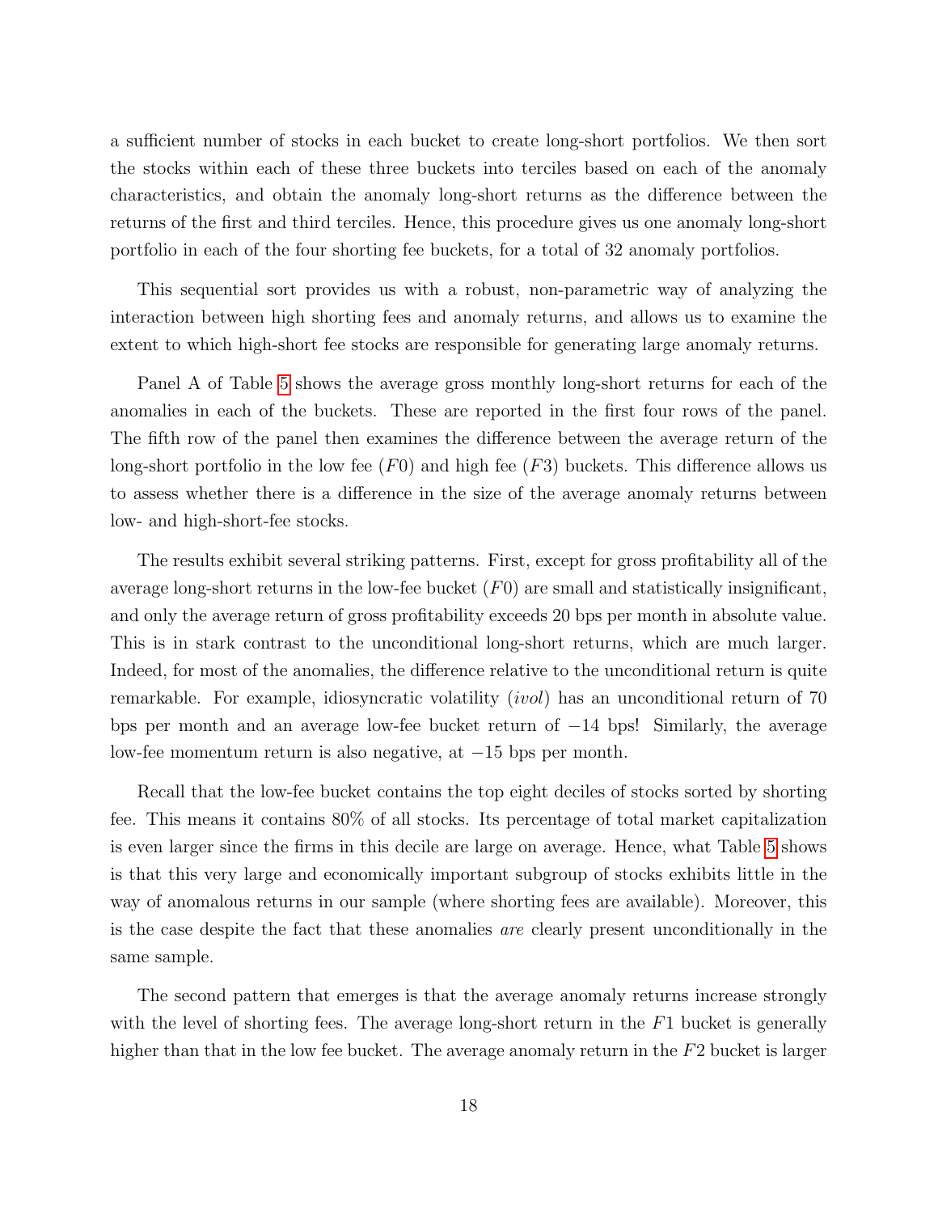a sufficient number of stocks in each bucket to create long-short portfolios. We then sort the stocks within each of these three buckets into terciles based on each of the anomaly characteristics, and obtain the anomaly long-short returns as the difference between the returns of the first and third terciles. Hence, this procedure gives us one anomaly long-short portfolio in each of the four shorting fee buckets, for a total of 32 anomaly portfolios.

This sequential sort provides us with a robust, non-parametric way of analyzing the interaction between high shorting fees and anomaly returns, and allows us to examine the extent to which high-short fee stocks are responsible for generating large anomaly returns.

Panel A of Table 5 shows the average gross monthly long-short returns for each of the anomalies in each of the buckets. These are reported in the first four rows of the panel. The fifth row of the panel then examines the difference between the average return of the long-short portfolio in the low fee ($F0$) and high fee ($F3$) buckets. This difference allows us to assess whether there is a difference in the size of the average anomaly returns between low- and high-short-fee stocks.

The results exhibit several striking patterns. First, except for gross profitability all of the average long-short returns in the low-fee bucket ($F0$) are small and statistically insignificant, and only the average return of gross profitability exceeds 20 bps per month in absolute value. This is in stark contrast to the unconditional long-short returns, which are much larger. Indeed, for most of the anomalies, the difference relative to the unconditional return is quite remarkable. For example, idiosyncratic volatility (*ivol*) has an unconditional return of 70 bps per month and an average low-fee bucket return of $-14$ bps! Similarly, the average low-fee momentum return is also negative, at $-15$ bps per month.

Recall that the low-fee bucket contains the top eight deciles of stocks sorted by shorting fee. This means it contains 80% of all stocks. Its percentage of total market capitalization is even larger since the firms in this decile are large on average. Hence, what Table 5 shows is that this very large and economically important subgroup of stocks exhibits little in the way of anomalous returns in our sample (where shorting fees are available). Moreover, this is the case despite the fact that these anomalies *are* clearly present unconditionally in the same sample.

The second pattern that emerges is that the average anomaly returns increase strongly with the level of shorting fees. The average long-short return in the $F1$ bucket is generally higher than that in the low fee bucket. The average anomaly return in the $F2$ bucket is larger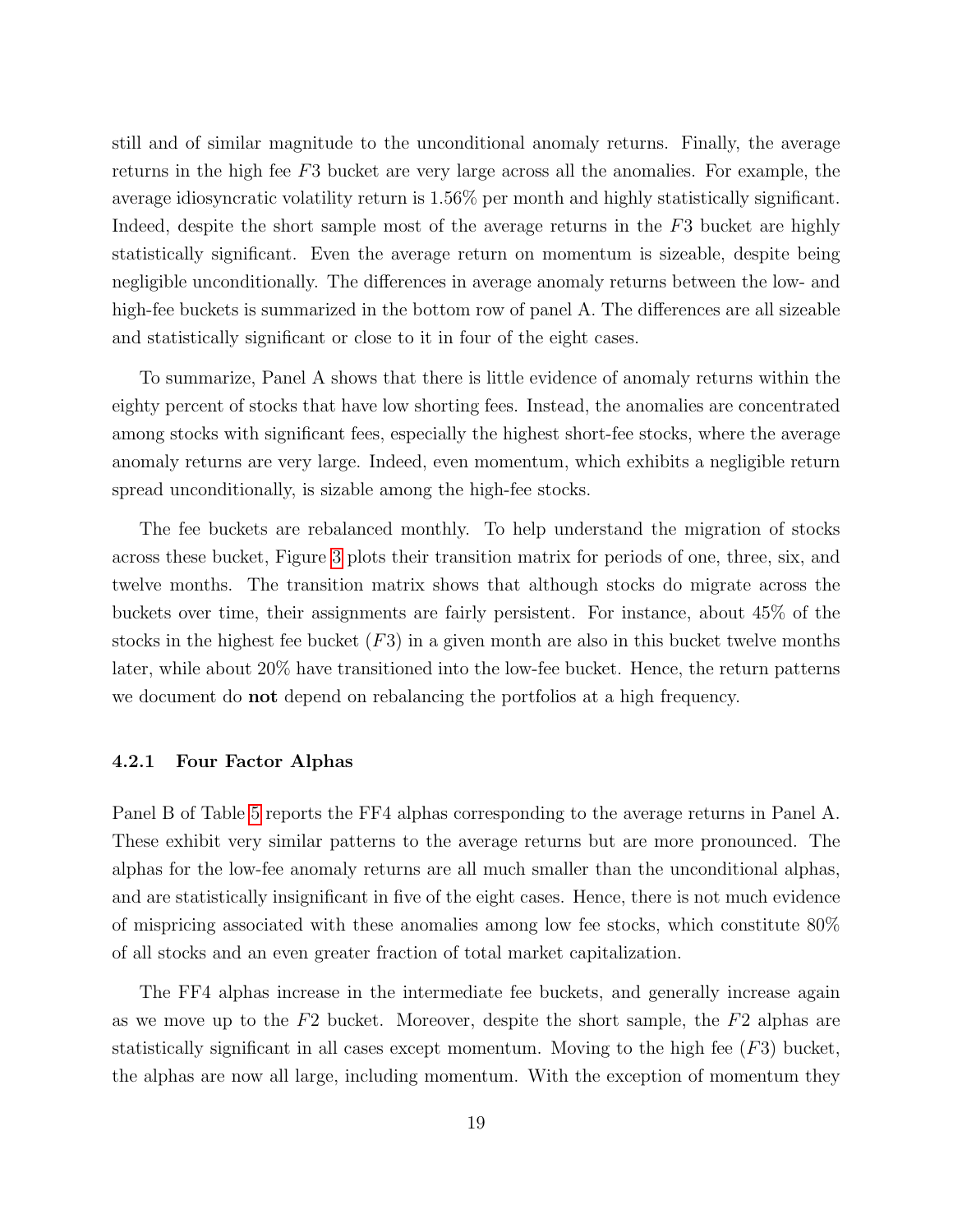still and of similar magnitude to the unconditional anomaly returns. Finally, the average returns in the high fee $F3$ bucket are very large across all the anomalies. For example, the average idiosyncratic volatility return is 1.56% per month and highly statistically significant. Indeed, despite the short sample most of the average returns in the $F3$ bucket are highly statistically significant. Even the average return on momentum is sizeable, despite being negligible unconditionally. The differences in average anomaly returns between the low- and high-fee buckets is summarized in the bottom row of panel A. The differences are all sizeable and statistically significant or close to it in four of the eight cases.

To summarize, Panel A shows that there is little evidence of anomaly returns within the eighty percent of stocks that have low shorting fees. Instead, the anomalies are concentrated among stocks with significant fees, especially the highest short-fee stocks, where the average anomaly returns are very large. Indeed, even momentum, which exhibits a negligible return spread unconditionally, is sizable among the high-fee stocks.

The fee buckets are rebalanced monthly. To help understand the migration of stocks across these bucket, Figure 3 plots their transition matrix for periods of one, three, six, and twelve months. The transition matrix shows that although stocks do migrate across the buckets over time, their assignments are fairly persistent. For instance, about 45% of the stocks in the highest fee bucket ($F3$) in a given month are also in this bucket twelve months later, while about 20% have transitioned into the low-fee bucket. Hence, the return patterns we document do **not** depend on rebalancing the portfolios at a high frequency.

### 4.2.1 Four Factor Alphas

Panel B of Table 5 reports the FF4 alphas corresponding to the average returns in Panel A. These exhibit very similar patterns to the average returns but are more pronounced. The alphas for the low-fee anomaly returns are all much smaller than the unconditional alphas, and are statistically insignificant in five of the eight cases. Hence, there is not much evidence of mispricing associated with these anomalies among low fee stocks, which constitute 80% of all stocks and an even greater fraction of total market capitalization.

The FF4 alphas increase in the intermediate fee buckets, and generally increase again as we move up to the $F2$ bucket. Moreover, despite the short sample, the $F2$ alphas are statistically significant in all cases except momentum. Moving to the high fee ($F3$) bucket, the alphas are now all large, including momentum. With the exception of momentum they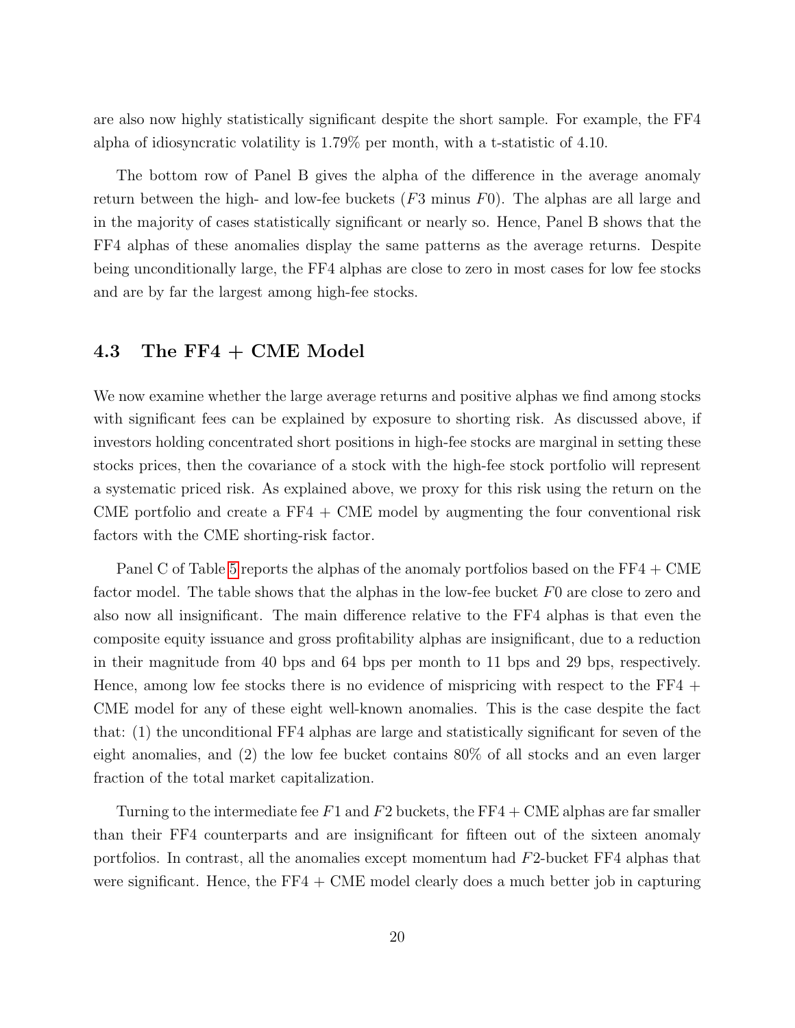are also now highly statistically significant despite the short sample. For example, the FF4 alpha of idiosyncratic volatility is 1.79% per month, with a t-statistic of 4.10.

The bottom row of Panel B gives the alpha of the difference in the average anomaly return between the high- and low-fee buckets ($F3$ minus $F0$). The alphas are all large and in the majority of cases statistically significant or nearly so. Hence, Panel B shows that the FF4 alphas of these anomalies display the same patterns as the average returns. Despite being unconditionally large, the FF4 alphas are close to zero in most cases for low fee stocks and are by far the largest among high-fee stocks.

### 4.3 The FF4 + CME Model

We now examine whether the large average returns and positive alphas we find among stocks with significant fees can be explained by exposure to shorting risk. As discussed above, if investors holding concentrated short positions in high-fee stocks are marginal in setting these stocks prices, then the covariance of a stock with the high-fee stock portfolio will represent a systematic priced risk. As explained above, we proxy for this risk using the return on the CME portfolio and create a FF4 + CME model by augmenting the four conventional risk factors with the CME shorting-risk factor.

Panel C of Table 5 reports the alphas of the anomaly portfolios based on the FF4 + CME factor model. The table shows that the alphas in the low-fee bucket $F0$ are close to zero and also now all insignificant. The main difference relative to the FF4 alphas is that even the composite equity issuance and gross profitability alphas are insignificant, due to a reduction in their magnitude from 40 bps and 64 bps per month to 11 bps and 29 bps, respectively. Hence, among low fee stocks there is no evidence of mispricing with respect to the FF4 + CME model for any of these eight well-known anomalies. This is the case despite the fact that: (1) the unconditional FF4 alphas are large and statistically significant for seven of the eight anomalies, and (2) the low fee bucket contains 80% of all stocks and an even larger fraction of the total market capitalization.

Turning to the intermediate fee $F1$ and $F2$ buckets, the FF4 + CME alphas are far smaller than their FF4 counterparts and are insignificant for fifteen out of the sixteen anomaly portfolios. In contrast, all the anomalies except momentum had $F2$-bucket FF4 alphas that were significant. Hence, the FF4 + CME model clearly does a much better job in capturing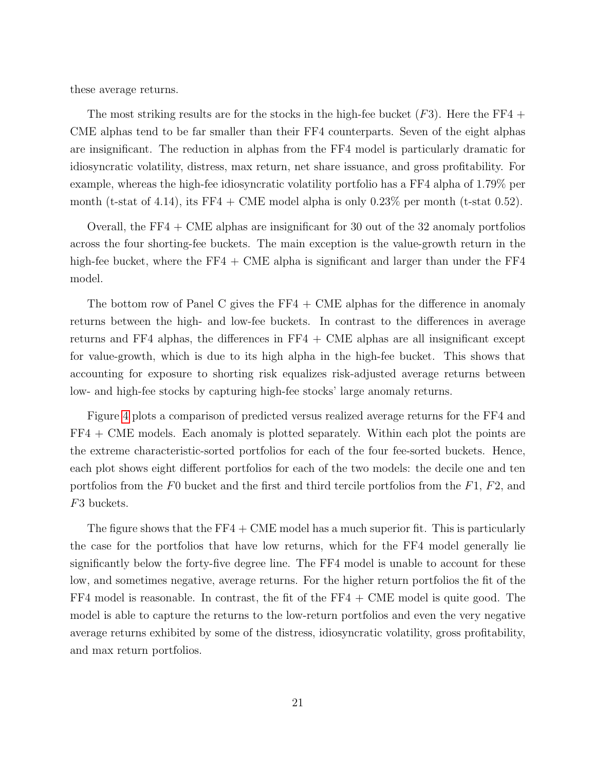these average returns.

The most striking results are for the stocks in the high-fee bucket ($F3$). Here the FF4 + CME alphas tend to be far smaller than their FF4 counterparts. Seven of the eight alphas are insignificant. The reduction in alphas from the FF4 model is particularly dramatic for idiosyncratic volatility, distress, max return, net share issuance, and gross profitability. For example, whereas the high-fee idiosyncratic volatility portfolio has a FF4 alpha of 1.79% per month (t-stat of 4.14), its FF4 + CME model alpha is only 0.23% per month (t-stat 0.52).

Overall, the FF4 + CME alphas are insignificant for 30 out of the 32 anomaly portfolios across the four shorting-fee buckets. The main exception is the value-growth return in the high-fee bucket, where the FF4 + CME alpha is significant and larger than under the FF4 model.

The bottom row of Panel C gives the FF4 + CME alphas for the difference in anomaly returns between the high- and low-fee buckets. In contrast to the differences in average returns and FF4 alphas, the differences in FF4 + CME alphas are all insignificant except for value-growth, which is due to its high alpha in the high-fee bucket. This shows that accounting for exposure to shorting risk equalizes risk-adjusted average returns between low- and high-fee stocks by capturing high-fee stocks' large anomaly returns.

Figure 4 plots a comparison of predicted versus realized average returns for the FF4 and FF4 + CME models. Each anomaly is plotted separately. Within each plot the points are the extreme characteristic-sorted portfolios for each of the four fee-sorted buckets. Hence, each plot shows eight different portfolios for each of the two models: the decile one and ten portfolios from the $F0$ bucket and the first and third tercile portfolios from the $F1$, $F2$, and $F3$ buckets.

The figure shows that the FF4 + CME model has a much superior fit. This is particularly the case for the portfolios that have low returns, which for the FF4 model generally lie significantly below the forty-five degree line. The FF4 model is unable to account for these low, and sometimes negative, average returns. For the higher return portfolios the fit of the FF4 model is reasonable. In contrast, the fit of the FF4 + CME model is quite good. The model is able to capture the returns to the low-return portfolios and even the very negative average returns exhibited by some of the distress, idiosyncratic volatility, gross profitability, and max return portfolios.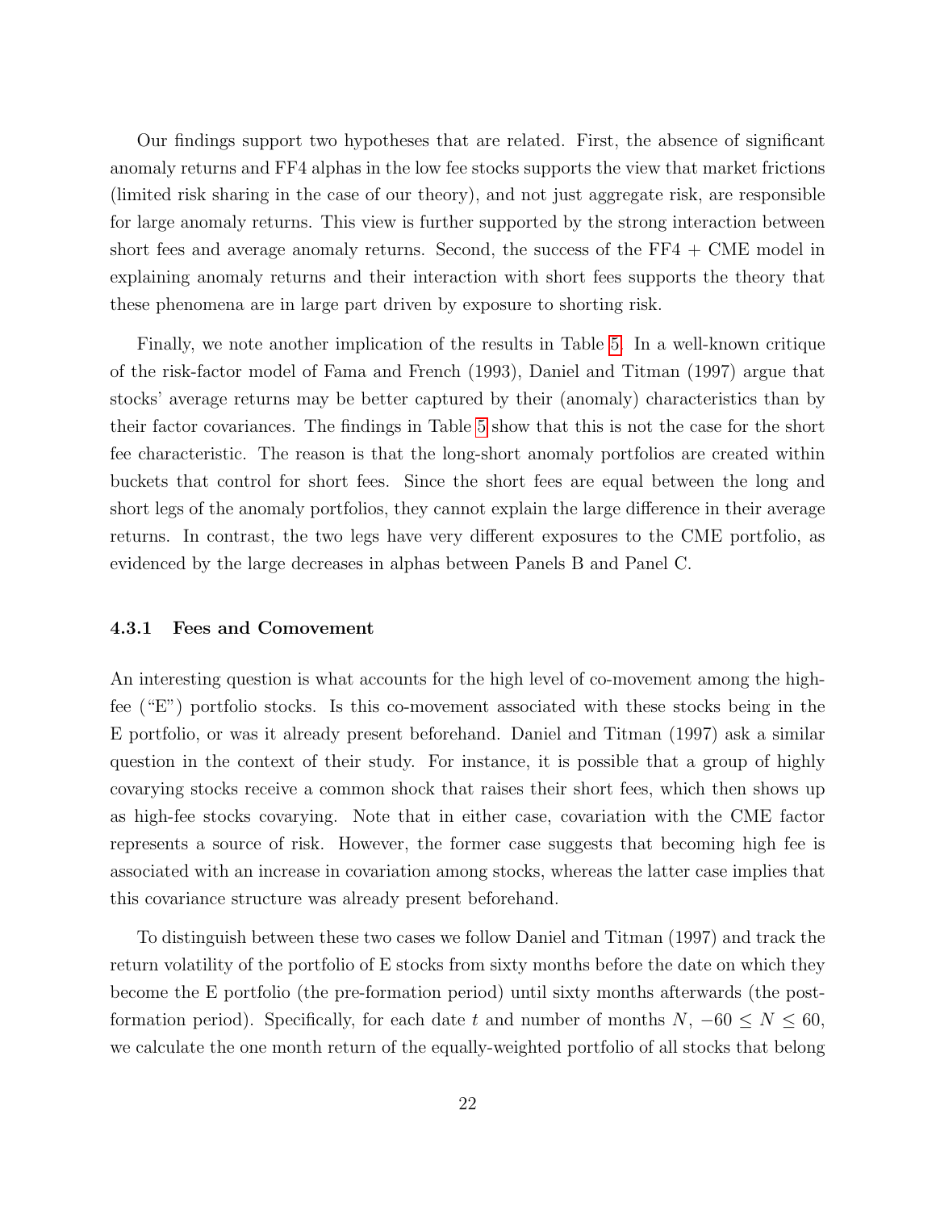Our findings support two hypotheses that are related. First, the absence of significant anomaly returns and FF4 alphas in the low fee stocks supports the view that market frictions (limited risk sharing in the case of our theory), and not just aggregate risk, are responsible for large anomaly returns. This view is further supported by the strong interaction between short fees and average anomaly returns. Second, the success of the FF4 + CME model in explaining anomaly returns and their interaction with short fees supports the theory that these phenomena are in large part driven by exposure to shorting risk.

Finally, we note another implication of the results in Table 5. In a well-known critique of the risk-factor model of Fama and French (1993), Daniel and Titman (1997) argue that stocks' average returns may be better captured by their (anomaly) characteristics than by their factor covariances. The findings in Table 5 show that this is not the case for the short fee characteristic. The reason is that the long-short anomaly portfolios are created within buckets that control for short fees. Since the short fees are equal between the long and short legs of the anomaly portfolios, they cannot explain the large difference in their average returns. In contrast, the two legs have very different exposures to the CME portfolio, as evidenced by the large decreases in alphas between Panels B and Panel C.

### 4.3.1 Fees and Comovement

An interesting question is what accounts for the high level of co-movement among the high-fee ("E") portfolio stocks. Is this co-movement associated with these stocks being in the E portfolio, or was it already present beforehand. Daniel and Titman (1997) ask a similar question in the context of their study. For instance, it is possible that a group of highly covarying stocks receive a common shock that raises their short fees, which then shows up as high-fee stocks covarying. Note that in either case, covariation with the CME factor represents a source of risk. However, the former case suggests that becoming high fee is associated with an increase in covariation among stocks, whereas the latter case implies that this covariance structure was already present beforehand.

To distinguish between these two cases we follow Daniel and Titman (1997) and track the return volatility of the portfolio of E stocks from sixty months before the date on which they become the E portfolio (the pre-formation period) until sixty months afterwards (the post-formation period). Specifically, for each date $t$ and number of months $N$, $-60 \leq N \leq 60$, we calculate the one month return of the equally-weighted portfolio of all stocks that belong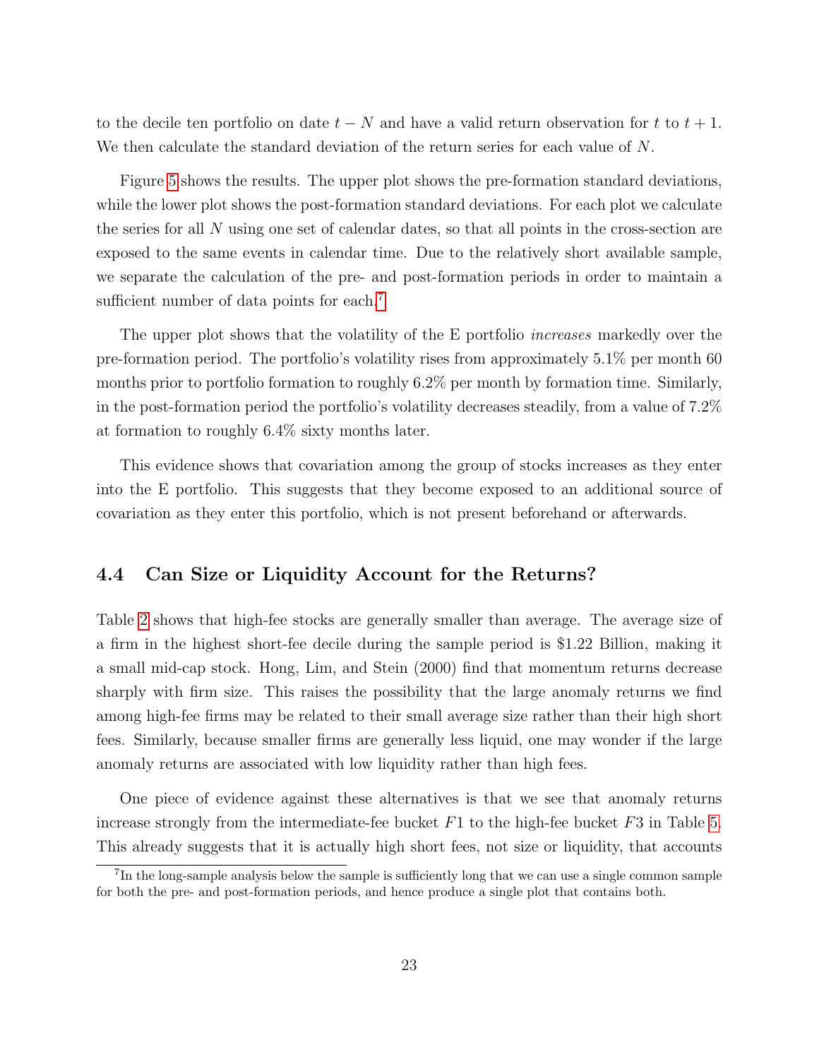to the decile ten portfolio on date $t - N$ and have a valid return observation for $t$ to $t + 1$. We then calculate the standard deviation of the return series for each value of $N$.

Figure 5 shows the results. The upper plot shows the pre-formation standard deviations, while the lower plot shows the post-formation standard deviations. For each plot we calculate the series for all $N$ using one set of calendar dates, so that all points in the cross-section are exposed to the same events in calendar time. Due to the relatively short available sample, we separate the calculation of the pre- and post-formation periods in order to maintain a sufficient number of data points for each.[7]

The upper plot shows that the volatility of the E portfolio *increases* markedly over the pre-formation period. The portfolio's volatility rises from approximately 5.1% per month 60 months prior to portfolio formation to roughly 6.2% per month by formation time. Similarly, in the post-formation period the portfolio's volatility decreases steadily, from a value of 7.2% at formation to roughly 6.4% sixty months later.

This evidence shows that covariation among the group of stocks increases as they enter into the E portfolio. This suggests that they become exposed to an additional source of covariation as they enter this portfolio, which is not present beforehand or afterwards.

## 4.4 Can Size or Liquidity Account for the Returns?

Table 2 shows that high-fee stocks are generally smaller than average. The average size of a firm in the highest short-fee decile during the sample period is \$1.22 Billion, making it a small mid-cap stock. Hong, Lim, and Stein (2000) find that momentum returns decrease sharply with firm size. This raises the possibility that the large anomaly returns we find among high-fee firms may be related to their small average size rather than their high short fees. Similarly, because smaller firms are generally less liquid, one may wonder if the large anomaly returns are associated with low liquidity rather than high fees.

One piece of evidence against these alternatives is that we see that anomaly returns increase strongly from the intermediate-fee bucket $F1$ to the high-fee bucket $F3$ in Table 5. This already suggests that it is actually high short fees, not size or liquidity, that accounts

[7] In the long-sample analysis below the sample is sufficiently long that we can use a single common sample for both the pre- and post-formation periods, and hence produce a single plot that contains both.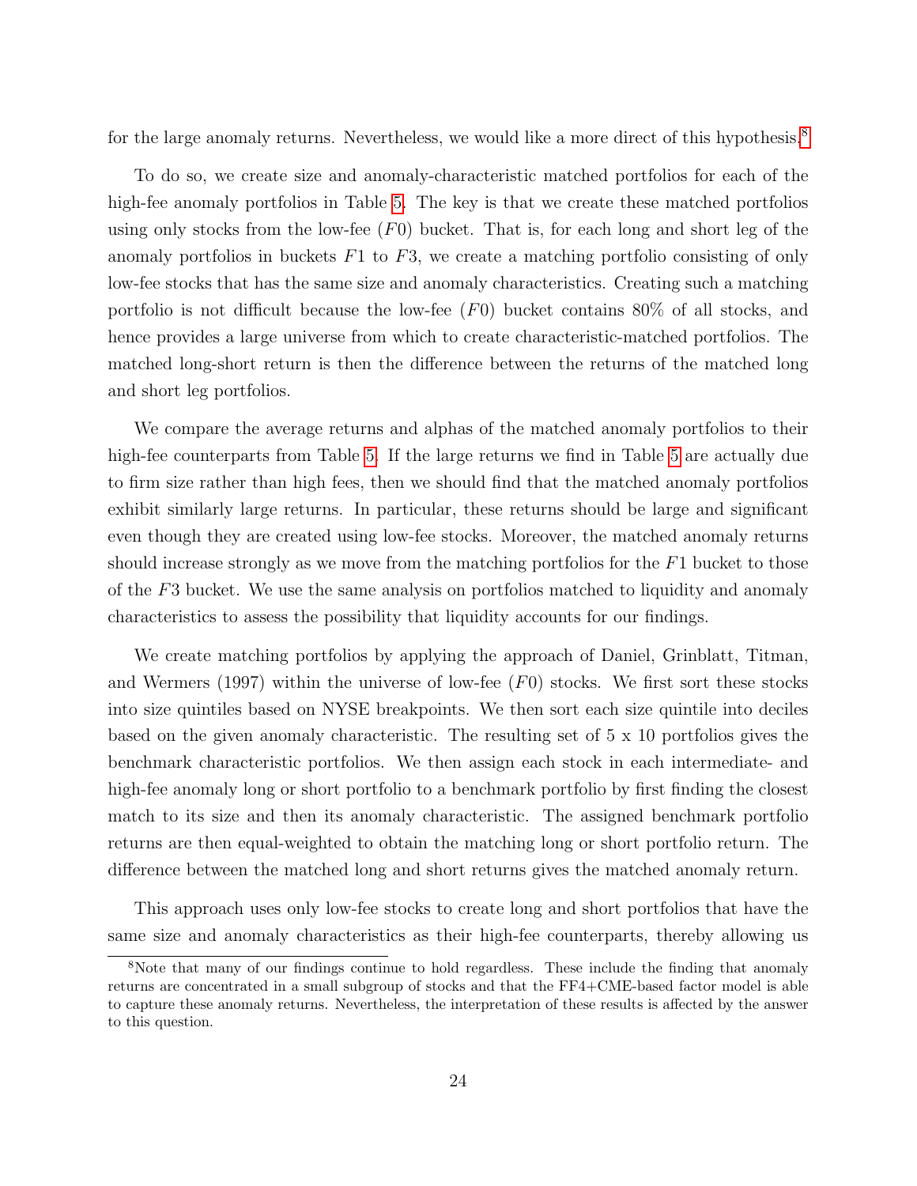for the large anomaly returns. Nevertheless, we would like a more direct of this hypothesis.[8]

To do so, we create size and anomaly-characteristic matched portfolios for each of the high-fee anomaly portfolios in Table 5. The key is that we create these matched portfolios using only stocks from the low-fee ($F0$) bucket. That is, for each long and short leg of the anomaly portfolios in buckets $F1$ to $F3$, we create a matching portfolio consisting of only low-fee stocks that has the same size and anomaly characteristics. Creating such a matching portfolio is not difficult because the low-fee ($F0$) bucket contains 80% of all stocks, and hence provides a large universe from which to create characteristic-matched portfolios. The matched long-short return is then the difference between the returns of the matched long and short leg portfolios.

We compare the average returns and alphas of the matched anomaly portfolios to their high-fee counterparts from Table 5. If the large returns we find in Table 5 are actually due to firm size rather than high fees, then we should find that the matched anomaly portfolios exhibit similarly large returns. In particular, these returns should be large and significant even though they are created using low-fee stocks. Moreover, the matched anomaly returns should increase strongly as we move from the matching portfolios for the $F1$ bucket to those of the $F3$ bucket. We use the same analysis on portfolios matched to liquidity and anomaly characteristics to assess the possibility that liquidity accounts for our findings.

We create matching portfolios by applying the approach of Daniel, Grinblatt, Titman, and Wermers (1997) within the universe of low-fee ($F0$) stocks. We first sort these stocks into size quintiles based on NYSE breakpoints. We then sort each size quintile into deciles based on the given anomaly characteristic. The resulting set of 5 x 10 portfolios gives the benchmark characteristic portfolios. We then assign each stock in each intermediate- and high-fee anomaly long or short portfolio to a benchmark portfolio by first finding the closest match to its size and then its anomaly characteristic. The assigned benchmark portfolio returns are then equal-weighted to obtain the matching long or short portfolio return. The difference between the matched long and short returns gives the matched anomaly return.

This approach uses only low-fee stocks to create long and short portfolios that have the same size and anomaly characteristics as their high-fee counterparts, thereby allowing us

[8] Note that many of our findings continue to hold regardless. These include the finding that anomaly returns are concentrated in a small subgroup of stocks and that the FF4+CME-based factor model is able to capture these anomaly returns. Nevertheless, the interpretation of these results is affected by the answer to this question.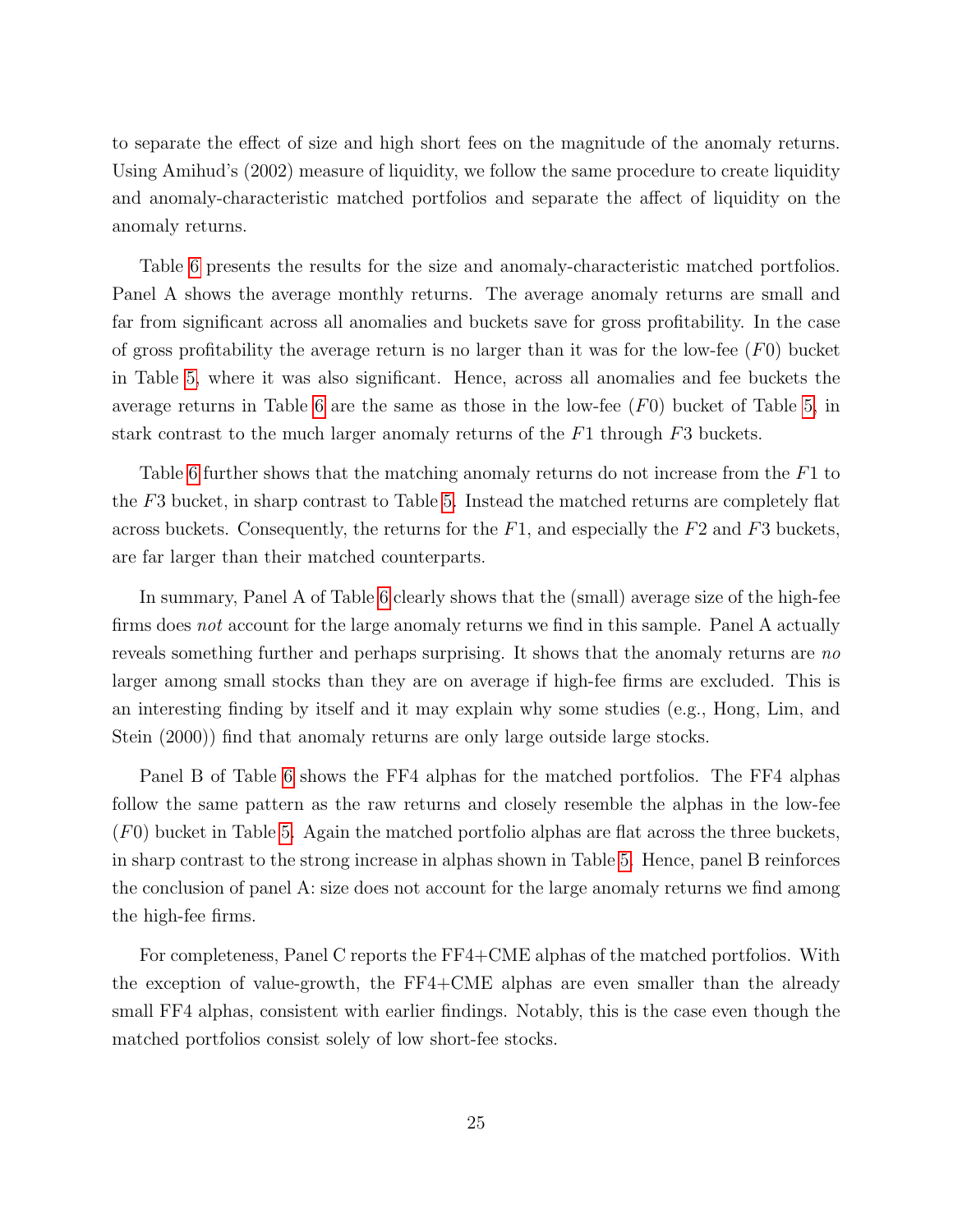to separate the effect of size and high short fees on the magnitude of the anomaly returns. Using Amihud's (2002) measure of liquidity, we follow the same procedure to create liquidity and anomaly-characteristic matched portfolios and separate the affect of liquidity on the anomaly returns.

Table 6 presents the results for the size and anomaly-characteristic matched portfolios. Panel A shows the average monthly returns. The average anomaly returns are small and far from significant across all anomalies and buckets save for gross profitability. In the case of gross profitability the average return is no larger than it was for the low-fee ($F0$) bucket in Table 5, where it was also significant. Hence, across all anomalies and fee buckets the average returns in Table 6 are the same as those in the low-fee ($F0$) bucket of Table 5, in stark contrast to the much larger anomaly returns of the $F1$ through $F3$ buckets.

Table 6 further shows that the matching anomaly returns do not increase from the $F1$ to the $F3$ bucket, in sharp contrast to Table 5. Instead the matched returns are completely flat across buckets. Consequently, the returns for the $F1$, and especially the $F2$ and $F3$ buckets, are far larger than their matched counterparts.

In summary, Panel A of Table 6 clearly shows that the (small) average size of the high-fee firms does *not* account for the large anomaly returns we find in this sample. Panel A actually reveals something further and perhaps surprising. It shows that the anomaly returns are *no* larger among small stocks than they are on average if high-fee firms are excluded. This is an interesting finding by itself and it may explain why some studies (e.g., Hong, Lim, and Stein (2000)) find that anomaly returns are only large outside large stocks.

Panel B of Table 6 shows the FF4 alphas for the matched portfolios. The FF4 alphas follow the same pattern as the raw returns and closely resemble the alphas in the low-fee ($F0$) bucket in Table 5. Again the matched portfolio alphas are flat across the three buckets, in sharp contrast to the strong increase in alphas shown in Table 5. Hence, panel B reinforces the conclusion of panel A: size does not account for the large anomaly returns we find among the high-fee firms.

For completeness, Panel C reports the FF4+CME alphas of the matched portfolios. With the exception of value-growth, the FF4+CME alphas are even smaller than the already small FF4 alphas, consistent with earlier findings. Notably, this is the case even though the matched portfolios consist solely of low short-fee stocks.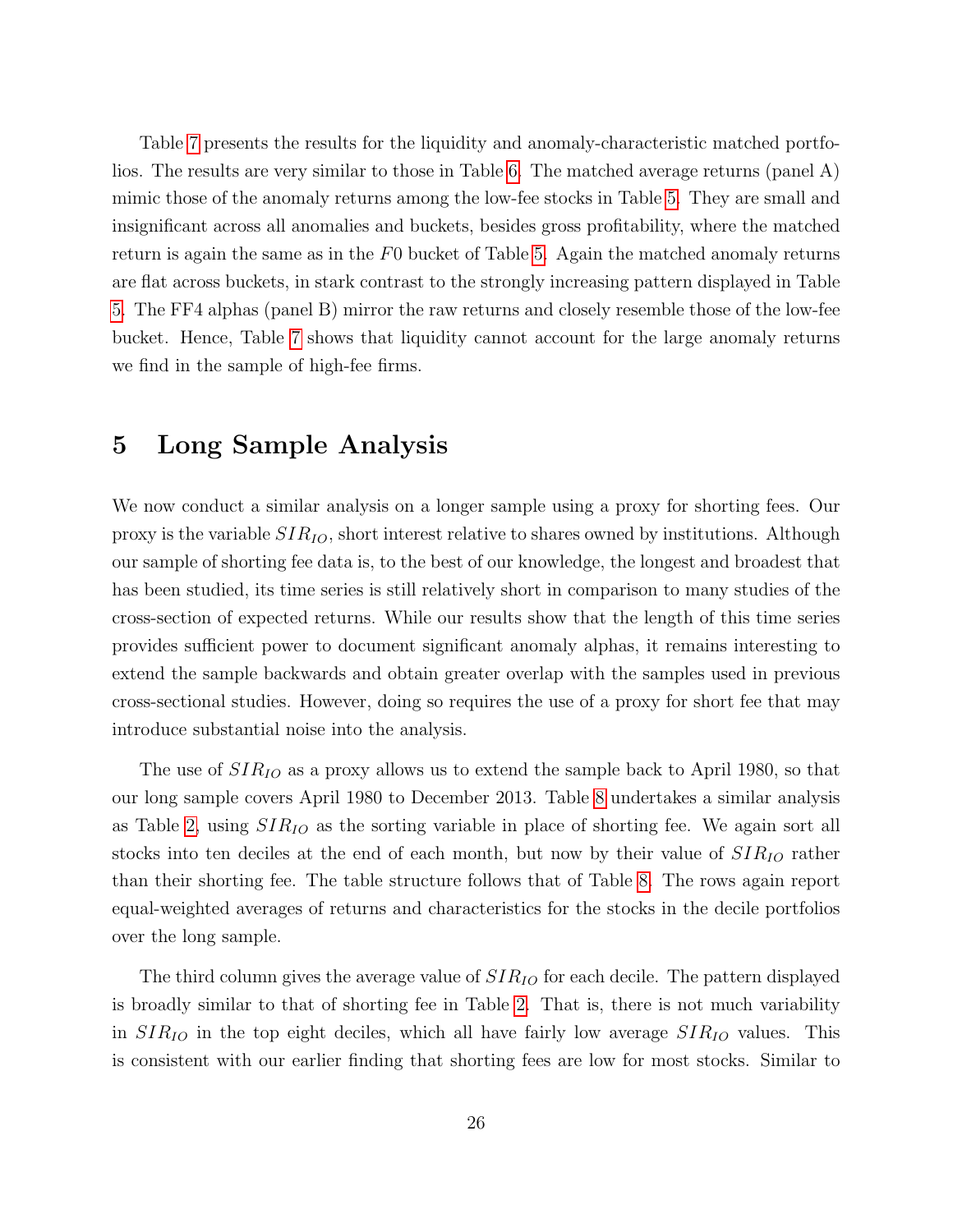Table 7 presents the results for the liquidity and anomaly-characteristic matched portfolios. The results are very similar to those in Table 6. The matched average returns (panel A) mimic those of the anomaly returns among the low-fee stocks in Table 5. They are small and insignificant across all anomalies and buckets, besides gross profitability, where the matched return is again the same as in the $F0$ bucket of Table 5. Again the matched anomaly returns are flat across buckets, in stark contrast to the strongly increasing pattern displayed in Table 5. The FF4 alphas (panel B) mirror the raw returns and closely resemble those of the low-fee bucket. Hence, Table 7 shows that liquidity cannot account for the large anomaly returns we find in the sample of high-fee firms.

# 5 Long Sample Analysis

We now conduct a similar analysis on a longer sample using a proxy for shorting fees. Our proxy is the variable $SIR_{IO}$, short interest relative to shares owned by institutions. Although our sample of shorting fee data is, to the best of our knowledge, the longest and broadest that has been studied, its time series is still relatively short in comparison to many studies of the cross-section of expected returns. While our results show that the length of this time series provides sufficient power to document significant anomaly alphas, it remains interesting to extend the sample backwards and obtain greater overlap with the samples used in previous cross-sectional studies. However, doing so requires the use of a proxy for short fee that may introduce substantial noise into the analysis.

The use of $SIR_{IO}$ as a proxy allows us to extend the sample back to April 1980, so that our long sample covers April 1980 to December 2013. Table 8 undertakes a similar analysis as Table 2, using $SIR_{IO}$ as the sorting variable in place of shorting fee. We again sort all stocks into ten deciles at the end of each month, but now by their value of $SIR_{IO}$ rather than their shorting fee. The table structure follows that of Table 8. The rows again report equal-weighted averages of returns and characteristics for the stocks in the decile portfolios over the long sample.

The third column gives the average value of $SIR_{IO}$ for each decile. The pattern displayed is broadly similar to that of shorting fee in Table 2. That is, there is not much variability in $SIR_{IO}$ in the top eight deciles, which all have fairly low average $SIR_{IO}$ values. This is consistent with our earlier finding that shorting fees are low for most stocks. Similar to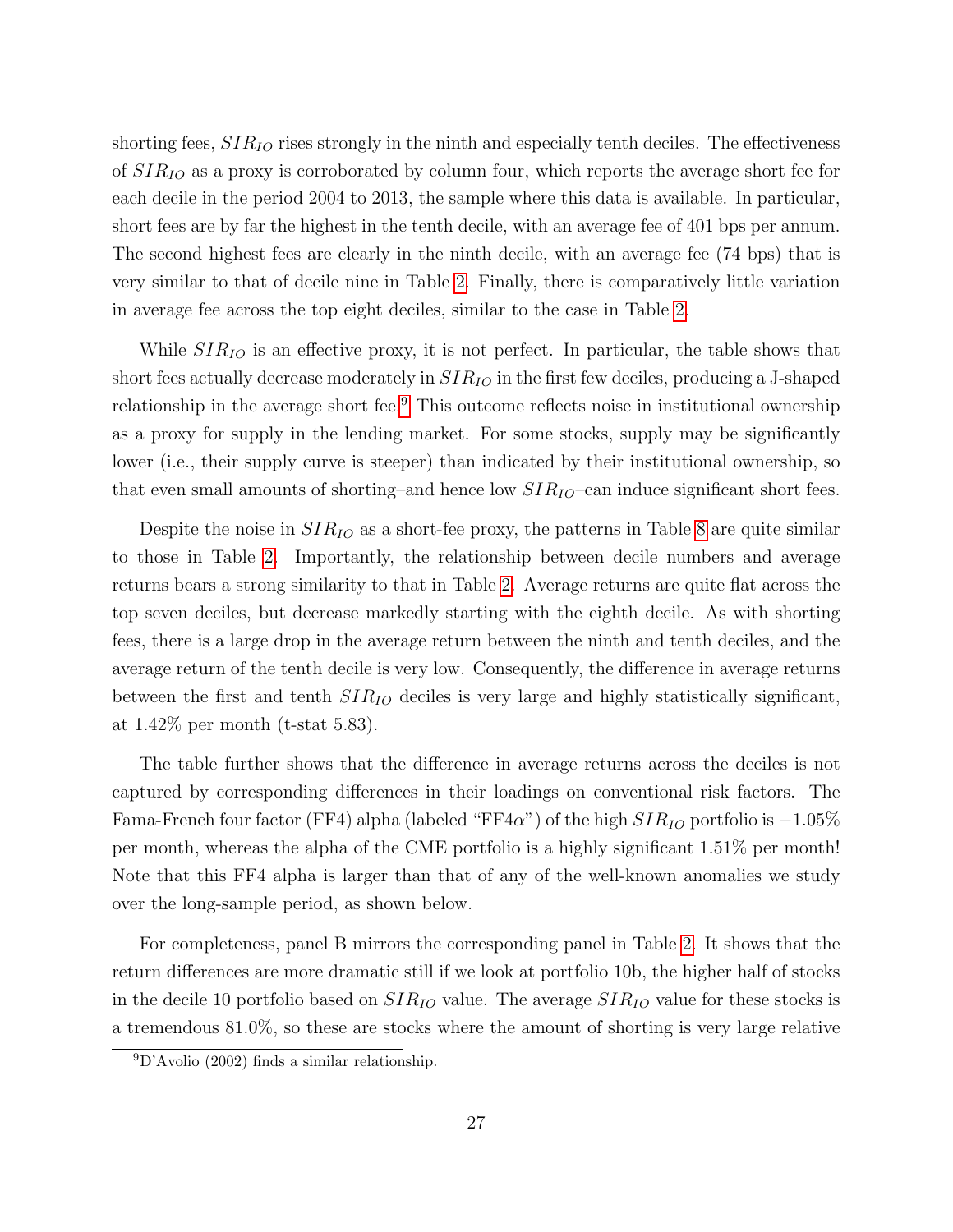shorting fees, $SIR_{IO}$ rises strongly in the ninth and especially tenth deciles. The effectiveness of $SIR_{IO}$ as a proxy is corroborated by column four, which reports the average short fee for each decile in the period 2004 to 2013, the sample where this data is available. In particular, short fees are by far the highest in the tenth decile, with an average fee of 401 bps per annum. The second highest fees are clearly in the ninth decile, with an average fee (74 bps) that is very similar to that of decile nine in Table 2. Finally, there is comparatively little variation in average fee across the top eight deciles, similar to the case in Table 2.

While $SIR_{IO}$ is an effective proxy, it is not perfect. In particular, the table shows that short fees actually decrease moderately in $SIR_{IO}$ in the first few deciles, producing a J-shaped relationship in the average short fee.[9] This outcome reflects noise in institutional ownership as a proxy for supply in the lending market. For some stocks, supply may be significantly lower (i.e., their supply curve is steeper) than indicated by their institutional ownership, so that even small amounts of shorting–and hence low $SIR_{IO}$–can induce significant short fees.

Despite the noise in $SIR_{IO}$ as a short-fee proxy, the patterns in Table 8 are quite similar to those in Table 2. Importantly, the relationship between decile numbers and average returns bears a strong similarity to that in Table 2. Average returns are quite flat across the top seven deciles, but decrease markedly starting with the eighth decile. As with shorting fees, there is a large drop in the average return between the ninth and tenth deciles, and the average return of the tenth decile is very low. Consequently, the difference in average returns between the first and tenth $SIR_{IO}$ deciles is very large and highly statistically significant, at 1.42% per month (t-stat 5.83).

The table further shows that the difference in average returns across the deciles is not captured by corresponding differences in their loadings on conventional risk factors. The Fama-French four factor (FF4) alpha (labeled "FF4$\alpha$") of the high $SIR_{IO}$ portfolio is $-1.05\%$ per month, whereas the alpha of the CME portfolio is a highly significant 1.51% per month! Note that this FF4 alpha is larger than that of any of the well-known anomalies we study over the long-sample period, as shown below.

For completeness, panel B mirrors the corresponding panel in Table 2. It shows that the return differences are more dramatic still if we look at portfolio 10b, the higher half of stocks in the decile 10 portfolio based on $SIR_{IO}$ value. The average $SIR_{IO}$ value for these stocks is a tremendous 81.0%, so these are stocks where the amount of shorting is very large relative

[9] D'Avolio (2002) finds a similar relationship.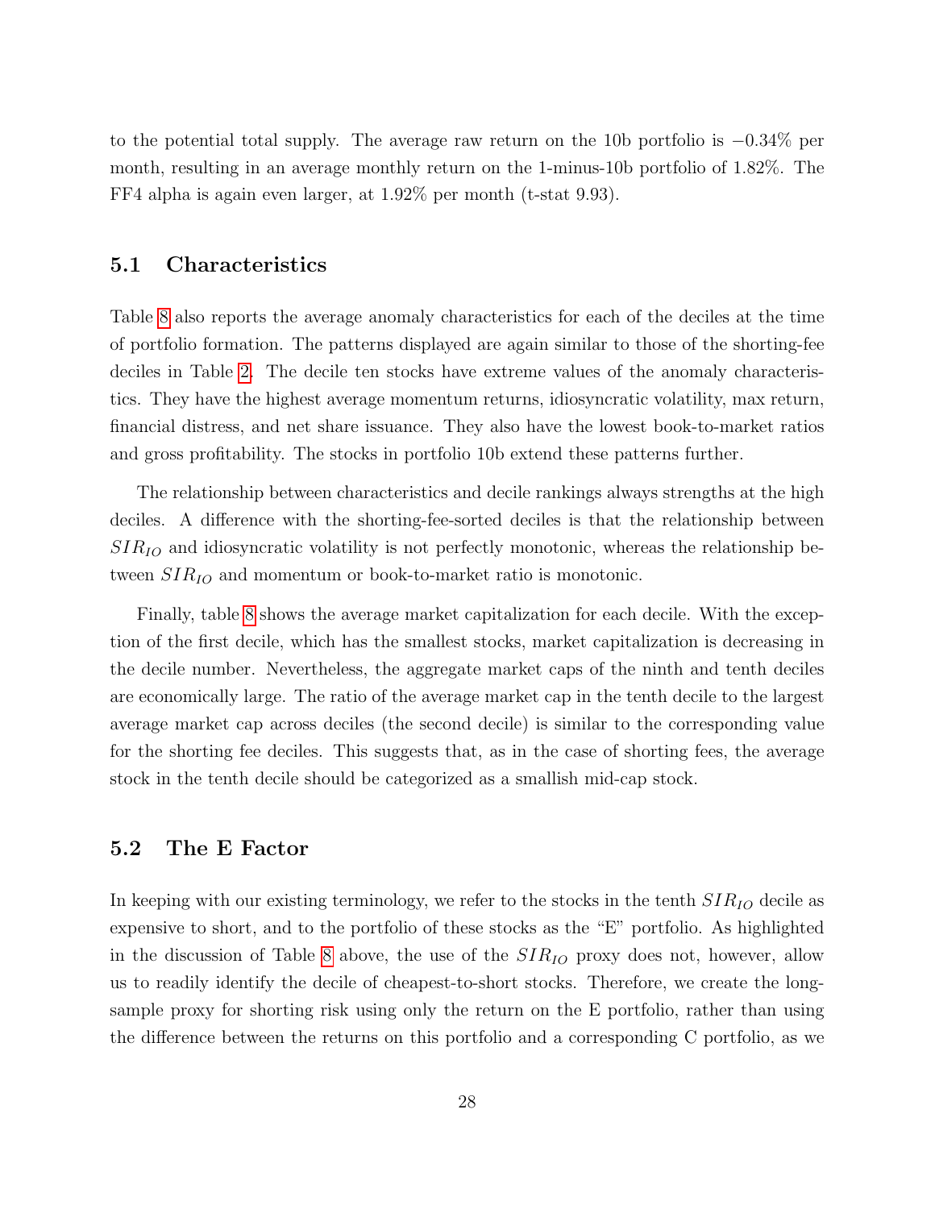to the potential total supply. The average raw return on the 10b portfolio is −0.34% per month, resulting in an average monthly return on the 1-minus-10b portfolio of 1.82%. The FF4 alpha is again even larger, at 1.92% per month (t-stat 9.93).

## 5.1 Characteristics

Table 8 also reports the average anomaly characteristics for each of the deciles at the time of portfolio formation. The patterns displayed are again similar to those of the shorting-fee deciles in Table 2. The decile ten stocks have extreme values of the anomaly characteristics. They have the highest average momentum returns, idiosyncratic volatility, max return, financial distress, and net share issuance. They also have the lowest book-to-market ratios and gross profitability. The stocks in portfolio 10b extend these patterns further.

The relationship between characteristics and decile rankings always strengths at the high deciles. A difference with the shorting-fee-sorted deciles is that the relationship between $SIR_{IO}$ and idiosyncratic volatility is not perfectly monotonic, whereas the relationship between $SIR_{IO}$ and momentum or book-to-market ratio is monotonic.

Finally, table 8 shows the average market capitalization for each decile. With the exception of the first decile, which has the smallest stocks, market capitalization is decreasing in the decile number. Nevertheless, the aggregate market caps of the ninth and tenth deciles are economically large. The ratio of the average market cap in the tenth decile to the largest average market cap across deciles (the second decile) is similar to the corresponding value for the shorting fee deciles. This suggests that, as in the case of shorting fees, the average stock in the tenth decile should be categorized as a smallish mid-cap stock.

## 5.2 The E Factor

In keeping with our existing terminology, we refer to the stocks in the tenth $SIR_{IO}$ decile as expensive to short, and to the portfolio of these stocks as the "E" portfolio. As highlighted in the discussion of Table 8 above, the use of the $SIR_{IO}$ proxy does not, however, allow us to readily identify the decile of cheapest-to-short stocks. Therefore, we create the long-sample proxy for shorting risk using only the return on the E portfolio, rather than using the difference between the returns on this portfolio and a corresponding C portfolio, as we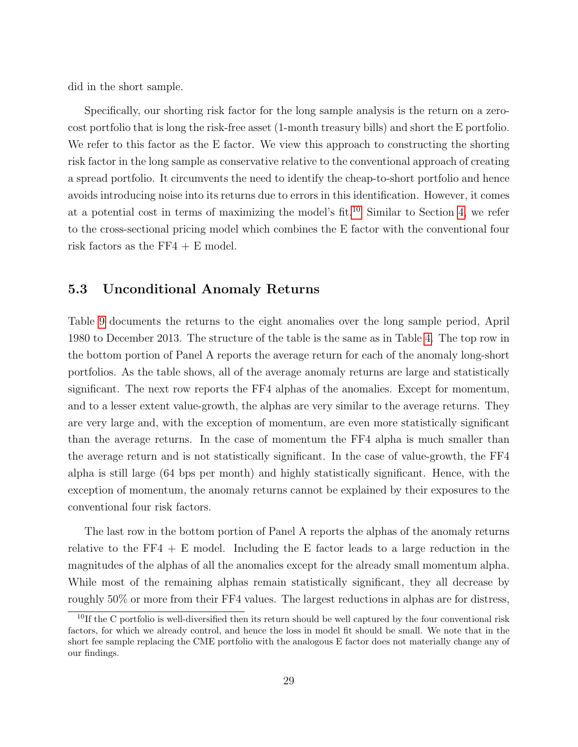did in the short sample.

Specifically, our shorting risk factor for the long sample analysis is the return on a zero-cost portfolio that is long the risk-free asset (1-month treasury bills) and short the E portfolio. We refer to this factor as the E factor. We view this approach to constructing the shorting risk factor in the long sample as conservative relative to the conventional approach of creating a spread portfolio. It circumvents the need to identify the cheap-to-short portfolio and hence avoids introducing noise into its returns due to errors in this identification. However, it comes at a potential cost in terms of maximizing the model's fit.[10] Similar to Section 4, we refer to the cross-sectional pricing model which combines the E factor with the conventional four risk factors as the FF4 + E model.

### 5.3 Unconditional Anomaly Returns

Table 9 documents the returns to the eight anomalies over the long sample period, April 1980 to December 2013. The structure of the table is the same as in Table 4. The top row in the bottom portion of Panel A reports the average return for each of the anomaly long-short portfolios. As the table shows, all of the average anomaly returns are large and statistically significant. The next row reports the FF4 alphas of the anomalies. Except for momentum, and to a lesser extent value-growth, the alphas are very similar to the average returns. They are very large and, with the exception of momentum, are even more statistically significant than the average returns. In the case of momentum the FF4 alpha is much smaller than the average return and is not statistically significant. In the case of value-growth, the FF4 alpha is still large (64 bps per month) and highly statistically significant. Hence, with the exception of momentum, the anomaly returns cannot be explained by their exposures to the conventional four risk factors.

The last row in the bottom portion of Panel A reports the alphas of the anomaly returns relative to the FF4 + E model. Including the E factor leads to a large reduction in the magnitudes of the alphas of all the anomalies except for the already small momentum alpha. While most of the remaining alphas remain statistically significant, they all decrease by roughly 50% or more from their FF4 values. The largest reductions in alphas are for distress,

[10] If the C portfolio is well-diversified then its return should be well captured by the four conventional risk factors, for which we already control, and hence the loss in model fit should be small. We note that in the short fee sample replacing the CME portfolio with the analogous E factor does not materially change any of our findings.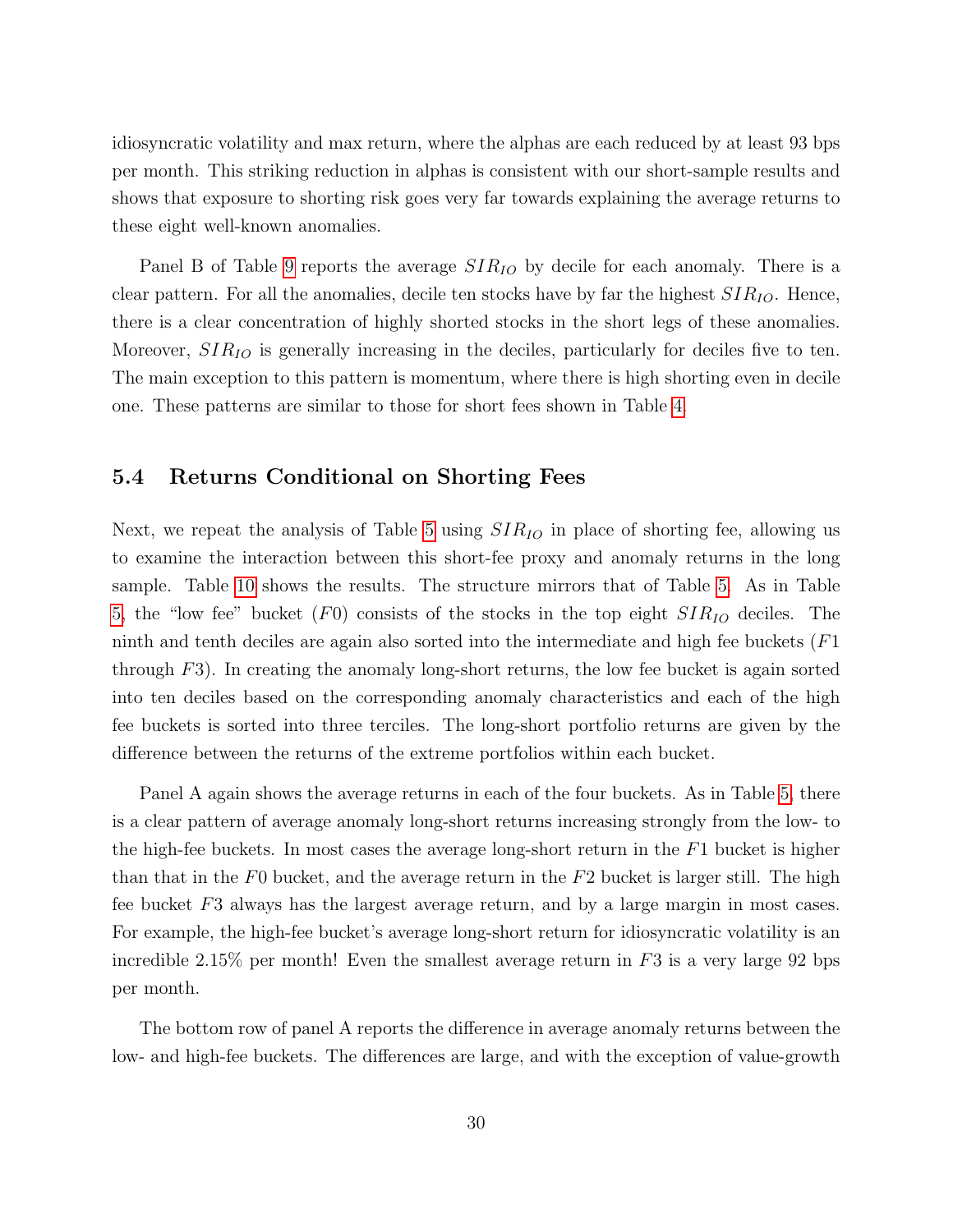idiosyncratic volatility and max return, where the alphas are each reduced by at least 93 bps per month. This striking reduction in alphas is consistent with our short-sample results and shows that exposure to shorting risk goes very far towards explaining the average returns to these eight well-known anomalies.

Panel B of Table 9 reports the average $SIR_{IO}$ by decile for each anomaly. There is a clear pattern. For all the anomalies, decile ten stocks have by far the highest $SIR_{IO}$. Hence, there is a clear concentration of highly shorted stocks in the short legs of these anomalies. Moreover, $SIR_{IO}$ is generally increasing in the deciles, particularly for deciles five to ten. The main exception to this pattern is momentum, where there is high shorting even in decile one. These patterns are similar to those for short fees shown in Table 4.

### 5.4 Returns Conditional on Shorting Fees

Next, we repeat the analysis of Table 5 using $SIR_{IO}$ in place of shorting fee, allowing us to examine the interaction between this short-fee proxy and anomaly returns in the long sample. Table 10 shows the results. The structure mirrors that of Table 5. As in Table 5, the "low fee" bucket ($F0$) consists of the stocks in the top eight $SIR_{IO}$ deciles. The ninth and tenth deciles are again also sorted into the intermediate and high fee buckets ($F1$ through $F3$). In creating the anomaly long-short returns, the low fee bucket is again sorted into ten deciles based on the corresponding anomaly characteristics and each of the high fee buckets is sorted into three terciles. The long-short portfolio returns are given by the difference between the returns of the extreme portfolios within each bucket.

Panel A again shows the average returns in each of the four buckets. As in Table 5, there is a clear pattern of average anomaly long-short returns increasing strongly from the low- to the high-fee buckets. In most cases the average long-short return in the $F1$ bucket is higher than that in the $F0$ bucket, and the average return in the $F2$ bucket is larger still. The high fee bucket $F3$ always has the largest average return, and by a large margin in most cases. For example, the high-fee bucket's average long-short return for idiosyncratic volatility is an incredible 2.15% per month! Even the smallest average return in $F3$ is a very large 92 bps per month.

The bottom row of panel A reports the difference in average anomaly returns between the low- and high-fee buckets. The differences are large, and with the exception of value-growth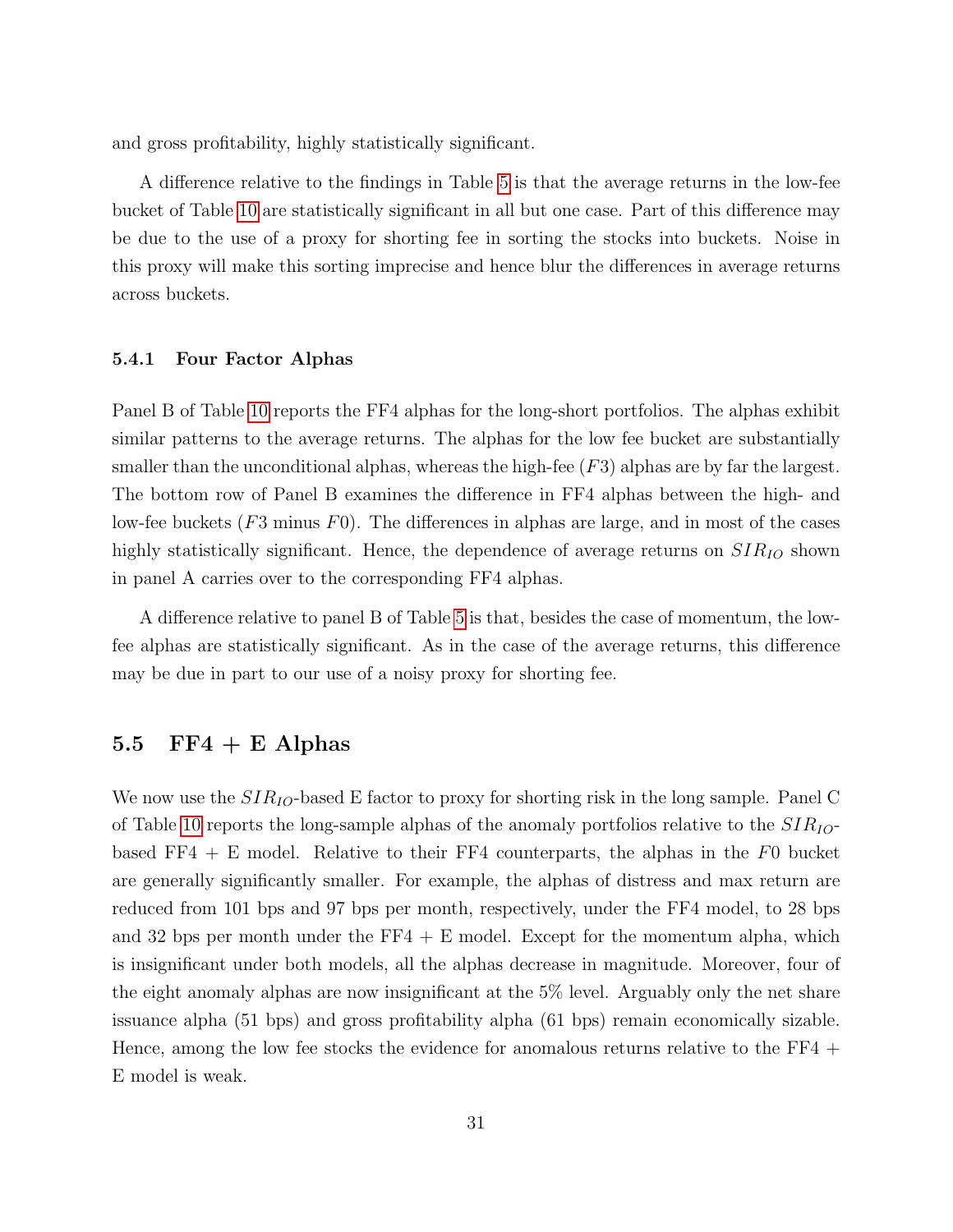and gross profitability, highly statistically significant.

A difference relative to the findings in Table 5 is that the average returns in the low-fee bucket of Table 10 are statistically significant in all but one case. Part of this difference may be due to the use of a proxy for shorting fee in sorting the stocks into buckets. Noise in this proxy will make this sorting imprecise and hence blur the differences in average returns across buckets.

### 5.4.1 Four Factor Alphas

Panel B of Table 10 reports the FF4 alphas for the long-short portfolios. The alphas exhibit similar patterns to the average returns. The alphas for the low fee bucket are substantially smaller than the unconditional alphas, whereas the high-fee ($F3$) alphas are by far the largest. The bottom row of Panel B examines the difference in FF4 alphas between the high- and low-fee buckets ($F3$ minus $F0$). The differences in alphas are large, and in most of the cases highly statistically significant. Hence, the dependence of average returns on $SIR_{IO}$ shown in panel A carries over to the corresponding FF4 alphas.

A difference relative to panel B of Table 5 is that, besides the case of momentum, the low-fee alphas are statistically significant. As in the case of the average returns, this difference may be due in part to our use of a noisy proxy for shorting fee.

## 5.5 FF4 + E Alphas

We now use the $SIR_{IO}$-based E factor to proxy for shorting risk in the long sample. Panel C of Table 10 reports the long-sample alphas of the anomaly portfolios relative to the $SIR_{IO}$-based FF4 + E model. Relative to their FF4 counterparts, the alphas in the $F0$ bucket are generally significantly smaller. For example, the alphas of distress and max return are reduced from 101 bps and 97 bps per month, respectively, under the FF4 model, to 28 bps and 32 bps per month under the FF4 + E model. Except for the momentum alpha, which is insignificant under both models, all the alphas decrease in magnitude. Moreover, four of the eight anomaly alphas are now insignificant at the 5% level. Arguably only the net share issuance alpha (51 bps) and gross profitability alpha (61 bps) remain economically sizable. Hence, among the low fee stocks the evidence for anomalous returns relative to the FF4 + E model is weak.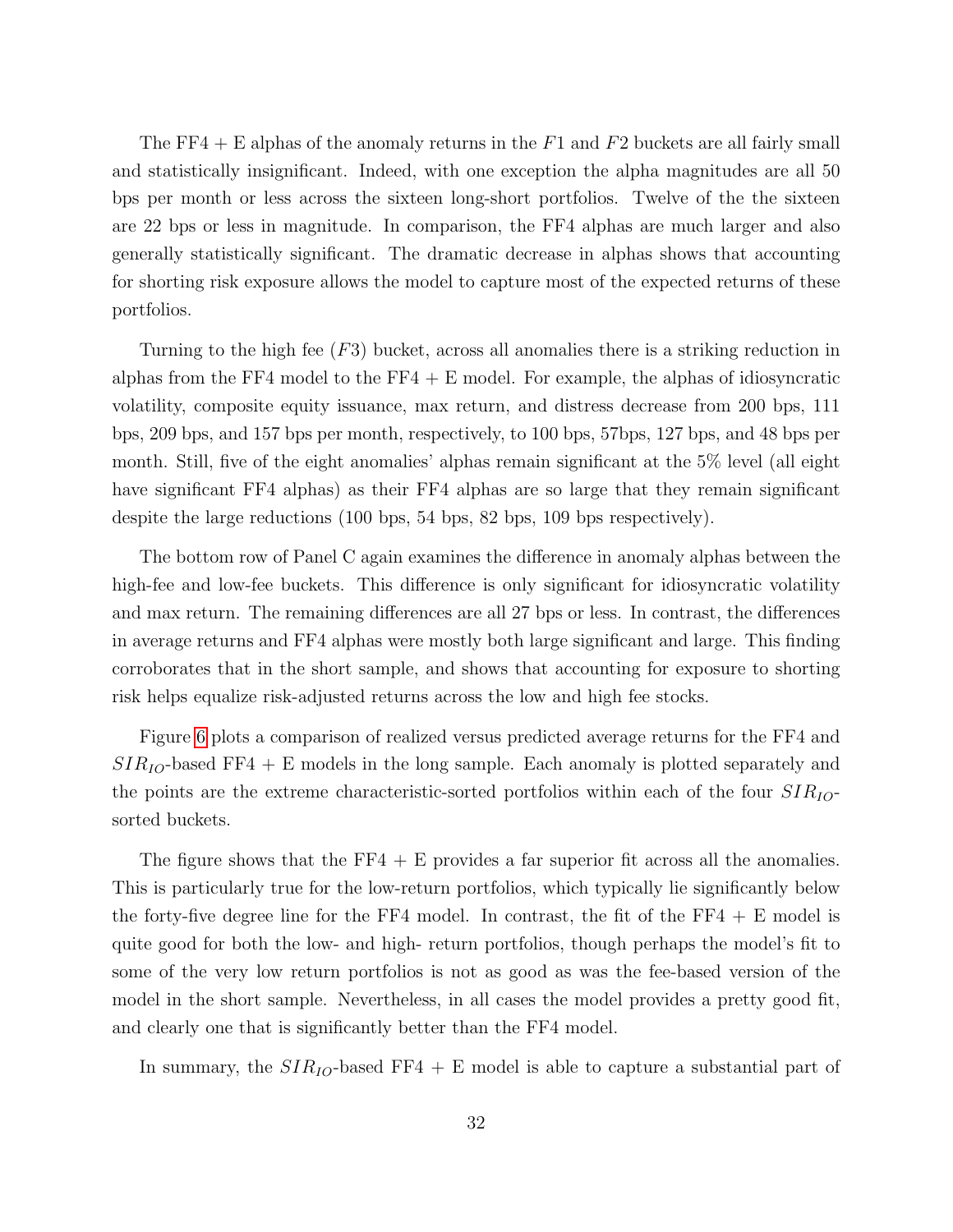The FF4 + E alphas of the anomaly returns in the $F1$ and $F2$ buckets are all fairly small and statistically insignificant. Indeed, with one exception the alpha magnitudes are all 50 bps per month or less across the sixteen long-short portfolios. Twelve of the the sixteen are 22 bps or less in magnitude. In comparison, the FF4 alphas are much larger and also generally statistically significant. The dramatic decrease in alphas shows that accounting for shorting risk exposure allows the model to capture most of the expected returns of these portfolios.

Turning to the high fee ($F3$) bucket, across all anomalies there is a striking reduction in alphas from the FF4 model to the FF4 + E model. For example, the alphas of idiosyncratic volatility, composite equity issuance, max return, and distress decrease from 200 bps, 111 bps, 209 bps, and 157 bps per month, respectively, to 100 bps, 57bps, 127 bps, and 48 bps per month. Still, five of the eight anomalies' alphas remain significant at the 5% level (all eight have significant FF4 alphas) as their FF4 alphas are so large that they remain significant despite the large reductions (100 bps, 54 bps, 82 bps, 109 bps respectively).

The bottom row of Panel C again examines the difference in anomaly alphas between the high-fee and low-fee buckets. This difference is only significant for idiosyncratic volatility and max return. The remaining differences are all 27 bps or less. In contrast, the differences in average returns and FF4 alphas were mostly both large significant and large. This finding corroborates that in the short sample, and shows that accounting for exposure to shorting risk helps equalize risk-adjusted returns across the low and high fee stocks.

Figure 6 plots a comparison of realized versus predicted average returns for the FF4 and $SIR_{IO}$-based FF4 + E models in the long sample. Each anomaly is plotted separately and the points are the extreme characteristic-sorted portfolios within each of the four $SIR_{IO}$-sorted buckets.

The figure shows that the FF4 + E provides a far superior fit across all the anomalies. This is particularly true for the low-return portfolios, which typically lie significantly below the forty-five degree line for the FF4 model. In contrast, the fit of the FF4 + E model is quite good for both the low- and high- return portfolios, though perhaps the model's fit to some of the very low return portfolios is not as good as was the fee-based version of the model in the short sample. Nevertheless, in all cases the model provides a pretty good fit, and clearly one that is significantly better than the FF4 model.

In summary, the $SIR_{IO}$-based FF4 + E model is able to capture a substantial part of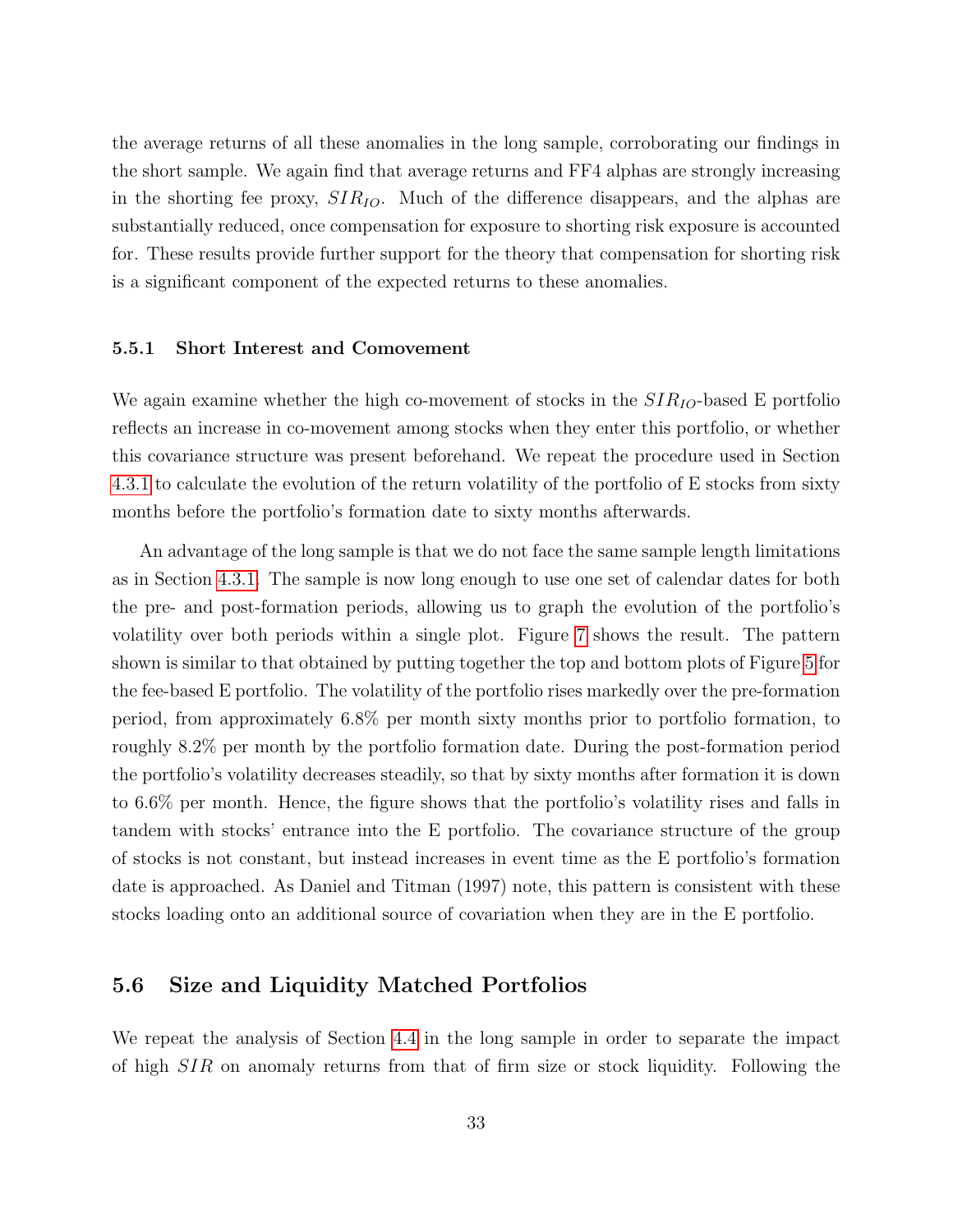the average returns of all these anomalies in the long sample, corroborating our findings in the short sample. We again find that average returns and FF4 alphas are strongly increasing in the shorting fee proxy, $SIR_{IO}$. Much of the difference disappears, and the alphas are substantially reduced, once compensation for exposure to shorting risk exposure is accounted for. These results provide further support for the theory that compensation for shorting risk is a significant component of the expected returns to these anomalies.

### 5.5.1 Short Interest and Comovement

We again examine whether the high co-movement of stocks in the $SIR_{IO}$-based E portfolio reflects an increase in co-movement among stocks when they enter this portfolio, or whether this covariance structure was present beforehand. We repeat the procedure used in Section 4.3.1 to calculate the evolution of the return volatility of the portfolio of E stocks from sixty months before the portfolio's formation date to sixty months afterwards.

An advantage of the long sample is that we do not face the same sample length limitations as in Section 4.3.1. The sample is now long enough to use one set of calendar dates for both the pre- and post-formation periods, allowing us to graph the evolution of the portfolio's volatility over both periods within a single plot. Figure 7 shows the result. The pattern shown is similar to that obtained by putting together the top and bottom plots of Figure 5 for the fee-based E portfolio. The volatility of the portfolio rises markedly over the pre-formation period, from approximately 6.8% per month sixty months prior to portfolio formation, to roughly 8.2% per month by the portfolio formation date. During the post-formation period the portfolio's volatility decreases steadily, so that by sixty months after formation it is down to 6.6% per month. Hence, the figure shows that the portfolio's volatility rises and falls in tandem with stocks' entrance into the E portfolio. The covariance structure of the group of stocks is not constant, but instead increases in event time as the E portfolio's formation date is approached. As Daniel and Titman (1997) note, this pattern is consistent with these stocks loading onto an additional source of covariation when they are in the E portfolio.

## 5.6 Size and Liquidity Matched Portfolios

We repeat the analysis of Section 4.4 in the long sample in order to separate the impact of high $SIR$ on anomaly returns from that of firm size or stock liquidity. Following the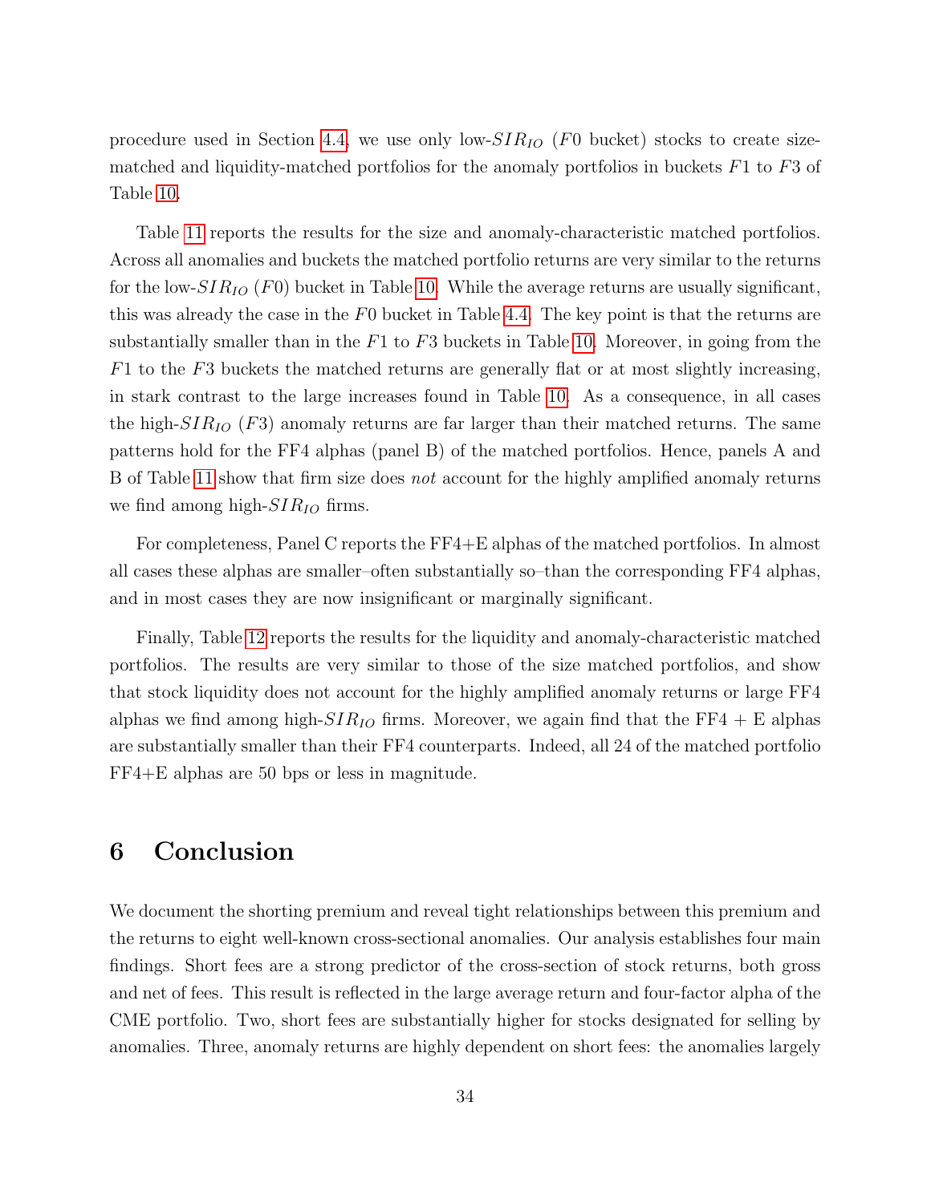procedure used in Section 4.4, we use only low-$SIR_{IO}$ ($F0$ bucket) stocks to create size-matched and liquidity-matched portfolios for the anomaly portfolios in buckets $F1$ to $F3$ of Table 10.

Table 11 reports the results for the size and anomaly-characteristic matched portfolios. Across all anomalies and buckets the matched portfolio returns are very similar to the returns for the low-$SIR_{IO}$ ($F0$) bucket in Table 10. While the average returns are usually significant, this was already the case in the $F0$ bucket in Table 4.4. The key point is that the returns are substantially smaller than in the $F1$ to $F3$ buckets in Table 10. Moreover, in going from the $F1$ to the $F3$ buckets the matched returns are generally flat or at most slightly increasing, in stark contrast to the large increases found in Table 10. As a consequence, in all cases the high-$SIR_{IO}$ ($F3$) anomaly returns are far larger than their matched returns. The same patterns hold for the FF4 alphas (panel B) of the matched portfolios. Hence, panels A and B of Table 11 show that firm size does *not* account for the highly amplified anomaly returns we find among high-$SIR_{IO}$ firms.

For completeness, Panel C reports the FF4+E alphas of the matched portfolios. In almost all cases these alphas are smaller–often substantially so–than the corresponding FF4 alphas, and in most cases they are now insignificant or marginally significant.

Finally, Table 12 reports the results for the liquidity and anomaly-characteristic matched portfolios. The results are very similar to those of the size matched portfolios, and show that stock liquidity does not account for the highly amplified anomaly returns or large FF4 alphas we find among high-$SIR_{IO}$ firms. Moreover, we again find that the FF4 + E alphas are substantially smaller than their FF4 counterparts. Indeed, all 24 of the matched portfolio FF4+E alphas are 50 bps or less in magnitude.

# 6 Conclusion

We document the shorting premium and reveal tight relationships between this premium and the returns to eight well-known cross-sectional anomalies. Our analysis establishes four main findings. Short fees are a strong predictor of the cross-section of stock returns, both gross and net of fees. This result is reflected in the large average return and four-factor alpha of the CME portfolio. Two, short fees are substantially higher for stocks designated for selling by anomalies. Three, anomaly returns are highly dependent on short fees: the anomalies largely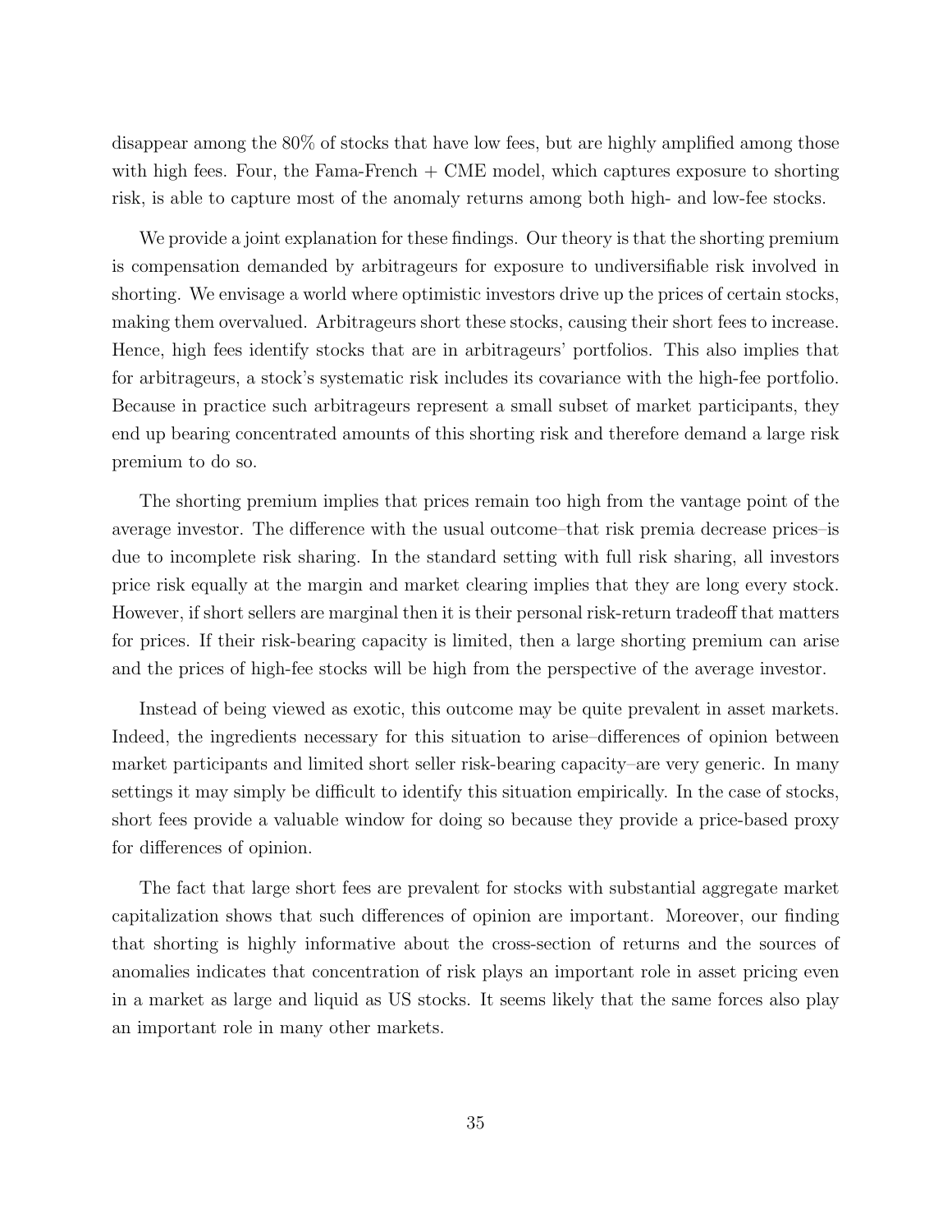disappear among the 80% of stocks that have low fees, but are highly amplified among those with high fees. Four, the Fama-French + CME model, which captures exposure to shorting risk, is able to capture most of the anomaly returns among both high- and low-fee stocks.

We provide a joint explanation for these findings. Our theory is that the shorting premium is compensation demanded by arbitrageurs for exposure to undiversifiable risk involved in shorting. We envisage a world where optimistic investors drive up the prices of certain stocks, making them overvalued. Arbitrageurs short these stocks, causing their short fees to increase. Hence, high fees identify stocks that are in arbitrageurs' portfolios. This also implies that for arbitrageurs, a stock's systematic risk includes its covariance with the high-fee portfolio. Because in practice such arbitrageurs represent a small subset of market participants, they end up bearing concentrated amounts of this shorting risk and therefore demand a large risk premium to do so.

The shorting premium implies that prices remain too high from the vantage point of the average investor. The difference with the usual outcome–that risk premia decrease prices–is due to incomplete risk sharing. In the standard setting with full risk sharing, all investors price risk equally at the margin and market clearing implies that they are long every stock. However, if short sellers are marginal then it is their personal risk-return tradeoff that matters for prices. If their risk-bearing capacity is limited, then a large shorting premium can arise and the prices of high-fee stocks will be high from the perspective of the average investor.

Instead of being viewed as exotic, this outcome may be quite prevalent in asset markets. Indeed, the ingredients necessary for this situation to arise–differences of opinion between market participants and limited short seller risk-bearing capacity–are very generic. In many settings it may simply be difficult to identify this situation empirically. In the case of stocks, short fees provide a valuable window for doing so because they provide a price-based proxy for differences of opinion.

The fact that large short fees are prevalent for stocks with substantial aggregate market capitalization shows that such differences of opinion are important. Moreover, our finding that shorting is highly informative about the cross-section of returns and the sources of anomalies indicates that concentration of risk plays an important role in asset pricing even in a market as large and liquid as US stocks. It seems likely that the same forces also play an important role in many other markets.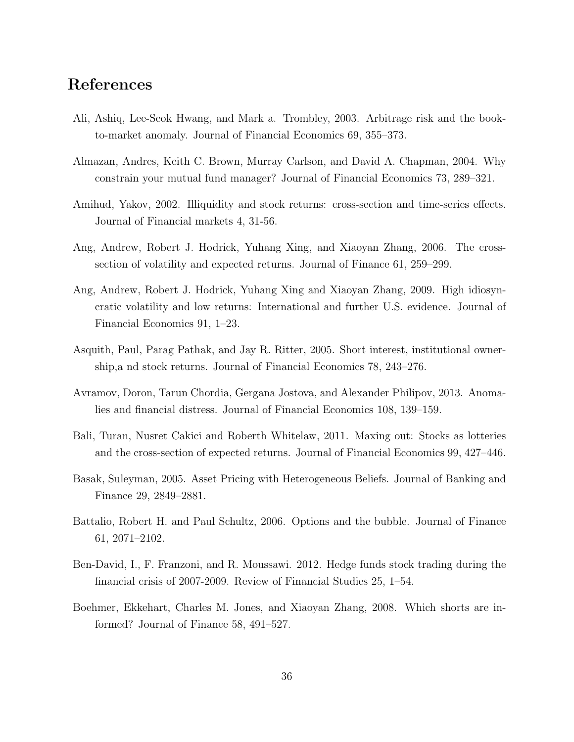# References

Ali, Ashiq, Lee-Seok Hwang, and Mark a. Trombley, 2003. Arbitrage risk and the book-to-market anomaly. Journal of Financial Economics 69, 355–373.

Almazan, Andres, Keith C. Brown, Murray Carlson, and David A. Chapman, 2004. Why constrain your mutual fund manager? Journal of Financial Economics 73, 289–321.

Amihud, Yakov, 2002. Illiquidity and stock returns: cross-section and time-series effects. Journal of Financial markets 4, 31-56.

Ang, Andrew, Robert J. Hodrick, Yuhang Xing, and Xiaoyan Zhang, 2006. The cross-section of volatility and expected returns. Journal of Finance 61, 259–299.

Ang, Andrew, Robert J. Hodrick, Yuhang Xing and Xiaoyan Zhang, 2009. High idiosyncratic volatility and low returns: International and further U.S. evidence. Journal of Financial Economics 91, 1–23.

Asquith, Paul, Parag Pathak, and Jay R. Ritter, 2005. Short interest, institutional ownership,a nd stock returns. Journal of Financial Economics 78, 243–276.

Avramov, Doron, Tarun Chordia, Gergana Jostova, and Alexander Philipov, 2013. Anomalies and financial distress. Journal of Financial Economics 108, 139–159.

Bali, Turan, Nusret Cakici and Roberth Whitelaw, 2011. Maxing out: Stocks as lotteries and the cross-section of expected returns. Journal of Financial Economics 99, 427–446.

Basak, Suleyman, 2005. Asset Pricing with Heterogeneous Beliefs. Journal of Banking and Finance 29, 2849–2881.

Battalio, Robert H. and Paul Schultz, 2006. Options and the bubble. Journal of Finance 61, 2071–2102.

Ben-David, I., F. Franzoni, and R. Moussawi. 2012. Hedge funds stock trading during the financial crisis of 2007-2009. Review of Financial Studies 25, 1–54.

Boehmer, Ekkehart, Charles M. Jones, and Xiaoyan Zhang, 2008. Which shorts are informed? Journal of Finance 58, 491–527.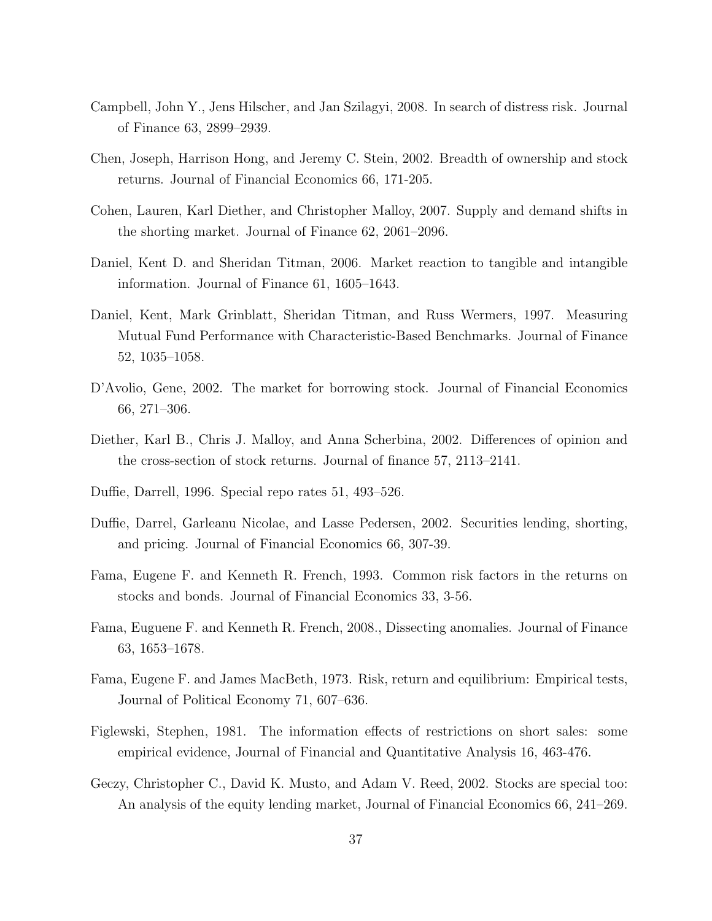Campbell, John Y., Jens Hilscher, and Jan Szilagyi, 2008. In search of distress risk. Journal of Finance 63, 2899–2939.

Chen, Joseph, Harrison Hong, and Jeremy C. Stein, 2002. Breadth of ownership and stock returns. Journal of Financial Economics 66, 171-205.

Cohen, Lauren, Karl Diether, and Christopher Malloy, 2007. Supply and demand shifts in the shorting market. Journal of Finance 62, 2061–2096.

Daniel, Kent D. and Sheridan Titman, 2006. Market reaction to tangible and intangible information. Journal of Finance 61, 1605–1643.

Daniel, Kent, Mark Grinblatt, Sheridan Titman, and Russ Wermers, 1997. Measuring Mutual Fund Performance with Characteristic-Based Benchmarks. Journal of Finance 52, 1035–1058.

D'Avolio, Gene, 2002. The market for borrowing stock. Journal of Financial Economics 66, 271–306.

Diether, Karl B., Chris J. Malloy, and Anna Scherbina, 2002. Differences of opinion and the cross-section of stock returns. Journal of finance 57, 2113–2141.

Duffie, Darrell, 1996. Special repo rates 51, 493–526.

Duffie, Darrel, Garleanu Nicolae, and Lasse Pedersen, 2002. Securities lending, shorting, and pricing. Journal of Financial Economics 66, 307-39.

Fama, Eugene F. and Kenneth R. French, 1993. Common risk factors in the returns on stocks and bonds. Journal of Financial Economics 33, 3-56.

Fama, Euguene F. and Kenneth R. French, 2008., Dissecting anomalies. Journal of Finance 63, 1653–1678.

Fama, Eugene F. and James MacBeth, 1973. Risk, return and equilibrium: Empirical tests, Journal of Political Economy 71, 607–636.

Figlewski, Stephen, 1981. The information effects of restrictions on short sales: some empirical evidence, Journal of Financial and Quantitative Analysis 16, 463-476.

Geczy, Christopher C., David K. Musto, and Adam V. Reed, 2002. Stocks are special too: An analysis of the equity lending market, Journal of Financial Economics 66, 241–269.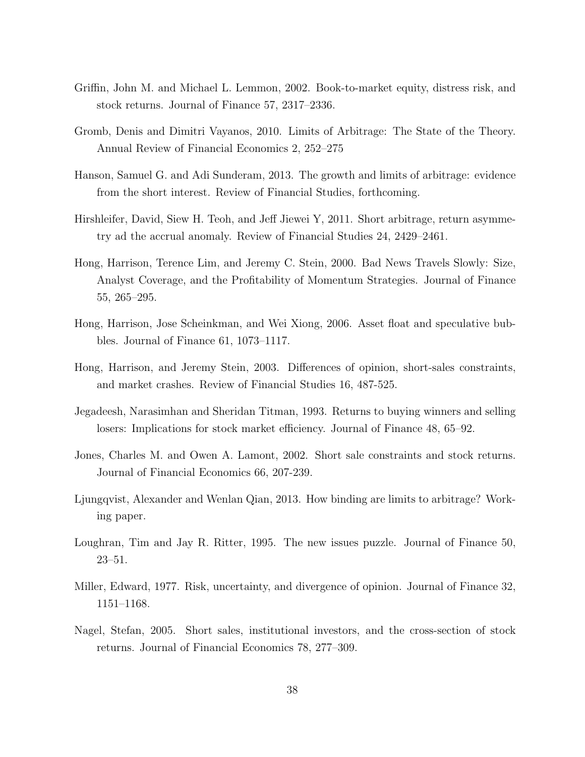Griffin, John M. and Michael L. Lemmon, 2002. Book-to-market equity, distress risk, and stock returns. Journal of Finance 57, 2317–2336.

Gromb, Denis and Dimitri Vayanos, 2010. Limits of Arbitrage: The State of the Theory. Annual Review of Financial Economics 2, 252–275

Hanson, Samuel G. and Adi Sunderam, 2013. The growth and limits of arbitrage: evidence from the short interest. Review of Financial Studies, forthcoming.

Hirshleifer, David, Siew H. Teoh, and Jeff Jiewei Y, 2011. Short arbitrage, return asymmetry ad the accrual anomaly. Review of Financial Studies 24, 2429–2461.

Hong, Harrison, Terence Lim, and Jeremy C. Stein, 2000. Bad News Travels Slowly: Size, Analyst Coverage, and the Profitability of Momentum Strategies. Journal of Finance 55, 265–295.

Hong, Harrison, Jose Scheinkman, and Wei Xiong, 2006. Asset float and speculative bubbles. Journal of Finance 61, 1073–1117.

Hong, Harrison, and Jeremy Stein, 2003. Differences of opinion, short-sales constraints, and market crashes. Review of Financial Studies 16, 487-525.

Jegadeesh, Narasimhan and Sheridan Titman, 1993. Returns to buying winners and selling losers: Implications for stock market efficiency. Journal of Finance 48, 65–92.

Jones, Charles M. and Owen A. Lamont, 2002. Short sale constraints and stock returns. Journal of Financial Economics 66, 207-239.

Ljungqvist, Alexander and Wenlan Qian, 2013. How binding are limits to arbitrage? Working paper.

Loughran, Tim and Jay R. Ritter, 1995. The new issues puzzle. Journal of Finance 50, 23–51.

Miller, Edward, 1977. Risk, uncertainty, and divergence of opinion. Journal of Finance 32, 1151–1168.

Nagel, Stefan, 2005. Short sales, institutional investors, and the cross-section of stock returns. Journal of Financial Economics 78, 277–309.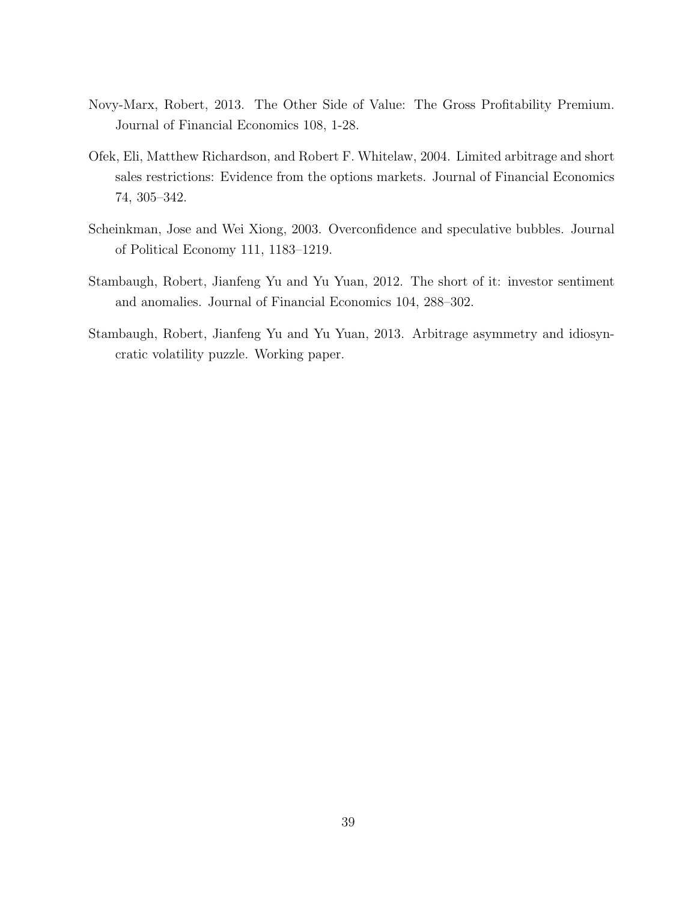Novy-Marx, Robert, 2013. The Other Side of Value: The Gross Profitability Premium. Journal of Financial Economics 108, 1-28.

Ofek, Eli, Matthew Richardson, and Robert F. Whitelaw, 2004. Limited arbitrage and short sales restrictions: Evidence from the options markets. Journal of Financial Economics 74, 305–342.

Scheinkman, Jose and Wei Xiong, 2003. Overconfidence and speculative bubbles. Journal of Political Economy 111, 1183–1219.

Stambaugh, Robert, Jianfeng Yu and Yu Yuan, 2012. The short of it: investor sentiment and anomalies. Journal of Financial Economics 104, 288–302.

Stambaugh, Robert, Jianfeng Yu and Yu Yuan, 2013. Arbitrage asymmetry and idiosyncratic volatility puzzle. Working paper.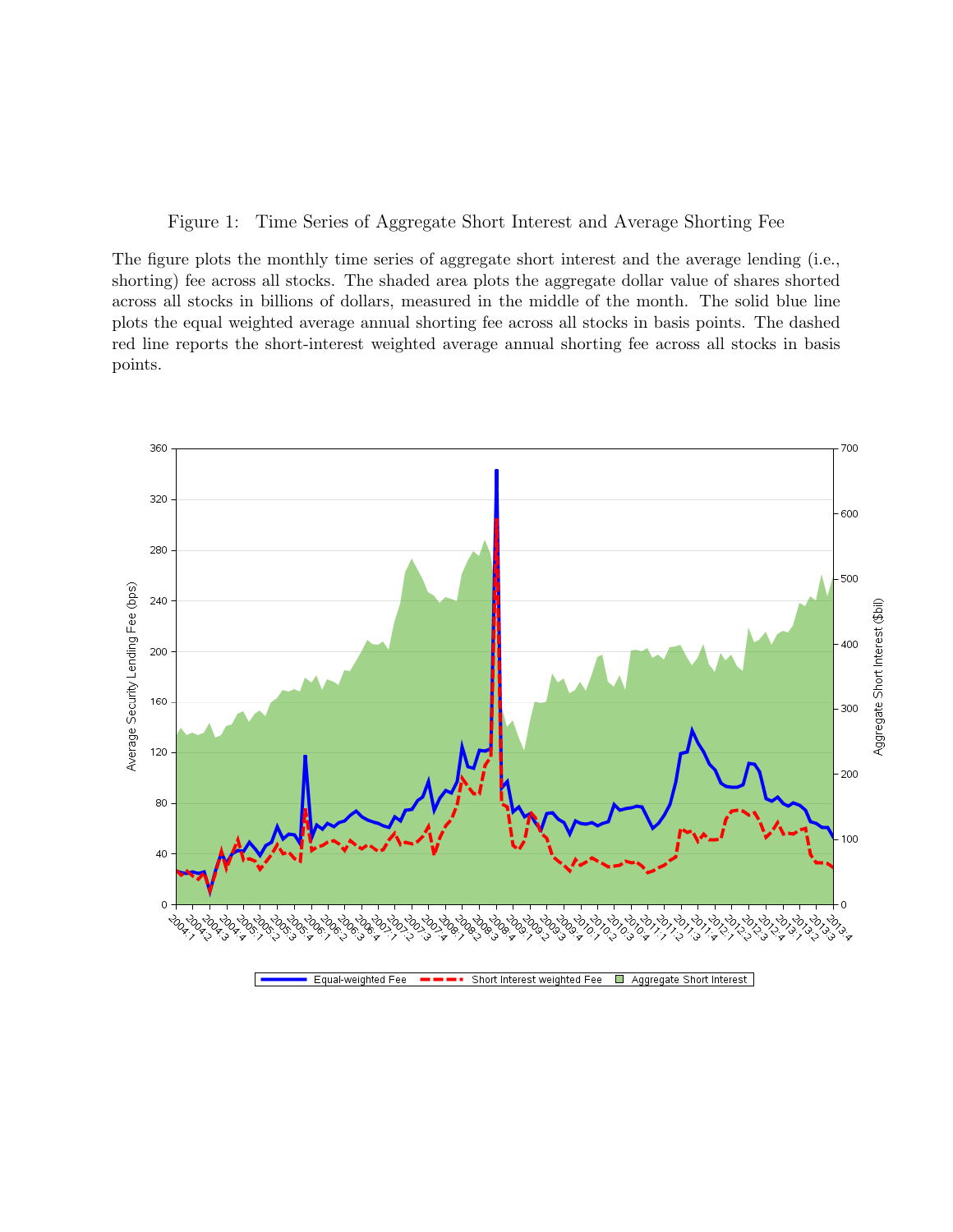Figure 1: Time Series of Aggregate Short Interest and Average Shorting Fee

The figure plots the monthly time series of aggregate short interest and the average lending (i.e., shorting) fee across all stocks. The shaded area plots the aggregate dollar value of shares shorted across all stocks in billions of dollars, measured in the middle of the month. The solid blue line plots the equal weighted average annual shorting fee across all stocks in basis points. The dashed red line reports the short-interest weighted average annual shorting fee across all stocks in basis points.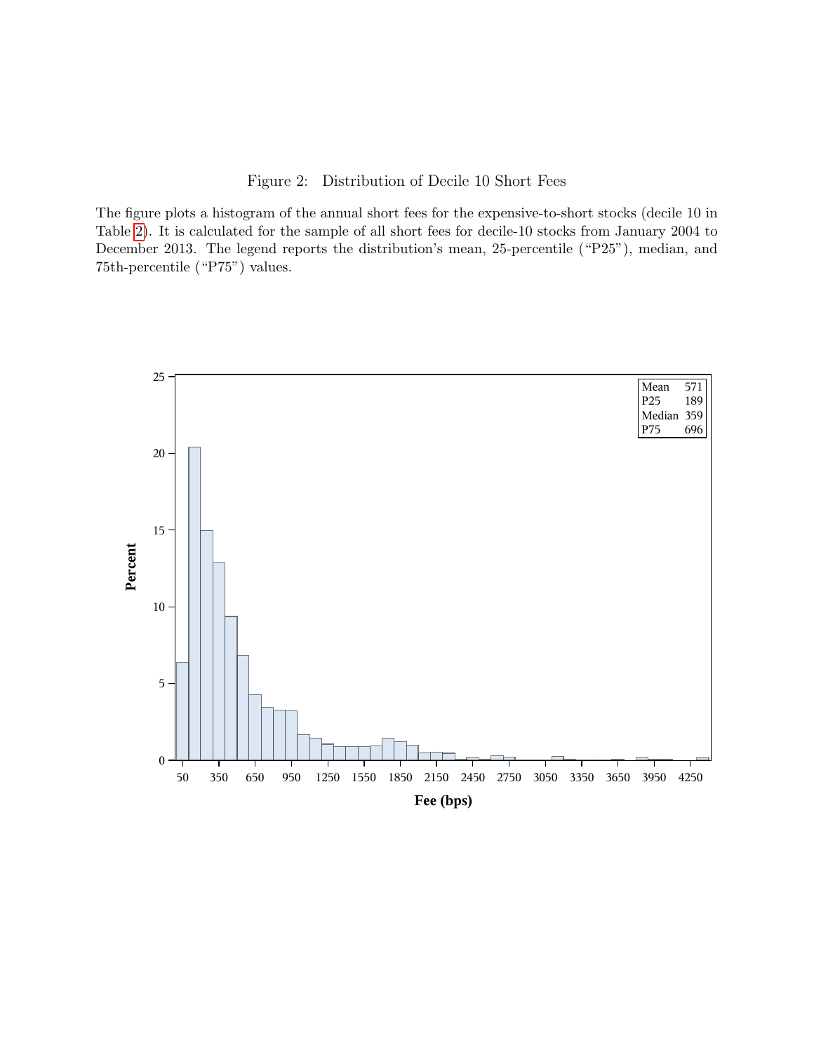Figure 2: Distribution of Decile 10 Short Fees

The figure plots a histogram of the annual short fees for the expensive-to-short stocks (decile 10 in Table 2). It is calculated for the sample of all short fees for decile-10 stocks from January 2004 to December 2013. The legend reports the distribution's mean, 25-percentile ("P25"), median, and 75th-percentile ("P75") values.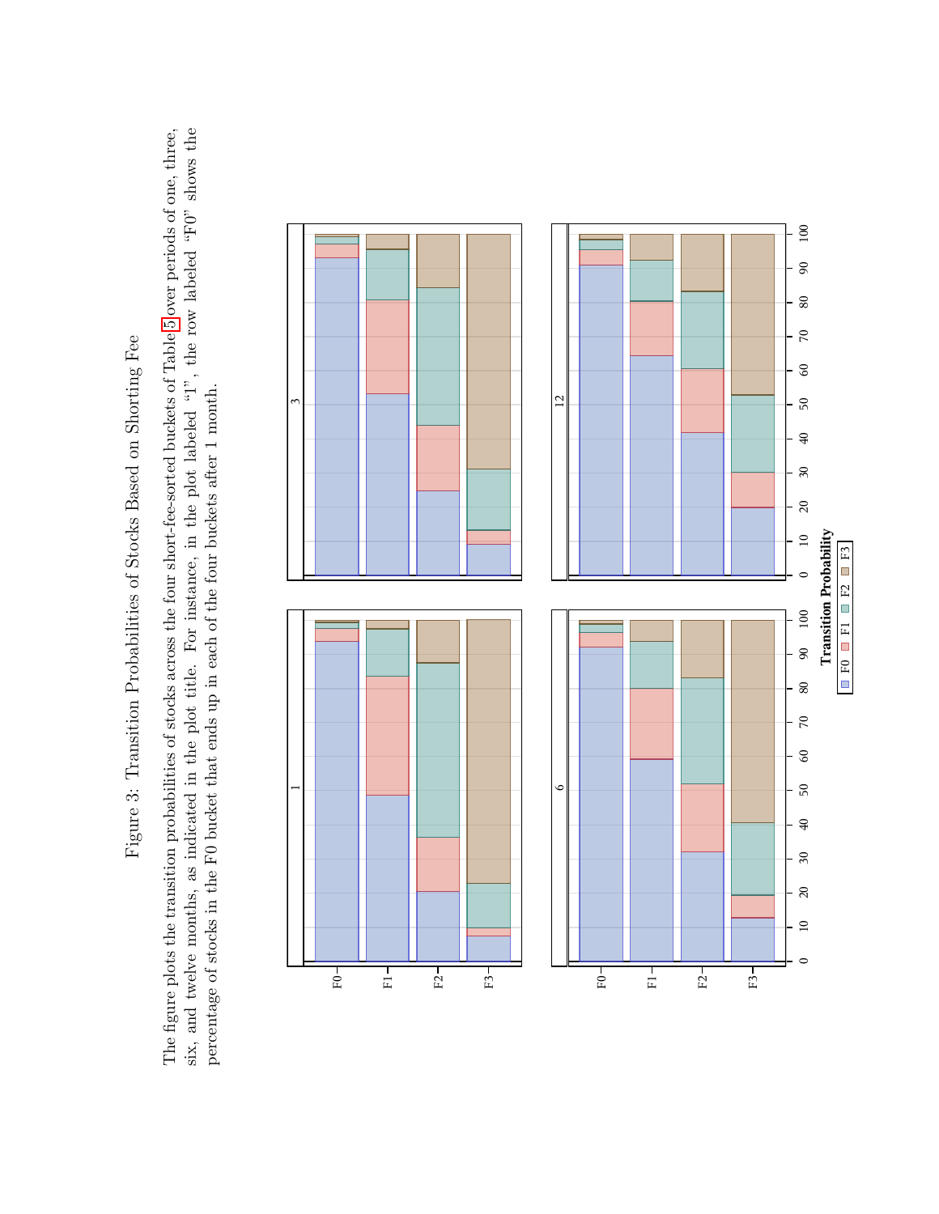Figure 3: Transition Probabilities of Stocks Based on Shorting Fee

The figure plots the transition probabilities of stocks across the four short-fee-sorted buckets of Table 5 over periods of one, three, six, and twelve months, as indicated in the plot title. For instance, in the plot labeled "1", the row labeled "F0" shows the percentage of stocks in the F0 bucket that ends up in each of the four buckets after 1 month.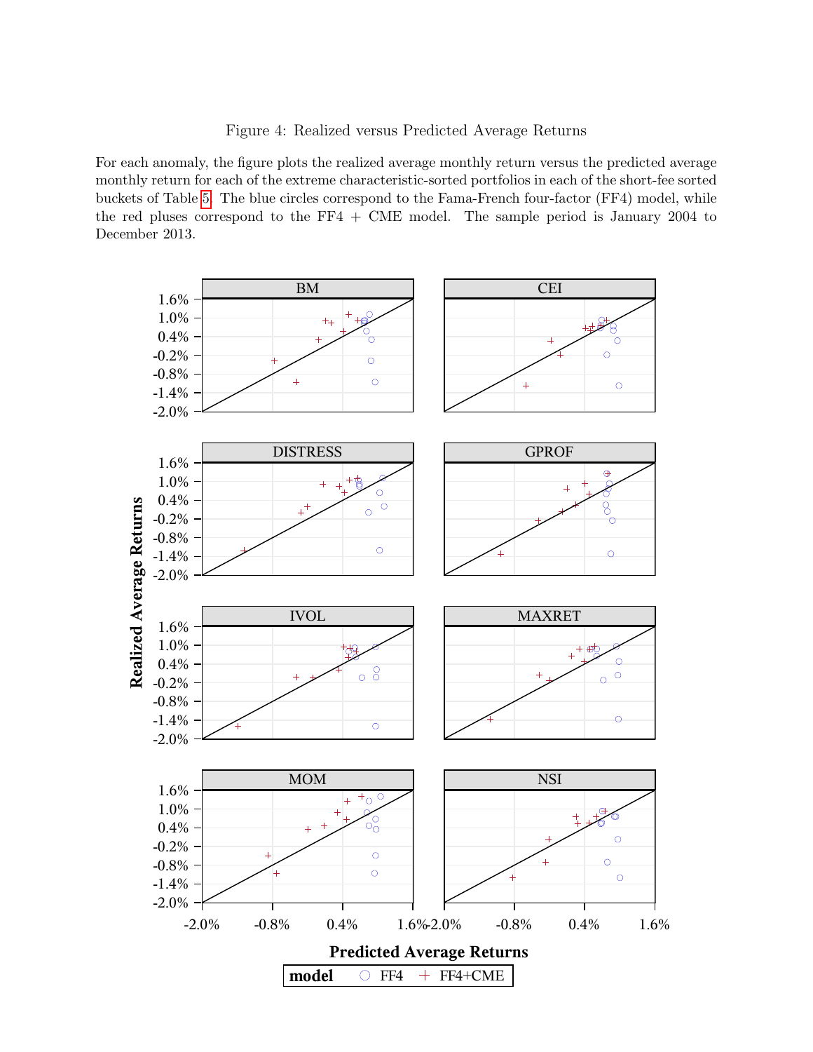Figure 4: Realized versus Predicted Average Returns

For each anomaly, the figure plots the realized average monthly return versus the predicted average monthly return for each of the extreme characteristic-sorted portfolios in each of the short-fee sorted buckets of Table 5. The blue circles correspond to the Fama-French four-factor (FF4) model, while the red pluses correspond to the FF4 + CME model. The sample period is January 2004 to December 2013.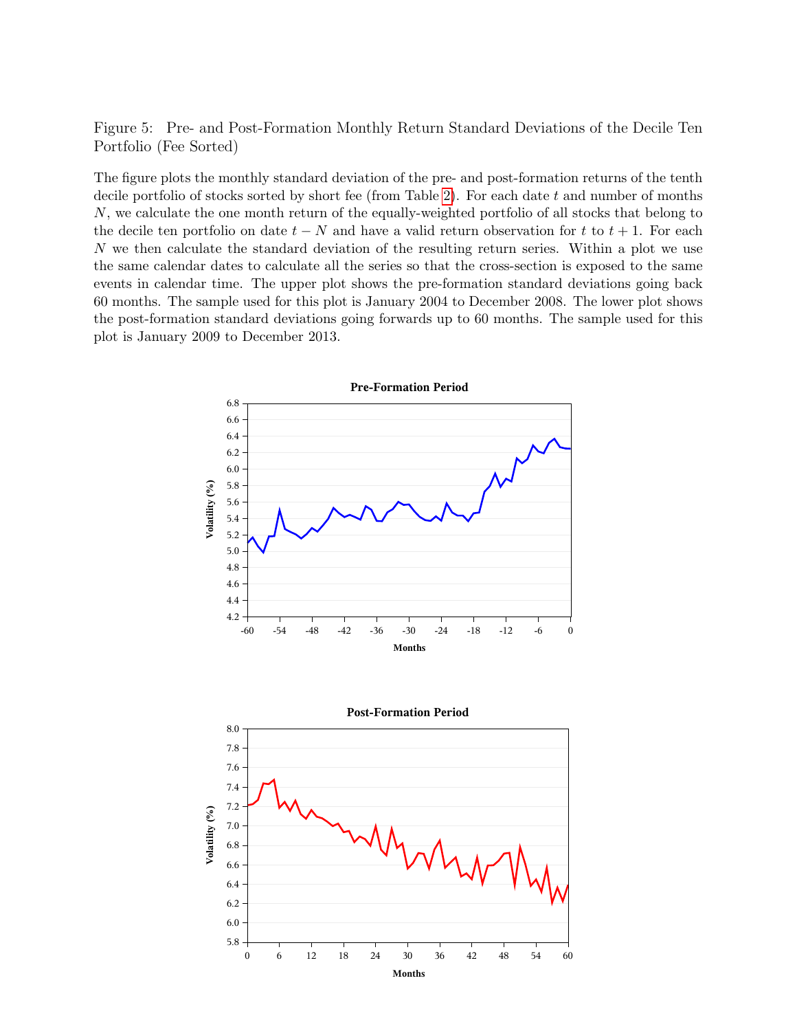Figure 5: Pre- and Post-Formation Monthly Return Standard Deviations of the Decile Ten Portfolio (Fee Sorted)

The figure plots the monthly standard deviation of the pre- and post-formation returns of the tenth decile portfolio of stocks sorted by short fee (from Table 2). For each date $t$ and number of months $N$, we calculate the one month return of the equally-weighted portfolio of all stocks that belong to the decile ten portfolio on date $t - N$ and have a valid return observation for $t$ to $t + 1$. For each $N$ we then calculate the standard deviation of the resulting return series. Within a plot we use the same calendar dates to calculate all the series so that the cross-section is exposed to the same events in calendar time. The upper plot shows the pre-formation standard deviations going back 60 months. The sample used for this plot is January 2004 to December 2008. The lower plot shows the post-formation standard deviations going forwards up to 60 months. The sample used for this plot is January 2009 to December 2013.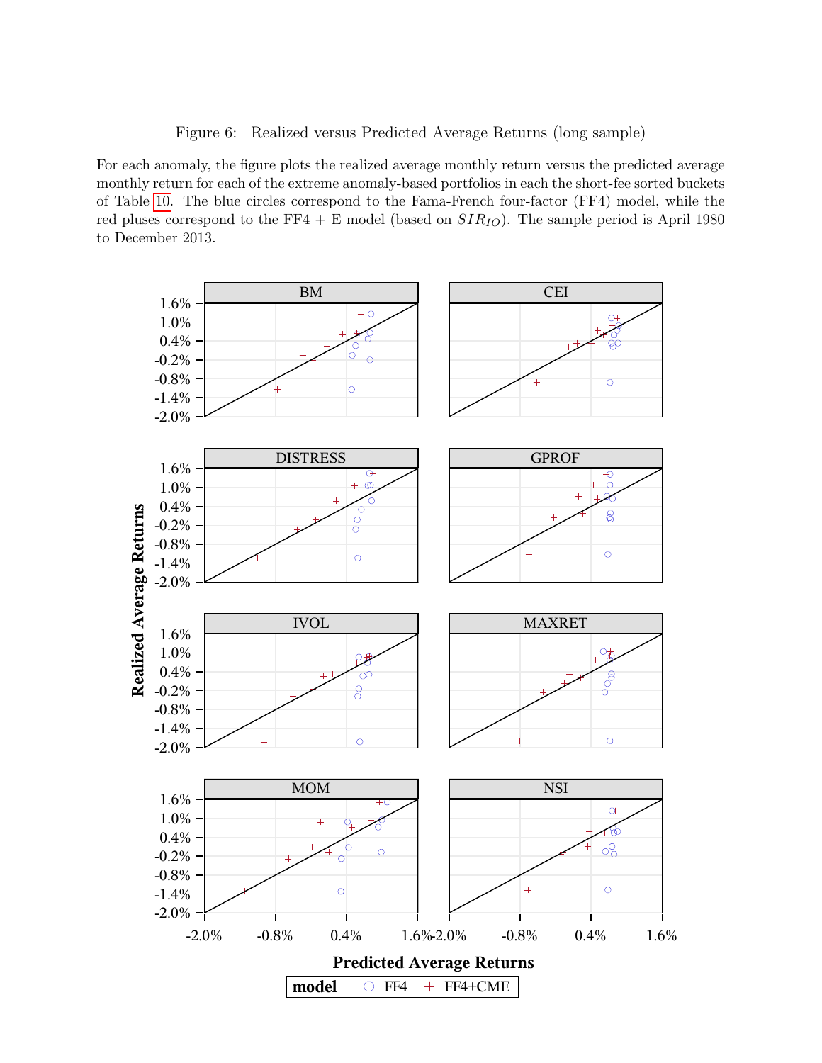Figure 6: Realized versus Predicted Average Returns (long sample)

For each anomaly, the figure plots the realized average monthly return versus the predicted average monthly return for each of the extreme anomaly-based portfolios in each the short-fee sorted buckets of Table 10. The blue circles correspond to the Fama-French four-factor (FF4) model, while the red pluses correspond to the FF4 + E model (based on $SIR_{IO}$). The sample period is April 1980 to December 2013.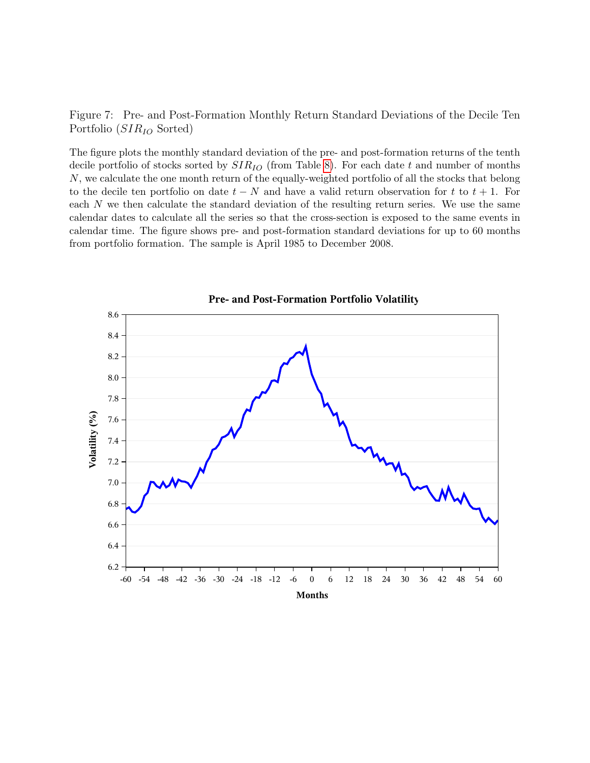Figure 7: Pre- and Post-Formation Monthly Return Standard Deviations of the Decile Ten Portfolio ($SIR_{IO}$ Sorted)

The figure plots the monthly standard deviation of the pre- and post-formation returns of the tenth decile portfolio of stocks sorted by $SIR_{IO}$ (from Table 8). For each date $t$ and number of months $N$, we calculate the one month return of the equally-weighted portfolio of all the stocks that belong to the decile ten portfolio on date $t - N$ and have a valid return observation for $t$ to $t + 1$. For each $N$ we then calculate the standard deviation of the resulting return series. We use the same calendar dates to calculate all the series so that the cross-section is exposed to the same events in calendar time. The figure shows pre- and post-formation standard deviations for up to 60 months from portfolio formation. The sample is April 1985 to December 2008.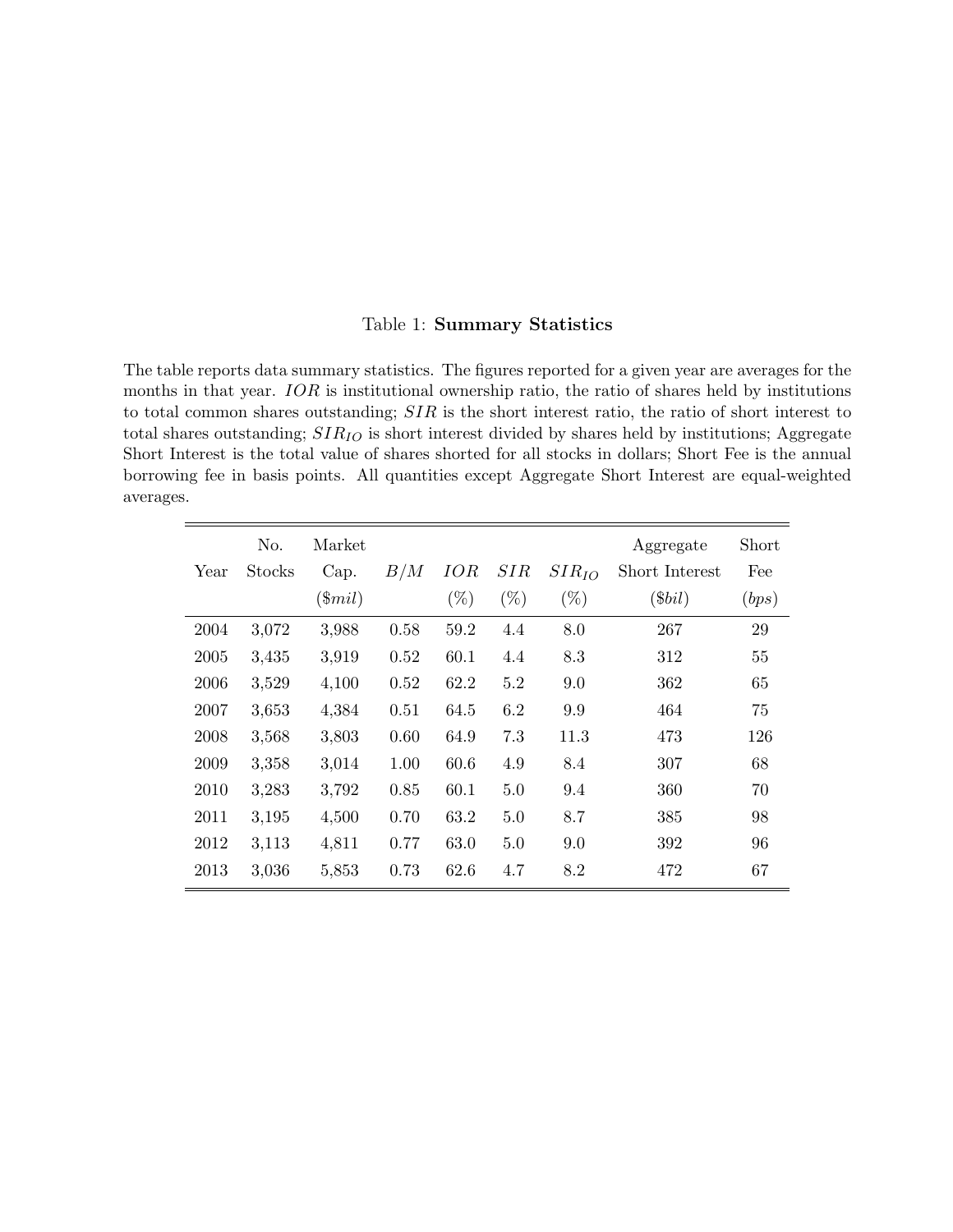Table 1: **Summary Statistics**

The table reports data summary statistics. The figures reported for a given year are averages for the months in that year. $IOR$ is institutional ownership ratio, the ratio of shares held by institutions to total common shares outstanding; $SIR$ is the short interest ratio, the ratio of short interest to total shares outstanding; $SIR_{IO}$ is short interest divided by shares held by institutions; Aggregate Short Interest is the total value of shares shorted for all stocks in dollars; Short Fee is the annual borrowing fee in basis points. All quantities except Aggregate Short Interest are equal-weighted averages.

| Year | No. Stocks | Market Cap. ($\$mil$) | $B/M$ | $IOR$ (%) | $SIR$ (%) | $SIR_{IO}$ (%) | Aggregate Short Interest ($\$bil$) | Short Fee ($bps$) |
|---|---|---|---|---|---|---|---|---|
| 2004 | 3,072 | 3,988 | 0.58 | 59.2 | 4.4 | 8.0 | 267 | 29 |
| 2005 | 3,435 | 3,919 | 0.52 | 60.1 | 4.4 | 8.3 | 312 | 55 |
| 2006 | 3,529 | 4,100 | 0.52 | 62.2 | 5.2 | 9.0 | 362 | 65 |
| 2007 | 3,653 | 4,384 | 0.51 | 64.5 | 6.2 | 9.9 | 464 | 75 |
| 2008 | 3,568 | 3,803 | 0.60 | 64.9 | 7.3 | 11.3 | 473 | 126 |
| 2009 | 3,358 | 3,014 | 1.00 | 60.6 | 4.9 | 8.4 | 307 | 68 |
| 2010 | 3,283 | 3,792 | 0.85 | 60.1 | 5.0 | 9.4 | 360 | 70 |
| 2011 | 3,195 | 4,500 | 0.70 | 63.2 | 5.0 | 8.7 | 385 | 98 |
| 2012 | 3,113 | 4,811 | 0.77 | 63.0 | 5.0 | 9.0 | 392 | 96 |
| 2013 | 3,036 | 5,853 | 0.73 | 62.6 | 4.7 | 8.2 | 472 | 67 |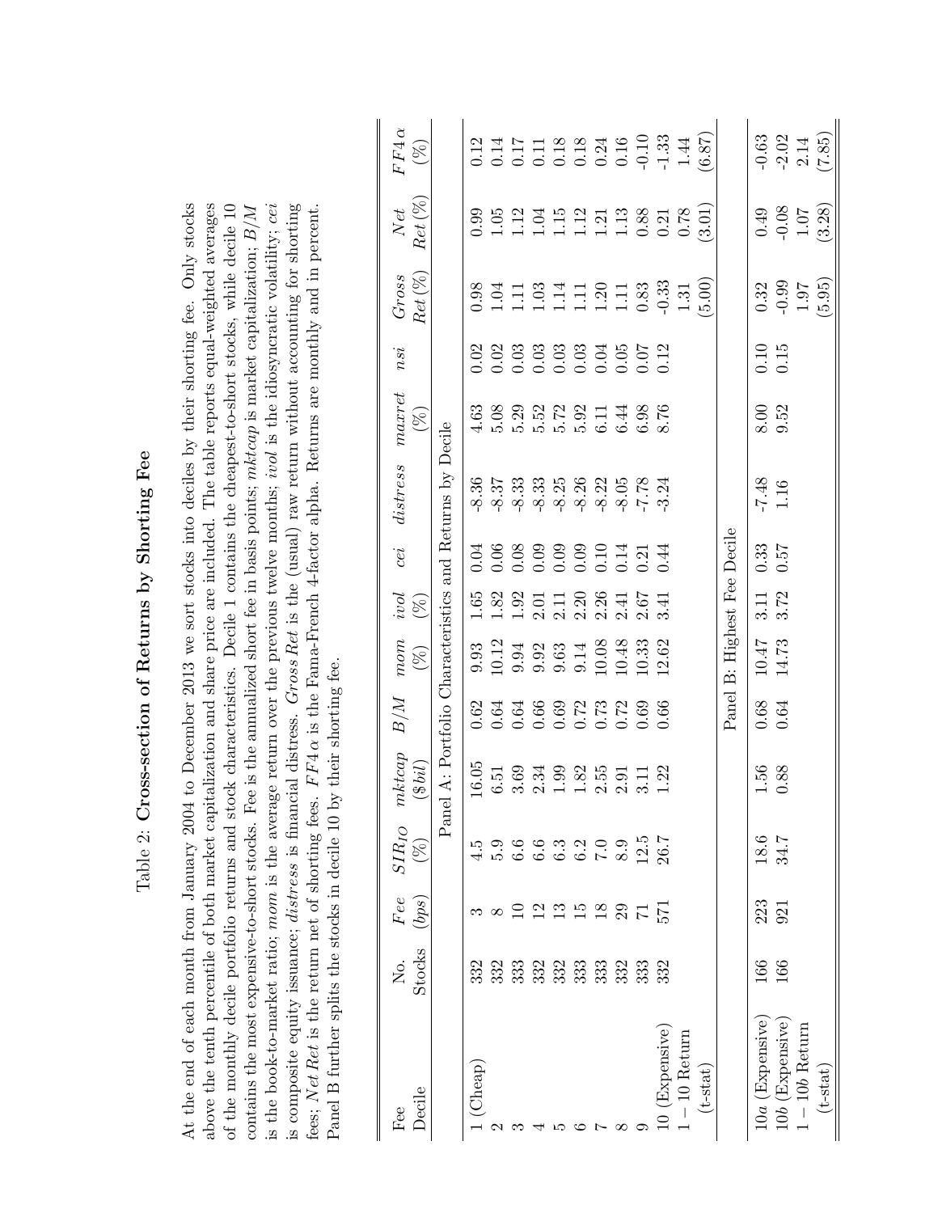# Table 2: **Cross-section of Returns by Shorting Fee**

At the end of each month from January 2004 to December 2013 we sort stocks into deciles by their shorting fee. Only stocks above the tenth percentile of both market capitalization and share price are included. The table reports equal-weighted averages of the monthly decile portfolio returns and stock characteristics. Decile 1 contains the cheapest-to-short stocks, while decile 10 contains the most expensive-to-short stocks. Fee is the annualized short fee in basis points; *mktcap* is market capitalization; *B/M* is the book-to-market ratio; *mom* is the average return over the previous twelve months; *ivol* is the idiosyncratic volatility; *cei* is composite equity issuance; *distress* is financial distress. *Gross Ret* is the (usual) raw return without accounting for shorting fees; *Net Ret* is the return net of shorting fees. $FF4\,\alpha$ is the Fama-French 4-factor alpha. Returns are monthly and in percent. Panel B further splits the stocks in decile 10 by their shorting fee.

| Fee Decile | No. Stocks | *Fee* (*bps*) | $SIR_{IO}$ (%) | *mktcap* (*\$bil*) | *B/M* | *mom* (%) | *ivol* (%) | *cei* | *distress* | *maxret* (%) | *nsi* | *Gross Ret* (%) | *Net Ret* (%) | $FF4\,\alpha$ (%) |
|---|---|---|---|---|---|---|---|---|---|---|---|---|---|---|
| | | | | Panel A: Portfolio Characteristics and Returns by Decile | | | | | | | | | | |
| 1 (Cheap) | 332 | 3 | 4.5 | 16.05 | 0.62 | 9.93 | 1.65 | 0.04 | -8.36 | 4.63 | 0.02 | 0.98 | 0.99 | 0.12 |
| 2 | 332 | 8 | 5.9 | 6.51 | 0.64 | 10.12 | 1.82 | 0.06 | -8.37 | 5.08 | 0.02 | 1.04 | 1.05 | 0.14 |
| 3 | 333 | 10 | 6.6 | 3.69 | 0.64 | 9.94 | 1.92 | 0.08 | -8.33 | 5.29 | 0.03 | 1.11 | 1.12 | 0.17 |
| 4 | 332 | 12 | 6.6 | 2.34 | 0.66 | 9.92 | 2.01 | 0.09 | -8.33 | 5.52 | 0.03 | 1.03 | 1.04 | 0.11 |
| 5 | 332 | 13 | 6.3 | 1.99 | 0.69 | 9.63 | 2.11 | 0.09 | -8.25 | 5.72 | 0.03 | 1.14 | 1.15 | 0.18 |
| 6 | 333 | 15 | 6.2 | 1.82 | 0.72 | 9.14 | 2.20 | 0.09 | -8.26 | 5.92 | 0.03 | 1.11 | 1.12 | 0.18 |
| 7 | 333 | 18 | 7.0 | 2.55 | 0.73 | 10.08 | 2.26 | 0.10 | -8.22 | 6.11 | 0.04 | 1.20 | 1.21 | 0.24 |
| 8 | 332 | 29 | 8.9 | 2.91 | 0.72 | 10.48 | 2.41 | 0.14 | -8.05 | 6.44 | 0.05 | 1.11 | 1.13 | 0.16 |
| 9 | 333 | 71 | 12.5 | 3.11 | 0.69 | 10.33 | 2.67 | 0.21 | -7.78 | 6.98 | 0.07 | 0.83 | 0.88 | -0.10 |
| 10 (Expensive) | 332 | 571 | 26.7 | 1.22 | 0.66 | 12.62 | 3.41 | 0.44 | -3.24 | 8.76 | 0.12 | -0.33 | 0.21 | -1.33 |
| $1-10$ Return | | | | | | | | | | | | 1.31 | 0.78 | 1.44 |
| (t-stat) | | | | | | | | | | | | (5.00) | (3.01) | (6.87) |
| | | | | Panel B: Highest Fee Decile | | | | | | | | | | |
| 10*a* (Expensive) | 166 | 223 | 18.6 | 1.56 | 0.68 | 10.47 | 3.11 | 0.33 | -7.48 | 8.00 | 0.10 | 0.32 | 0.49 | -0.63 |
| 10*b* (Expensive) | 166 | 921 | 34.7 | 0.88 | 0.64 | 14.73 | 3.72 | 0.57 | 1.16 | 9.52 | 0.15 | -0.99 | -0.08 | -2.02 |
| $1-10b$ Return | | | | | | | | | | | | 1.97 | 1.07 | 2.14 |
| (t-stat) | | | | | | | | | | | | (5.95) | (3.28) | (7.85) |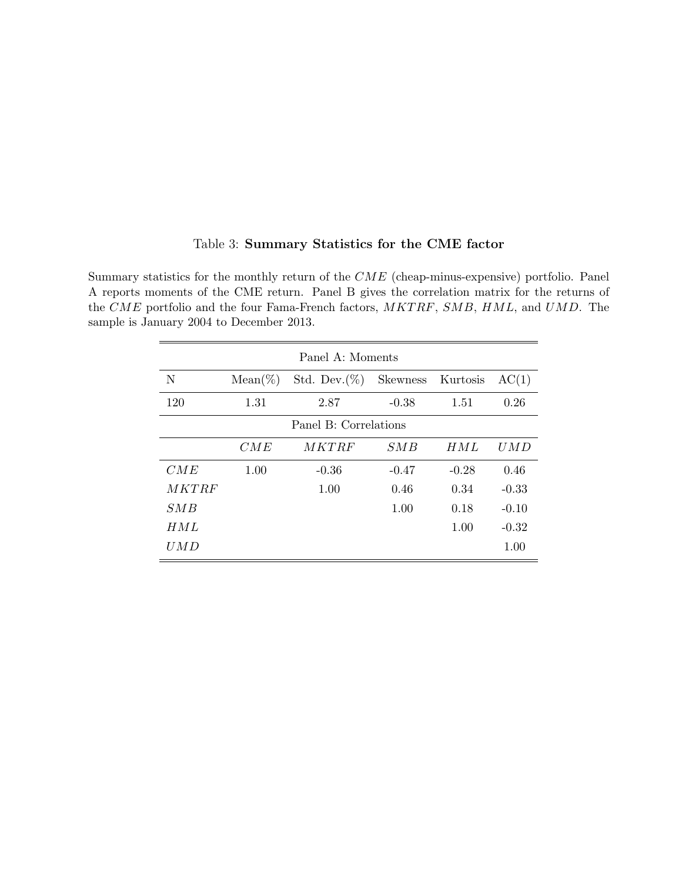Table 3: **Summary Statistics for the CME factor**

Summary statistics for the monthly return of the $CME$ (cheap-minus-expensive) portfolio. Panel A reports moments of the CME return. Panel B gives the correlation matrix for the returns of the $CME$ portfolio and the four Fama-French factors, $MKTRF$, $SMB$, $HML$, and $UMD$. The sample is January 2004 to December 2013.

| Panel A: Moments | | | | | |
|---|---|---|---|---|---|
| N | Mean(%) | Std. Dev.(%) | Skewness | Kurtosis | AC(1) |
| 120 | 1.31 | 2.87 | -0.38 | 1.51 | 0.26 |
| **Panel B: Correlations** | | | | | |
| | $CME$ | $MKTRF$ | $SMB$ | $HML$ | $UMD$ |
| $CME$ | 1.00 | -0.36 | -0.47 | -0.28 | 0.46 |
| $MKTRF$ | | 1.00 | 0.46 | 0.34 | -0.33 |
| $SMB$ | | | 1.00 | 0.18 | -0.10 |
| $HML$ | | | | 1.00 | -0.32 |
| $UMD$ | | | | | 1.00 |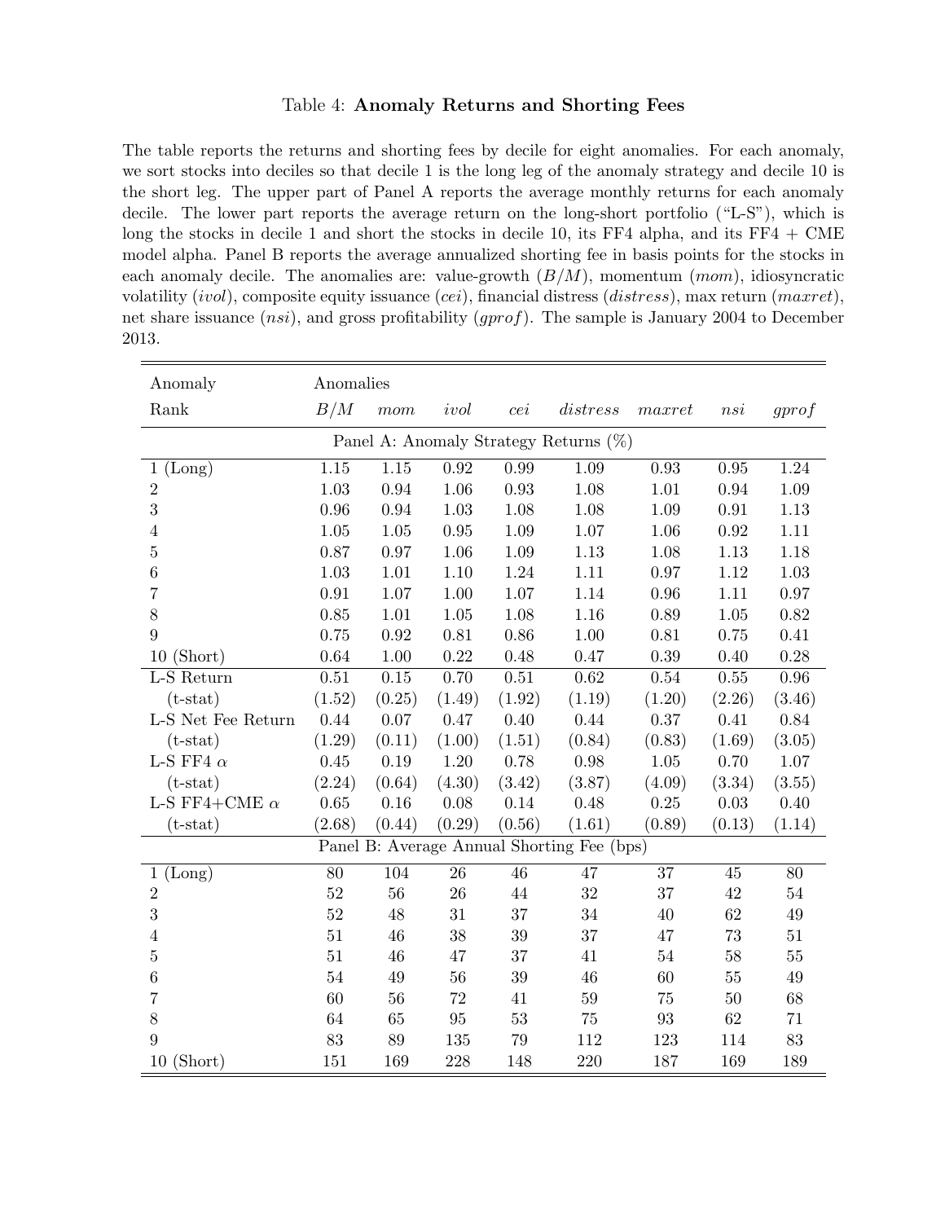Table 4: **Anomaly Returns and Shorting Fees**

The table reports the returns and shorting fees by decile for eight anomalies. For each anomaly, we sort stocks into deciles so that decile 1 is the long leg of the anomaly strategy and decile 10 is the short leg. The upper part of Panel A reports the average monthly returns for each anomaly decile. The lower part reports the average return on the long-short portfolio ("L-S"), which is long the stocks in decile 1 and short the stocks in decile 10, its FF4 alpha, and its FF4 + CME model alpha. Panel B reports the average annualized shorting fee in basis points for the stocks in each anomaly decile. The anomalies are: value-growth ($B/M$), momentum ($mom$), idiosyncratic volatility ($ivol$), composite equity issuance ($cei$), financial distress ($distress$), max return ($maxret$), net share issuance ($nsi$), and gross profitability ($gprof$). The sample is January 2004 to December 2013.

| Anomaly | Anomalies | | | | | | | |
|---|---|---|---|---|---|---|---|---|
| Rank | $B/M$ | $mom$ | $ivol$ | $cei$ | $distress$ | $maxret$ | $nsi$ | $gprof$ |
| **Panel A: Anomaly Strategy Returns (%)** | | | | | | | | |
| 1 (Long) | 1.15 | 1.15 | 0.92 | 0.99 | 1.09 | 0.93 | 0.95 | 1.24 |
| 2 | 1.03 | 0.94 | 1.06 | 0.93 | 1.08 | 1.01 | 0.94 | 1.09 |
| 3 | 0.96 | 0.94 | 1.03 | 1.08 | 1.08 | 1.09 | 0.91 | 1.13 |
| 4 | 1.05 | 1.05 | 0.95 | 1.09 | 1.07 | 1.06 | 0.92 | 1.11 |
| 5 | 0.87 | 0.97 | 1.06 | 1.09 | 1.13 | 1.08 | 1.13 | 1.18 |
| 6 | 1.03 | 1.01 | 1.10 | 1.24 | 1.11 | 0.97 | 1.12 | 1.03 |
| 7 | 0.91 | 1.07 | 1.00 | 1.07 | 1.14 | 0.96 | 1.11 | 0.97 |
| 8 | 0.85 | 1.01 | 1.05 | 1.08 | 1.16 | 0.89 | 1.05 | 0.82 |
| 9 | 0.75 | 0.92 | 0.81 | 0.86 | 1.00 | 0.81 | 0.75 | 0.41 |
| 10 (Short) | 0.64 | 1.00 | 0.22 | 0.48 | 0.47 | 0.39 | 0.40 | 0.28 |
| L-S Return | 0.51 | 0.15 | 0.70 | 0.51 | 0.62 | 0.54 | 0.55 | 0.96 |
| (t-stat) | (1.52) | (0.25) | (1.49) | (1.92) | (1.19) | (1.20) | (2.26) | (3.46) |
| L-S Net Fee Return | 0.44 | 0.07 | 0.47 | 0.40 | 0.44 | 0.37 | 0.41 | 0.84 |
| (t-stat) | (1.29) | (0.11) | (1.00) | (1.51) | (0.84) | (0.83) | (1.69) | (3.05) |
| L-S FF4 $\alpha$ | 0.45 | 0.19 | 1.20 | 0.78 | 0.98 | 1.05 | 0.70 | 1.07 |
| (t-stat) | (2.24) | (0.64) | (4.30) | (3.42) | (3.87) | (4.09) | (3.34) | (3.55) |
| L-S FF4+CME $\alpha$ | 0.65 | 0.16 | 0.08 | 0.14 | 0.48 | 0.25 | 0.03 | 0.40 |
| (t-stat) | (2.68) | (0.44) | (0.29) | (0.56) | (1.61) | (0.89) | (0.13) | (1.14) |
| **Panel B: Average Annual Shorting Fee (bps)** | | | | | | | | |
| 1 (Long) | 80 | 104 | 26 | 46 | 47 | 37 | 45 | 80 |
| 2 | 52 | 56 | 26 | 44 | 32 | 37 | 42 | 54 |
| 3 | 52 | 48 | 31 | 37 | 34 | 40 | 62 | 49 |
| 4 | 51 | 46 | 38 | 39 | 37 | 47 | 73 | 51 |
| 5 | 51 | 46 | 47 | 37 | 41 | 54 | 58 | 55 |
| 6 | 54 | 49 | 56 | 39 | 46 | 60 | 55 | 49 |
| 7 | 60 | 56 | 72 | 41 | 59 | 75 | 50 | 68 |
| 8 | 64 | 65 | 95 | 53 | 75 | 93 | 62 | 71 |
| 9 | 83 | 89 | 135 | 79 | 112 | 123 | 114 | 83 |
| 10 (Short) | 151 | 169 | 228 | 148 | 220 | 187 | 169 | 189 |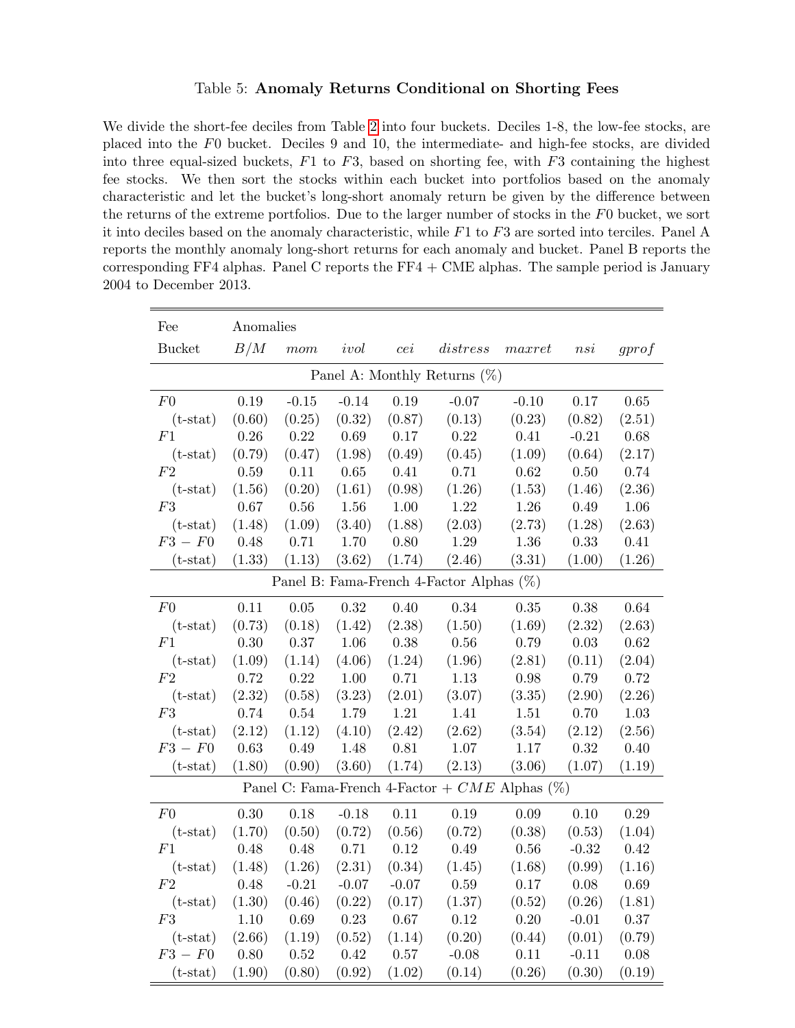Table 5: **Anomaly Returns Conditional on Shorting Fees**

We divide the short-fee deciles from Table 2 into four buckets. Deciles 1-8, the low-fee stocks, are placed into the $F0$ bucket. Deciles 9 and 10, the intermediate- and high-fee stocks, are divided into three equal-sized buckets, $F1$ to $F3$, based on shorting fee, with $F3$ containing the highest fee stocks. We then sort the stocks within each bucket into portfolios based on the anomaly characteristic and let the bucket's long-short anomaly return be given by the difference between the returns of the extreme portfolios. Due to the larger number of stocks in the $F0$ bucket, we sort it into deciles based on the anomaly characteristic, while $F1$ to $F3$ are sorted into terciles. Panel A reports the monthly anomaly long-short returns for each anomaly and bucket. Panel B reports the corresponding FF4 alphas. Panel C reports the FF4 + CME alphas. The sample period is January 2004 to December 2013.

| Fee Bucket | Anomalies $B/M$ | $mom$ | $ivol$ | $cei$ | $distress$ | $maxret$ | $nsi$ | $gprof$ |
|---|---|---|---|---|---|---|---|---|
| **Panel A: Monthly Returns (%)** | | | | | | | | |
| $F0$ | 0.19 | -0.15 | -0.14 | 0.19 | -0.07 | -0.10 | 0.17 | 0.65 |
| (t-stat) | (0.60) | (0.25) | (0.32) | (0.87) | (0.13) | (0.23) | (0.82) | (2.51) |
| $F1$ | 0.26 | 0.22 | 0.69 | 0.17 | 0.22 | 0.41 | -0.21 | 0.68 |
| (t-stat) | (0.79) | (0.47) | (1.98) | (0.49) | (0.45) | (1.09) | (0.64) | (2.17) |
| $F2$ | 0.59 | 0.11 | 0.65 | 0.41 | 0.71 | 0.62 | 0.50 | 0.74 |
| (t-stat) | (1.56) | (0.20) | (1.61) | (0.98) | (1.26) | (1.53) | (1.46) | (2.36) |
| $F3$ | 0.67 | 0.56 | 1.56 | 1.00 | 1.22 | 1.26 | 0.49 | 1.06 |
| (t-stat) | (1.48) | (1.09) | (3.40) | (1.88) | (2.03) | (2.73) | (1.28) | (2.63) |
| $F3-F0$ | 0.48 | 0.71 | 1.70 | 0.80 | 1.29 | 1.36 | 0.33 | 0.41 |
| (t-stat) | (1.33) | (1.13) | (3.62) | (1.74) | (2.46) | (3.31) | (1.00) | (1.26) |
| **Panel B: Fama-French 4-Factor Alphas (%)** | | | | | | | | |
| $F0$ | 0.11 | 0.05 | 0.32 | 0.40 | 0.34 | 0.35 | 0.38 | 0.64 |
| (t-stat) | (0.73) | (0.18) | (1.42) | (2.38) | (1.50) | (1.69) | (2.32) | (2.63) |
| $F1$ | 0.30 | 0.37 | 1.06 | 0.38 | 0.56 | 0.79 | 0.03 | 0.62 |
| (t-stat) | (1.09) | (1.14) | (4.06) | (1.24) | (1.96) | (2.81) | (0.11) | (2.04) |
| $F2$ | 0.72 | 0.22 | 1.00 | 0.71 | 1.13 | 0.98 | 0.79 | 0.72 |
| (t-stat) | (2.32) | (0.58) | (3.23) | (2.01) | (3.07) | (3.35) | (2.90) | (2.26) |
| $F3$ | 0.74 | 0.54 | 1.79 | 1.21 | 1.41 | 1.51 | 0.70 | 1.03 |
| (t-stat) | (2.12) | (1.12) | (4.10) | (2.42) | (2.62) | (3.54) | (2.12) | (2.56) |
| $F3-F0$ | 0.63 | 0.49 | 1.48 | 0.81 | 1.07 | 1.17 | 0.32 | 0.40 |
| (t-stat) | (1.80) | (0.90) | (3.60) | (1.74) | (2.13) | (3.06) | (1.07) | (1.19) |
| **Panel C: Fama-French 4-Factor + $CME$ Alphas (%)** | | | | | | | | |
| $F0$ | 0.30 | 0.18 | -0.18 | 0.11 | 0.19 | 0.09 | 0.10 | 0.29 |
| (t-stat) | (1.70) | (0.50) | (0.72) | (0.56) | (0.72) | (0.38) | (0.53) | (1.04) |
| $F1$ | 0.48 | 0.48 | 0.71 | 0.12 | 0.49 | 0.56 | -0.32 | 0.42 |
| (t-stat) | (1.48) | (1.26) | (2.31) | (0.34) | (1.45) | (1.68) | (0.99) | (1.16) |
| $F2$ | 0.48 | -0.21 | -0.07 | -0.07 | 0.59 | 0.17 | 0.08 | 0.69 |
| (t-stat) | (1.30) | (0.46) | (0.22) | (0.17) | (1.37) | (0.52) | (0.26) | (1.81) |
| $F3$ | 1.10 | 0.69 | 0.23 | 0.67 | 0.12 | 0.20 | -0.01 | 0.37 |
| (t-stat) | (2.66) | (1.19) | (0.52) | (1.14) | (0.20) | (0.44) | (0.01) | (0.79) |
| $F3-F0$ | 0.80 | 0.52 | 0.42 | 0.57 | -0.08 | 0.11 | -0.11 | 0.08 |
| (t-stat) | (1.90) | (0.80) | (0.92) | (1.02) | (0.14) | (0.26) | (0.30) | (0.19) |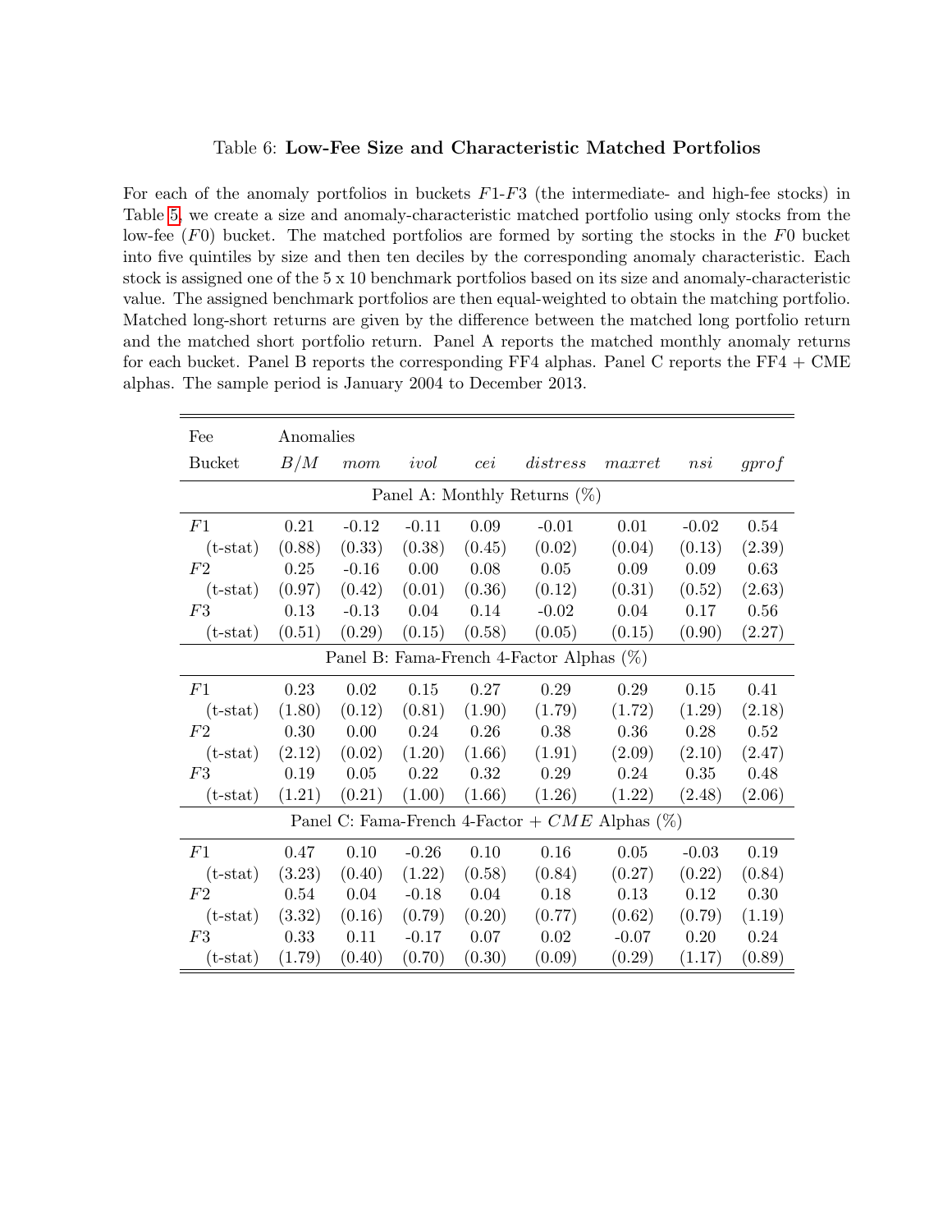Table 6: **Low-Fee Size and Characteristic Matched Portfolios**

For each of the anomaly portfolios in buckets $F1$-$F3$ (the intermediate- and high-fee stocks) in Table 5, we create a size and anomaly-characteristic matched portfolio using only stocks from the low-fee ($F0$) bucket. The matched portfolios are formed by sorting the stocks in the $F0$ bucket into five quintiles by size and then ten deciles by the corresponding anomaly characteristic. Each stock is assigned one of the 5 x 10 benchmark portfolios based on its size and anomaly-characteristic value. The assigned benchmark portfolios are then equal-weighted to obtain the matching portfolio. Matched long-short returns are given by the difference between the matched long portfolio return and the matched short portfolio return. Panel A reports the matched monthly anomaly returns for each bucket. Panel B reports the corresponding FF4 alphas. Panel C reports the FF4 + CME alphas. The sample period is January 2004 to December 2013.

| Fee | Anomalies | | | | | | | |
|---|---|---|---|---|---|---|---|---|
| Bucket | $B/M$ | $mom$ | $ivol$ | $cei$ | $distress$ | $maxret$ | $nsi$ | $gprof$ |
| **Panel A: Monthly Returns (%)** | | | | | | | | |
| $F1$ | 0.21 | -0.12 | -0.11 | 0.09 | -0.01 | 0.01 | -0.02 | 0.54 |
| (t-stat) | (0.88) | (0.33) | (0.38) | (0.45) | (0.02) | (0.04) | (0.13) | (2.39) |
| $F2$ | 0.25 | -0.16 | 0.00 | 0.08 | 0.05 | 0.09 | 0.09 | 0.63 |
| (t-stat) | (0.97) | (0.42) | (0.01) | (0.36) | (0.12) | (0.31) | (0.52) | (2.63) |
| $F3$ | 0.13 | -0.13 | 0.04 | 0.14 | -0.02 | 0.04 | 0.17 | 0.56 |
| (t-stat) | (0.51) | (0.29) | (0.15) | (0.58) | (0.05) | (0.15) | (0.90) | (2.27) |
| **Panel B: Fama-French 4-Factor Alphas (%)** | | | | | | | | |
| $F1$ | 0.23 | 0.02 | 0.15 | 0.27 | 0.29 | 0.29 | 0.15 | 0.41 |
| (t-stat) | (1.80) | (0.12) | (0.81) | (1.90) | (1.79) | (1.72) | (1.29) | (2.18) |
| $F2$ | 0.30 | 0.00 | 0.24 | 0.26 | 0.38 | 0.36 | 0.28 | 0.52 |
| (t-stat) | (2.12) | (0.02) | (1.20) | (1.66) | (1.91) | (2.09) | (2.10) | (2.47) |
| $F3$ | 0.19 | 0.05 | 0.22 | 0.32 | 0.29 | 0.24 | 0.35 | 0.48 |
| (t-stat) | (1.21) | (0.21) | (1.00) | (1.66) | (1.26) | (1.22) | (2.48) | (2.06) |
| **Panel C: Fama-French 4-Factor + $CME$ Alphas (%)** | | | | | | | | |
| $F1$ | 0.47 | 0.10 | -0.26 | 0.10 | 0.16 | 0.05 | -0.03 | 0.19 |
| (t-stat) | (3.23) | (0.40) | (1.22) | (0.58) | (0.84) | (0.27) | (0.22) | (0.84) |
| $F2$ | 0.54 | 0.04 | -0.18 | 0.04 | 0.18 | 0.13 | 0.12 | 0.30 |
| (t-stat) | (3.32) | (0.16) | (0.79) | (0.20) | (0.77) | (0.62) | (0.79) | (1.19) |
| $F3$ | 0.33 | 0.11 | -0.17 | 0.07 | 0.02 | -0.07 | 0.20 | 0.24 |
| (t-stat) | (1.79) | (0.40) | (0.70) | (0.30) | (0.09) | (0.29) | (1.17) | (0.89) |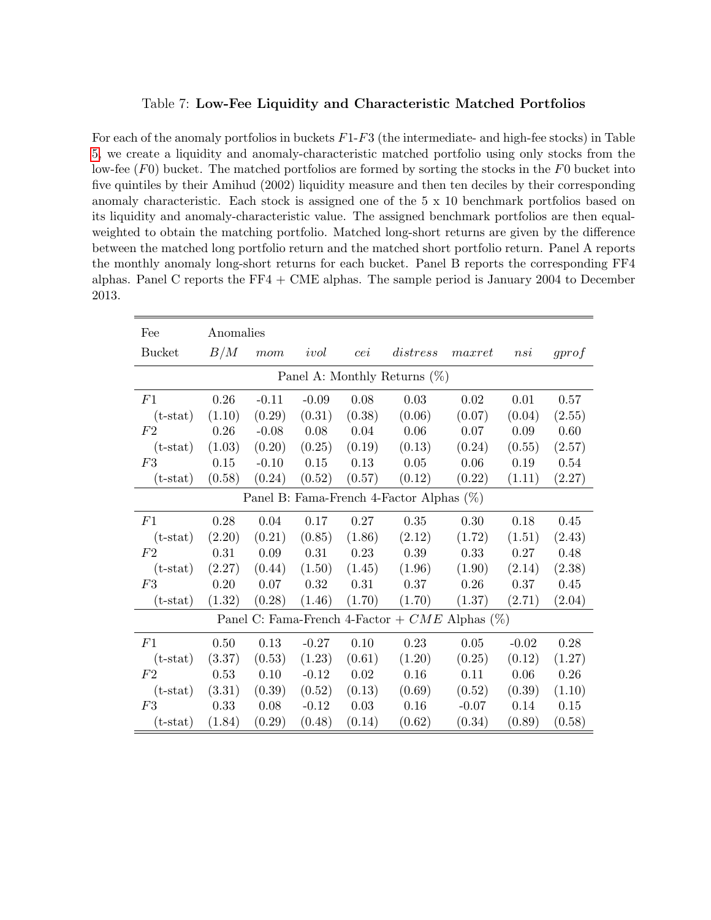Table 7: **Low-Fee Liquidity and Characteristic Matched Portfolios**

For each of the anomaly portfolios in buckets $F1$-$F3$ (the intermediate- and high-fee stocks) in Table 5, we create a liquidity and anomaly-characteristic matched portfolio using only stocks from the low-fee ($F0$) bucket. The matched portfolios are formed by sorting the stocks in the $F0$ bucket into five quintiles by their Amihud (2002) liquidity measure and then ten deciles by their corresponding anomaly characteristic. Each stock is assigned one of the 5 x 10 benchmark portfolios based on its liquidity and anomaly-characteristic value. The assigned benchmark portfolios are then equal-weighted to obtain the matching portfolio. Matched long-short returns are given by the difference between the matched long portfolio return and the matched short portfolio return. Panel A reports the monthly anomaly long-short returns for each bucket. Panel B reports the corresponding FF4 alphas. Panel C reports the FF4 + CME alphas. The sample period is January 2004 to December 2013.

| Fee | Anomalies | | | | | | | |
|---|---|---|---|---|---|---|---|---|
| Bucket | $B/M$ | $mom$ | $ivol$ | $cei$ | $distress$ | $maxret$ | $nsi$ | $gprof$ |
| | | | Panel A: Monthly Returns (%) | | | | | |
| $F1$ | 0.26 | -0.11 | -0.09 | 0.08 | 0.03 | 0.02 | 0.01 | 0.57 |
| (t-stat) | (1.10) | (0.29) | (0.31) | (0.38) | (0.06) | (0.07) | (0.04) | (2.55) |
| $F2$ | 0.26 | -0.08 | 0.08 | 0.04 | 0.06 | 0.07 | 0.09 | 0.60 |
| (t-stat) | (1.03) | (0.20) | (0.25) | (0.19) | (0.13) | (0.24) | (0.55) | (2.57) |
| $F3$ | 0.15 | -0.10 | 0.15 | 0.13 | 0.05 | 0.06 | 0.19 | 0.54 |
| (t-stat) | (0.58) | (0.24) | (0.52) | (0.57) | (0.12) | (0.22) | (1.11) | (2.27) |
| | | | Panel B: Fama-French 4-Factor Alphas (%) | | | | | |
| $F1$ | 0.28 | 0.04 | 0.17 | 0.27 | 0.35 | 0.30 | 0.18 | 0.45 |
| (t-stat) | (2.20) | (0.21) | (0.85) | (1.86) | (2.12) | (1.72) | (1.51) | (2.43) |
| $F2$ | 0.31 | 0.09 | 0.31 | 0.23 | 0.39 | 0.33 | 0.27 | 0.48 |
| (t-stat) | (2.27) | (0.44) | (1.50) | (1.45) | (1.96) | (1.90) | (2.14) | (2.38) |
| $F3$ | 0.20 | 0.07 | 0.32 | 0.31 | 0.37 | 0.26 | 0.37 | 0.45 |
| (t-stat) | (1.32) | (0.28) | (1.46) | (1.70) | (1.70) | (1.37) | (2.71) | (2.04) |
| | | | Panel C: Fama-French 4-Factor + $CME$ Alphas (%) | | | | | |
| $F1$ | 0.50 | 0.13 | -0.27 | 0.10 | 0.23 | 0.05 | -0.02 | 0.28 |
| (t-stat) | (3.37) | (0.53) | (1.23) | (0.61) | (1.20) | (0.25) | (0.12) | (1.27) |
| $F2$ | 0.53 | 0.10 | -0.12 | 0.02 | 0.16 | 0.11 | 0.06 | 0.26 |
| (t-stat) | (3.31) | (0.39) | (0.52) | (0.13) | (0.69) | (0.52) | (0.39) | (1.10) |
| $F3$ | 0.33 | 0.08 | -0.12 | 0.03 | 0.16 | -0.07 | 0.14 | 0.15 |
| (t-stat) | (1.84) | (0.29) | (0.48) | (0.14) | (0.62) | (0.34) | (0.89) | (0.58) |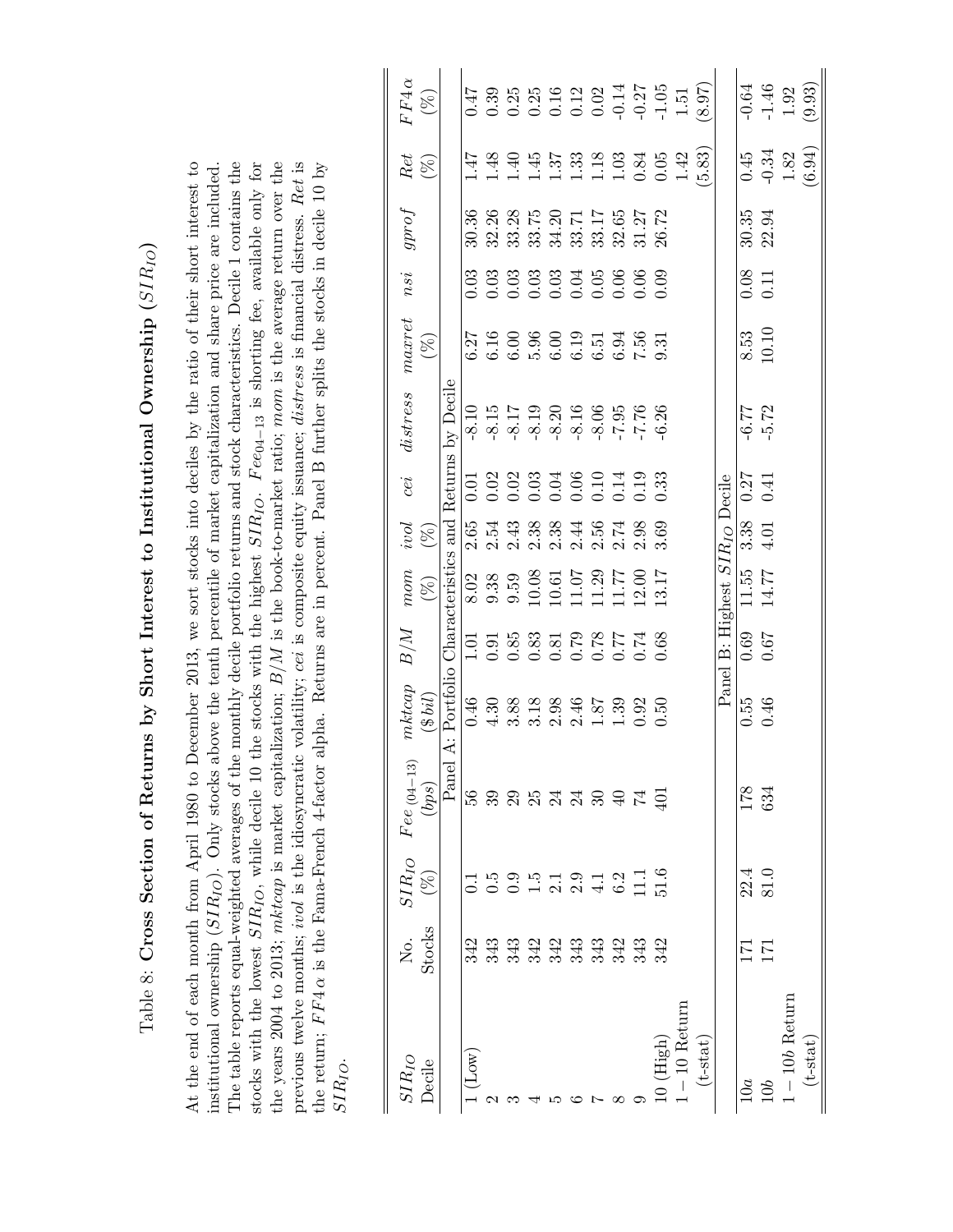Table 8: **Cross Section of Returns by Short Interest to Institutional Ownership ($SIR_{IO}$)**

At the end of each month from April 1980 to December 2013, we sort stocks into deciles by the ratio of their short interest to institutional ownership ($SIR_{IO}$). Only stocks above the tenth percentile of market capitalization and share price are included. The table reports equal-weighted averages of the monthly decile portfolio returns and stock characteristics. Decile 1 contains the stocks with the lowest $SIR_{IO}$, while decile 10 the stocks with the highest $SIR_{IO}$. $Fee_{04-13}$ is shorting fee, available only for the years 2004 to 2013; *mktcap* is market capitalization; $B/M$ is the book-to-market ratio; *mom* is the average return over the previous twelve months; *ivol* is the idiosyncratic volatility; *cei* is composite equity issuance; *distress* is financial distress. *Ret* is the return; $FF4\alpha$ is the Fama-French 4-factor alpha. Returns are in percent. Panel B further splits the stocks in decile 10 by $SIR_{IO}$.

| $SIR_{IO}$ Decile | No. Stocks | $SIR_{IO}$ (%) | $Fee_{(04-13)}$ (*bps*) | *mktcap* (*\$bil*) | $B/M$ | *mom* (%) | *ivol* (%) | *cei* | *distress* | *maxret* (%) | *nsi* | *gprof* | *Ret* (%) | $FF4\alpha$ (%) |
|---|---|---|---|---|---|---|---|---|---|---|---|---|---|---|
| Panel A: Portfolio Characteristics and Returns by Decile | | | | | | | | | | | | | | |
| 1 (Low) | 342 | 0.1 | 56 | 0.46 | 1.01 | 8.02 | 2.65 | 0.01 | -8.10 | 6.27 | 0.03 | 30.36 | 1.47 | 0.47 |
| 2 | 343 | 0.5 | 39 | 4.30 | 0.91 | 9.38 | 2.54 | 0.02 | -8.15 | 6.16 | 0.03 | 32.26 | 1.48 | 0.39 |
| 3 | 343 | 0.9 | 29 | 3.88 | 0.85 | 9.59 | 2.43 | 0.02 | -8.17 | 6.00 | 0.03 | 33.28 | 1.40 | 0.25 |
| 4 | 342 | 1.5 | 25 | 3.18 | 0.83 | 10.08 | 2.38 | 0.03 | -8.19 | 5.96 | 0.03 | 33.75 | 1.45 | 0.25 |
| 5 | 342 | 2.1 | 24 | 2.98 | 0.81 | 10.61 | 2.38 | 0.04 | -8.20 | 6.00 | 0.03 | 34.20 | 1.37 | 0.16 |
| 6 | 343 | 2.9 | 24 | 2.46 | 0.79 | 11.07 | 2.44 | 0.06 | -8.16 | 6.19 | 0.04 | 33.71 | 1.33 | 0.12 |
| 7 | 343 | 4.1 | 30 | 1.87 | 0.78 | 11.29 | 2.56 | 0.10 | -8.06 | 6.51 | 0.05 | 33.17 | 1.18 | 0.02 |
| 8 | 342 | 6.2 | 40 | 1.39 | 0.77 | 11.77 | 2.74 | 0.14 | -7.95 | 6.94 | 0.06 | 32.65 | 1.03 | -0.14 |
| 9 | 343 | 11.1 | 74 | 0.92 | 0.74 | 12.00 | 2.98 | 0.19 | -7.76 | 7.56 | 0.06 | 31.27 | 0.84 | -0.27 |
| 10 (High) | 342 | 51.6 | 401 | 0.50 | 0.68 | 13.17 | 3.69 | 0.33 | -6.26 | 9.31 | 0.09 | 26.72 | 0.05 | -1.05 |
| 1 − 10 Return | | | | | | | | | | | | | 1.42 | 1.51 |
| (t-stat) | | | | | | | | | | | | | (5.83) | (8.97) |
| Panel B: Highest $SIR_{IO}$ Decile | | | | | | | | | | | | | | |
| 10*a* | 171 | 22.4 | 178 | 0.55 | 0.69 | 11.55 | 3.38 | 0.27 | -6.77 | 8.53 | 0.08 | 30.35 | 0.45 | -0.64 |
| 10*b* | 171 | 81.0 | 634 | 0.46 | 0.67 | 14.77 | 4.01 | 0.41 | -5.72 | 10.10 | 0.11 | 22.94 | -0.34 | -1.46 |
| 1 − 10*b* Return | | | | | | | | | | | | | 1.82 | 1.92 |
| (t-stat) | | | | | | | | | | | | | (6.94) | (9.93) |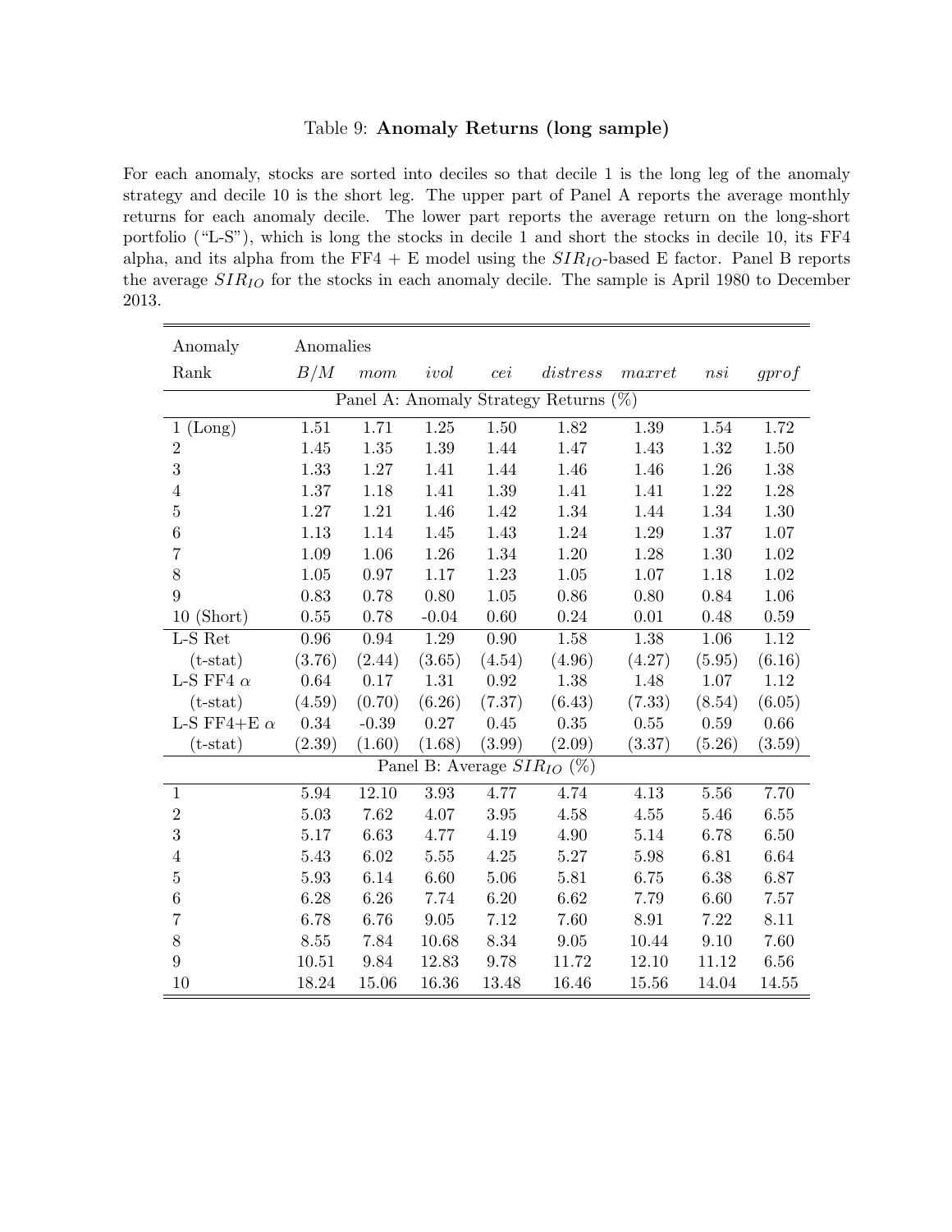Table 9: **Anomaly Returns (long sample)**

For each anomaly, stocks are sorted into deciles so that decile 1 is the long leg of the anomaly strategy and decile 10 is the short leg. The upper part of Panel A reports the average monthly returns for each anomaly decile. The lower part reports the average return on the long-short portfolio ("L-S"), which is long the stocks in decile 1 and short the stocks in decile 10, its FF4 alpha, and its alpha from the FF4 + E model using the $SIR_{IO}$-based E factor. Panel B reports the average $SIR_{IO}$ for the stocks in each anomaly decile. The sample is April 1980 to December 2013.

| Anomaly | Anomalies | | | | | | | |
|---|---|---|---|---|---|---|---|---|
| Rank | $B/M$ | $mom$ | $ivol$ | $cei$ | $distress$ | $maxret$ | $nsi$ | $gprof$ |
| **Panel A: Anomaly Strategy Returns (%)** | | | | | | | | |
| 1 (Long) | 1.51 | 1.71 | 1.25 | 1.50 | 1.82 | 1.39 | 1.54 | 1.72 |
| 2 | 1.45 | 1.35 | 1.39 | 1.44 | 1.47 | 1.43 | 1.32 | 1.50 |
| 3 | 1.33 | 1.27 | 1.41 | 1.44 | 1.46 | 1.46 | 1.26 | 1.38 |
| 4 | 1.37 | 1.18 | 1.41 | 1.39 | 1.41 | 1.41 | 1.22 | 1.28 |
| 5 | 1.27 | 1.21 | 1.46 | 1.42 | 1.34 | 1.44 | 1.34 | 1.30 |
| 6 | 1.13 | 1.14 | 1.45 | 1.43 | 1.24 | 1.29 | 1.37 | 1.07 |
| 7 | 1.09 | 1.06 | 1.26 | 1.34 | 1.20 | 1.28 | 1.30 | 1.02 |
| 8 | 1.05 | 0.97 | 1.17 | 1.23 | 1.05 | 1.07 | 1.18 | 1.02 |
| 9 | 0.83 | 0.78 | 0.80 | 1.05 | 0.86 | 0.80 | 0.84 | 1.06 |
| 10 (Short) | 0.55 | 0.78 | -0.04 | 0.60 | 0.24 | 0.01 | 0.48 | 0.59 |
| L-S Ret | 0.96 | 0.94 | 1.29 | 0.90 | 1.58 | 1.38 | 1.06 | 1.12 |
| (t-stat) | (3.76) | (2.44) | (3.65) | (4.54) | (4.96) | (4.27) | (5.95) | (6.16) |
| L-S FF4 $\alpha$ | 0.64 | 0.17 | 1.31 | 0.92 | 1.38 | 1.48 | 1.07 | 1.12 |
| (t-stat) | (4.59) | (0.70) | (6.26) | (7.37) | (6.43) | (7.33) | (8.54) | (6.05) |
| L-S FF4+E $\alpha$ | 0.34 | -0.39 | 0.27 | 0.45 | 0.35 | 0.55 | 0.59 | 0.66 |
| (t-stat) | (2.39) | (1.60) | (1.68) | (3.99) | (2.09) | (3.37) | (5.26) | (3.59) |
| **Panel B: Average $SIR_{IO}$ (%)** | | | | | | | | |
| 1 | 5.94 | 12.10 | 3.93 | 4.77 | 4.74 | 4.13 | 5.56 | 7.70 |
| 2 | 5.03 | 7.62 | 4.07 | 3.95 | 4.58 | 4.55 | 5.46 | 6.55 |
| 3 | 5.17 | 6.63 | 4.77 | 4.19 | 4.90 | 5.14 | 6.78 | 6.50 |
| 4 | 5.43 | 6.02 | 5.55 | 4.25 | 5.27 | 5.98 | 6.81 | 6.64 |
| 5 | 5.93 | 6.14 | 6.60 | 5.06 | 5.81 | 6.75 | 6.38 | 6.87 |
| 6 | 6.28 | 6.26 | 7.74 | 6.20 | 6.62 | 7.79 | 6.60 | 7.57 |
| 7 | 6.78 | 6.76 | 9.05 | 7.12 | 7.60 | 8.91 | 7.22 | 8.11 |
| 8 | 8.55 | 7.84 | 10.68 | 8.34 | 9.05 | 10.44 | 9.10 | 7.60 |
| 9 | 10.51 | 9.84 | 12.83 | 9.78 | 11.72 | 12.10 | 11.12 | 6.56 |
| 10 | 18.24 | 15.06 | 16.36 | 13.48 | 16.46 | 15.56 | 14.04 | 14.55 |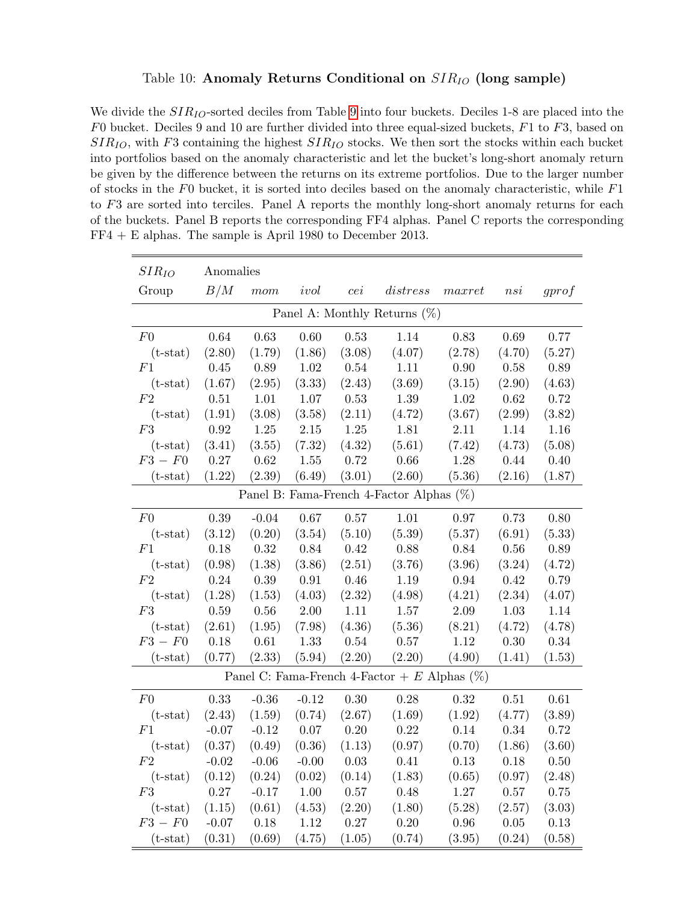Table 10: **Anomaly Returns Conditional on $SIR_{IO}$ (long sample)**

We divide the $SIR_{IO}$-sorted deciles from Table 9 into four buckets. Deciles 1-8 are placed into the $F0$ bucket. Deciles 9 and 10 are further divided into three equal-sized buckets, $F1$ to $F3$, based on $SIR_{IO}$, with $F3$ containing the highest $SIR_{IO}$ stocks. We then sort the stocks within each bucket into portfolios based on the anomaly characteristic and let the bucket's long-short anomaly return be given by the difference between the returns on its extreme portfolios. Due to the larger number of stocks in the $F0$ bucket, it is sorted into deciles based on the anomaly characteristic, while $F1$ to $F3$ are sorted into terciles. Panel A reports the monthly long-short anomaly returns for each of the buckets. Panel B reports the corresponding FF4 alphas. Panel C reports the corresponding FF4 + E alphas. The sample is April 1980 to December 2013.

| $SIR_{IO}$ | Anomalies | | | | | | | |
|---|---|---|---|---|---|---|---|---|
| Group | $B/M$ | $mom$ | $ivol$ | $cei$ | $distress$ | $maxret$ | $nsi$ | $gprof$ |
| **Panel A: Monthly Returns (%)** | | | | | | | | |
| $F0$ | 0.64 | 0.63 | 0.60 | 0.53 | 1.14 | 0.83 | 0.69 | 0.77 |
| (t-stat) | (2.80) | (1.79) | (1.86) | (3.08) | (4.07) | (2.78) | (4.70) | (5.27) |
| $F1$ | 0.45 | 0.89 | 1.02 | 0.54 | 1.11 | 0.90 | 0.58 | 0.89 |
| (t-stat) | (1.67) | (2.95) | (3.33) | (2.43) | (3.69) | (3.15) | (2.90) | (4.63) |
| $F2$ | 0.51 | 1.01 | 1.07 | 0.53 | 1.39 | 1.02 | 0.62 | 0.72 |
| (t-stat) | (1.91) | (3.08) | (3.58) | (2.11) | (4.72) | (3.67) | (2.99) | (3.82) |
| $F3$ | 0.92 | 1.25 | 2.15 | 1.25 | 1.81 | 2.11 | 1.14 | 1.16 |
| (t-stat) | (3.41) | (3.55) | (7.32) | (4.32) | (5.61) | (7.42) | (4.73) | (5.08) |
| $F3 - F0$ | 0.27 | 0.62 | 1.55 | 0.72 | 0.66 | 1.28 | 0.44 | 0.40 |
| (t-stat) | (1.22) | (2.39) | (6.49) | (3.01) | (2.60) | (5.36) | (2.16) | (1.87) |
| **Panel B: Fama-French 4-Factor Alphas (%)** | | | | | | | | |
| $F0$ | 0.39 | -0.04 | 0.67 | 0.57 | 1.01 | 0.97 | 0.73 | 0.80 |
| (t-stat) | (3.12) | (0.20) | (3.54) | (5.10) | (5.39) | (5.37) | (6.91) | (5.33) |
| $F1$ | 0.18 | 0.32 | 0.84 | 0.42 | 0.88 | 0.84 | 0.56 | 0.89 |
| (t-stat) | (0.98) | (1.38) | (3.86) | (2.51) | (3.76) | (3.96) | (3.24) | (4.72) |
| $F2$ | 0.24 | 0.39 | 0.91 | 0.46 | 1.19 | 0.94 | 0.42 | 0.79 |
| (t-stat) | (1.28) | (1.53) | (4.03) | (2.32) | (4.98) | (4.21) | (2.34) | (4.07) |
| $F3$ | 0.59 | 0.56 | 2.00 | 1.11 | 1.57 | 2.09 | 1.03 | 1.14 |
| (t-stat) | (2.61) | (1.95) | (7.98) | (4.36) | (5.36) | (8.21) | (4.72) | (4.78) |
| $F3 - F0$ | 0.18 | 0.61 | 1.33 | 0.54 | 0.57 | 1.12 | 0.30 | 0.34 |
| (t-stat) | (0.77) | (2.33) | (5.94) | (2.20) | (2.20) | (4.90) | (1.41) | (1.53) |
| **Panel C: Fama-French 4-Factor + $E$ Alphas (%)** | | | | | | | | |
| $F0$ | 0.33 | -0.36 | -0.12 | 0.30 | 0.28 | 0.32 | 0.51 | 0.61 |
| (t-stat) | (2.43) | (1.59) | (0.74) | (2.67) | (1.69) | (1.92) | (4.77) | (3.89) |
| $F1$ | -0.07 | -0.12 | 0.07 | 0.20 | 0.22 | 0.14 | 0.34 | 0.72 |
| (t-stat) | (0.37) | (0.49) | (0.36) | (1.13) | (0.97) | (0.70) | (1.86) | (3.60) |
| $F2$ | -0.02 | -0.06 | -0.00 | 0.03 | 0.41 | 0.13 | 0.18 | 0.50 |
| (t-stat) | (0.12) | (0.24) | (0.02) | (0.14) | (1.83) | (0.65) | (0.97) | (2.48) |
| $F3$ | 0.27 | -0.17 | 1.00 | 0.57 | 0.48 | 1.27 | 0.57 | 0.75 |
| (t-stat) | (1.15) | (0.61) | (4.53) | (2.20) | (1.80) | (5.28) | (2.57) | (3.03) |
| $F3 - F0$ | -0.07 | 0.18 | 1.12 | 0.27 | 0.20 | 0.96 | 0.05 | 0.13 |
| (t-stat) | (0.31) | (0.69) | (4.75) | (1.05) | (0.74) | (3.95) | (0.24) | (0.58) |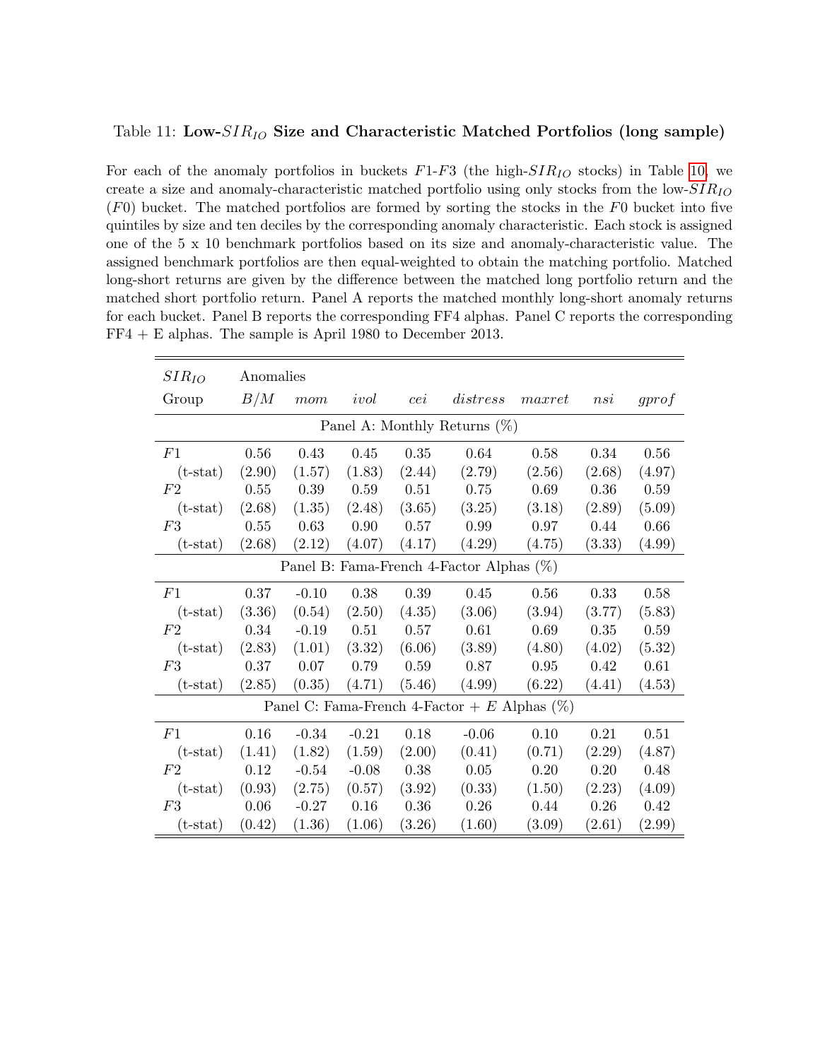Table 11: **Low-$SIR_{IO}$ Size and Characteristic Matched Portfolios (long sample)**

For each of the anomaly portfolios in buckets $F1$-$F3$ (the high-$SIR_{IO}$ stocks) in Table 10, we create a size and anomaly-characteristic matched portfolio using only stocks from the low-$SIR_{IO}$ ($F0$) bucket. The matched portfolios are formed by sorting the stocks in the $F0$ bucket into five quintiles by size and ten deciles by the corresponding anomaly characteristic. Each stock is assigned one of the 5 x 10 benchmark portfolios based on its size and anomaly-characteristic value. The assigned benchmark portfolios are then equal-weighted to obtain the matching portfolio. Matched long-short returns are given by the difference between the matched long portfolio return and the matched short portfolio return. Panel A reports the matched monthly long-short anomaly returns for each bucket. Panel B reports the corresponding FF4 alphas. Panel C reports the corresponding FF4 + E alphas. The sample is April 1980 to December 2013.

| $SIR_{IO}$ | Anomalies | | | | | | | |
|---|---|---|---|---|---|---|---|---|
| Group | $B/M$ | $mom$ | $ivol$ | $cei$ | $distress$ | $maxret$ | $nsi$ | $gprof$ |
| **Panel A: Monthly Returns (%)** | | | | | | | | |
| $F1$ | 0.56 | 0.43 | 0.45 | 0.35 | 0.64 | 0.58 | 0.34 | 0.56 |
| (t-stat) | (2.90) | (1.57) | (1.83) | (2.44) | (2.79) | (2.56) | (2.68) | (4.97) |
| $F2$ | 0.55 | 0.39 | 0.59 | 0.51 | 0.75 | 0.69 | 0.36 | 0.59 |
| (t-stat) | (2.68) | (1.35) | (2.48) | (3.65) | (3.25) | (3.18) | (2.89) | (5.09) |
| $F3$ | 0.55 | 0.63 | 0.90 | 0.57 | 0.99 | 0.97 | 0.44 | 0.66 |
| (t-stat) | (2.68) | (2.12) | (4.07) | (4.17) | (4.29) | (4.75) | (3.33) | (4.99) |
| **Panel B: Fama-French 4-Factor Alphas (%)** | | | | | | | | |
| $F1$ | 0.37 | -0.10 | 0.38 | 0.39 | 0.45 | 0.56 | 0.33 | 0.58 |
| (t-stat) | (3.36) | (0.54) | (2.50) | (4.35) | (3.06) | (3.94) | (3.77) | (5.83) |
| $F2$ | 0.34 | -0.19 | 0.51 | 0.57 | 0.61 | 0.69 | 0.35 | 0.59 |
| (t-stat) | (2.83) | (1.01) | (3.32) | (6.06) | (3.89) | (4.80) | (4.02) | (5.32) |
| $F3$ | 0.37 | 0.07 | 0.79 | 0.59 | 0.87 | 0.95 | 0.42 | 0.61 |
| (t-stat) | (2.85) | (0.35) | (4.71) | (5.46) | (4.99) | (6.22) | (4.41) | (4.53) |
| **Panel C: Fama-French 4-Factor + $E$ Alphas (%)** | | | | | | | | |
| $F1$ | 0.16 | -0.34 | -0.21 | 0.18 | -0.06 | 0.10 | 0.21 | 0.51 |
| (t-stat) | (1.41) | (1.82) | (1.59) | (2.00) | (0.41) | (0.71) | (2.29) | (4.87) |
| $F2$ | 0.12 | -0.54 | -0.08 | 0.38 | 0.05 | 0.20 | 0.20 | 0.48 |
| (t-stat) | (0.93) | (2.75) | (0.57) | (3.92) | (0.33) | (1.50) | (2.23) | (4.09) |
| $F3$ | 0.06 | -0.27 | 0.16 | 0.36 | 0.26 | 0.44 | 0.26 | 0.42 |
| (t-stat) | (0.42) | (1.36) | (1.06) | (3.26) | (1.60) | (3.09) | (2.61) | (2.99) |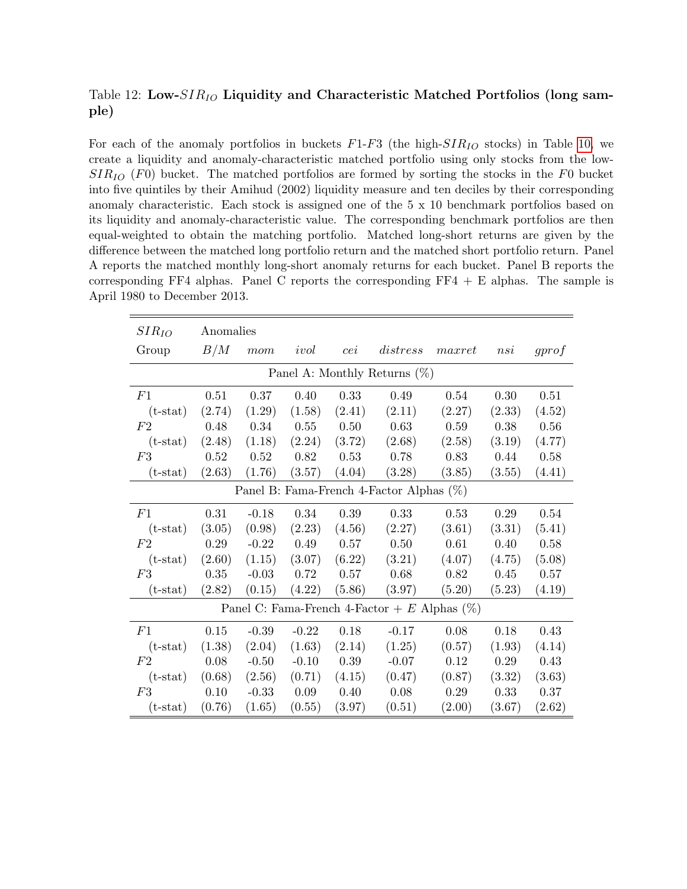Table 12: **Low-$SIR_{IO}$ Liquidity and Characteristic Matched Portfolios (long sample)**

For each of the anomaly portfolios in buckets $F1$-$F3$ (the high-$SIR_{IO}$ stocks) in Table 10, we create a liquidity and anomaly-characteristic matched portfolio using only stocks from the low-$SIR_{IO}$ ($F0$) bucket. The matched portfolios are formed by sorting the stocks in the $F0$ bucket into five quintiles by their Amihud (2002) liquidity measure and ten deciles by their corresponding anomaly characteristic. Each stock is assigned one of the 5 x 10 benchmark portfolios based on its liquidity and anomaly-characteristic value. The corresponding benchmark portfolios are then equal-weighted to obtain the matching portfolio. Matched long-short returns are given by the difference between the matched long portfolio return and the matched short portfolio return. Panel A reports the matched monthly long-short anomaly returns for each bucket. Panel B reports the corresponding FF4 alphas. Panel C reports the corresponding FF4 + E alphas. The sample is April 1980 to December 2013.

| $SIR_{IO}$ | Anomalies | | | | | | | |
|---|---|---|---|---|---|---|---|---|
| Group | $B/M$ | $mom$ | $ivol$ | $cei$ | $distress$ | $maxret$ | $nsi$ | $gprof$ |
| | | | | Panel A: Monthly Returns (%) | | | | |
| $F1$ | 0.51 | 0.37 | 0.40 | 0.33 | 0.49 | 0.54 | 0.30 | 0.51 |
| (t-stat) | (2.74) | (1.29) | (1.58) | (2.41) | (2.11) | (2.27) | (2.33) | (4.52) |
| $F2$ | 0.48 | 0.34 | 0.55 | 0.50 | 0.63 | 0.59 | 0.38 | 0.56 |
| (t-stat) | (2.48) | (1.18) | (2.24) | (3.72) | (2.68) | (2.58) | (3.19) | (4.77) |
| $F3$ | 0.52 | 0.52 | 0.82 | 0.53 | 0.78 | 0.83 | 0.44 | 0.58 |
| (t-stat) | (2.63) | (1.76) | (3.57) | (4.04) | (3.28) | (3.85) | (3.55) | (4.41) |
| | | | | Panel B: Fama-French 4-Factor Alphas (%) | | | | |
| $F1$ | 0.31 | -0.18 | 0.34 | 0.39 | 0.33 | 0.53 | 0.29 | 0.54 |
| (t-stat) | (3.05) | (0.98) | (2.23) | (4.56) | (2.27) | (3.61) | (3.31) | (5.41) |
| $F2$ | 0.29 | -0.22 | 0.49 | 0.57 | 0.50 | 0.61 | 0.40 | 0.58 |
| (t-stat) | (2.60) | (1.15) | (3.07) | (6.22) | (3.21) | (4.07) | (4.75) | (5.08) |
| $F3$ | 0.35 | -0.03 | 0.72 | 0.57 | 0.68 | 0.82 | 0.45 | 0.57 |
| (t-stat) | (2.82) | (0.15) | (4.22) | (5.86) | (3.97) | (5.20) | (5.23) | (4.19) |
| | | | | Panel C: Fama-French 4-Factor + $E$ Alphas (%) | | | | |
| $F1$ | 0.15 | -0.39 | -0.22 | 0.18 | -0.17 | 0.08 | 0.18 | 0.43 |
| (t-stat) | (1.38) | (2.04) | (1.63) | (2.14) | (1.25) | (0.57) | (1.93) | (4.14) |
| $F2$ | 0.08 | -0.50 | -0.10 | 0.39 | -0.07 | 0.12 | 0.29 | 0.43 |
| (t-stat) | (0.68) | (2.56) | (0.71) | (4.15) | (0.47) | (0.87) | (3.32) | (3.63) |
| $F3$ | 0.10 | -0.33 | 0.09 | 0.40 | 0.08 | 0.29 | 0.33 | 0.37 |
| (t-stat) | (0.76) | (1.65) | (0.55) | (3.97) | (0.51) | (2.00) | (3.67) | (2.62) |